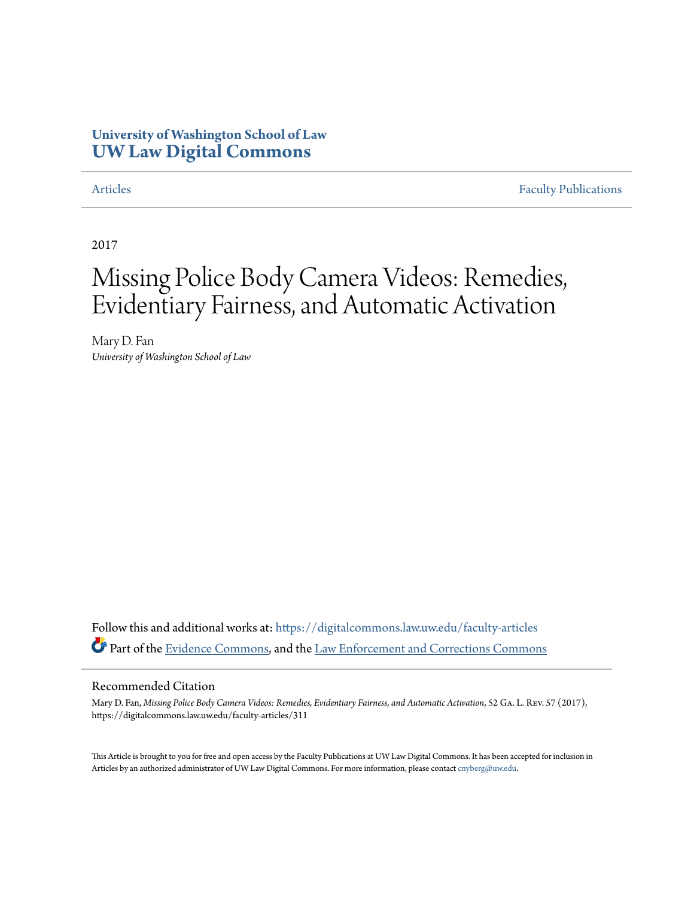**University of Washington School of Law**
# UW Law Digital Commons

Articles | Faculty Publications

2017

# Missing Police Body Camera Videos: Remedies, Evidentiary Fairness, and Automatic Activation

Mary D. Fan
*University of Washington School of Law*

Follow this and additional works at: https://digitalcommons.law.uw.edu/faculty-articles

Part of the Evidence Commons, and the Law Enforcement and Corrections Commons

## Recommended Citation

Mary D. Fan, *Missing Police Body Camera Videos: Remedies, Evidentiary Fairness, and Automatic Activation*, 52 Ga. L. Rev. 57 (2017), https://digitalcommons.law.uw.edu/faculty-articles/311

This Article is brought to you for free and open access by the Faculty Publications at UW Law Digital Commons. It has been accepted for inclusion in Articles by an authorized administrator of UW Law Digital Commons. For more information, please contact cnyberg@uw.edu.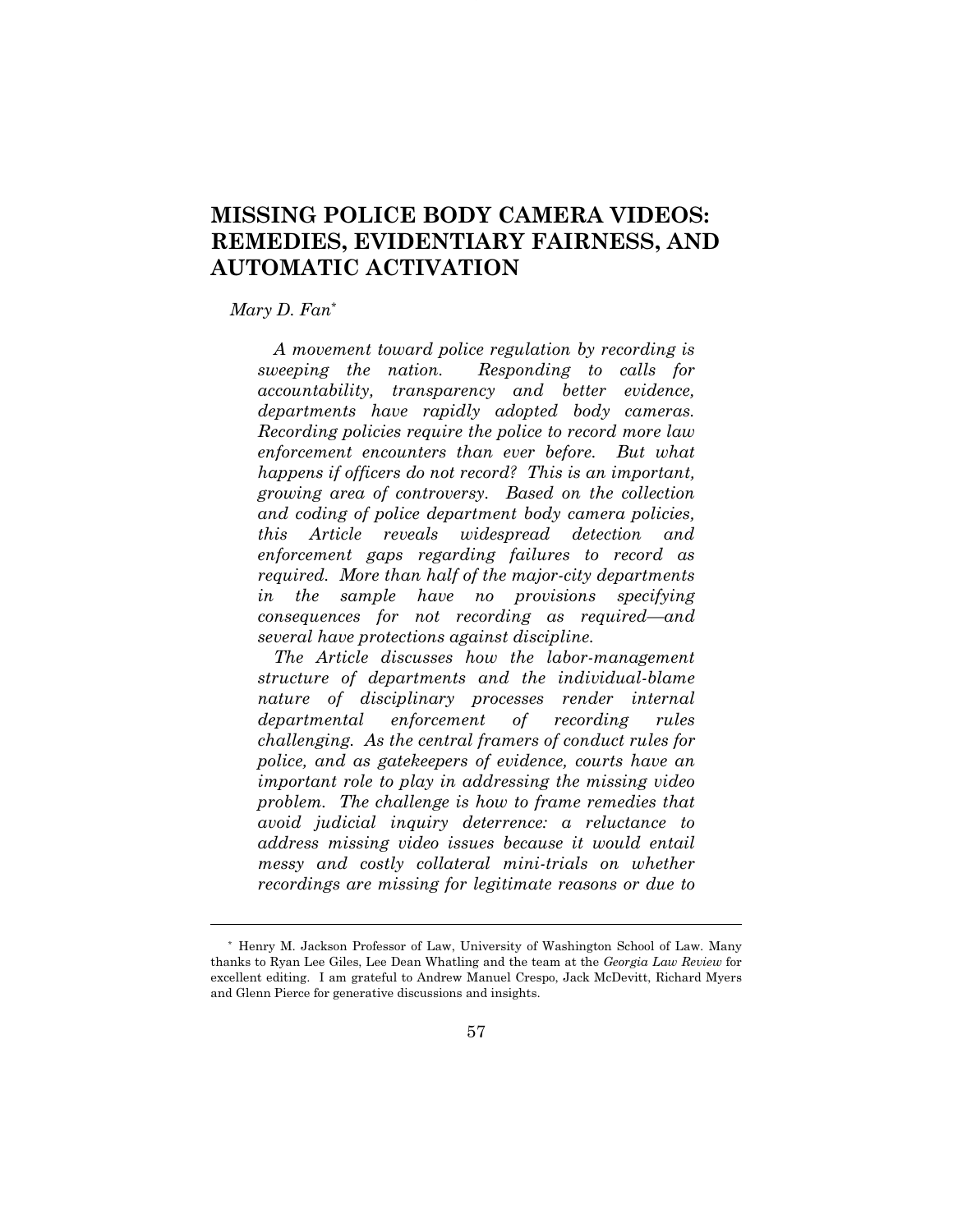# MISSING POLICE BODY CAMERA VIDEOS: REMEDIES, EVIDENTIARY FAIRNESS, AND AUTOMATIC ACTIVATION

*Mary D. Fan[*]*

*A movement toward police regulation by recording is sweeping the nation. Responding to calls for accountability, transparency and better evidence, departments have rapidly adopted body cameras. Recording policies require the police to record more law enforcement encounters than ever before. But what happens if officers do not record? This is an important, growing area of controversy. Based on the collection and coding of police department body camera policies, this Article reveals widespread detection and enforcement gaps regarding failures to record as required. More than half of the major-city departments in the sample have no provisions specifying consequences for not recording as required—and several have protections against discipline.*

*The Article discusses how the labor-management structure of departments and the individual-blame nature of disciplinary processes render internal departmental enforcement of recording rules challenging. As the central framers of conduct rules for police, and as gatekeepers of evidence, courts have an important role to play in addressing the missing video problem. The challenge is how to frame remedies that avoid judicial inquiry deterrence: a reluctance to address missing video issues because it would entail messy and costly collateral mini-trials on whether recordings are missing for legitimate reasons or due to*

---

[*] Henry M. Jackson Professor of Law, University of Washington School of Law. Many thanks to Ryan Lee Giles, Lee Dean Whatling and the team at the *Georgia Law Review* for excellent editing. I am grateful to Andrew Manuel Crespo, Jack McDevitt, Richard Myers and Glenn Pierce for generative discussions and insights.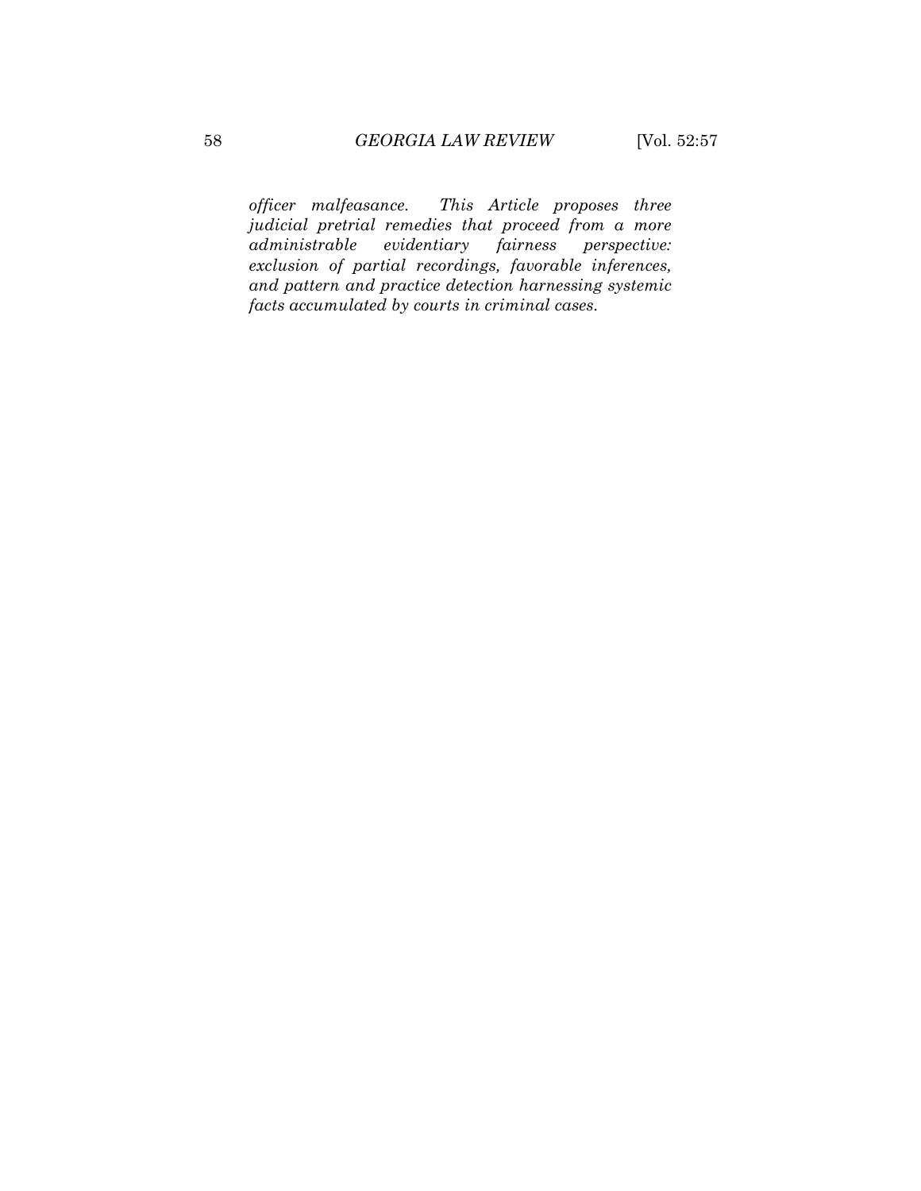*officer malfeasance. This Article proposes three judicial pretrial remedies that proceed from a more administrable evidentiary fairness perspective: exclusion of partial recordings, favorable inferences, and pattern and practice detection harnessing systemic facts accumulated by courts in criminal cases.*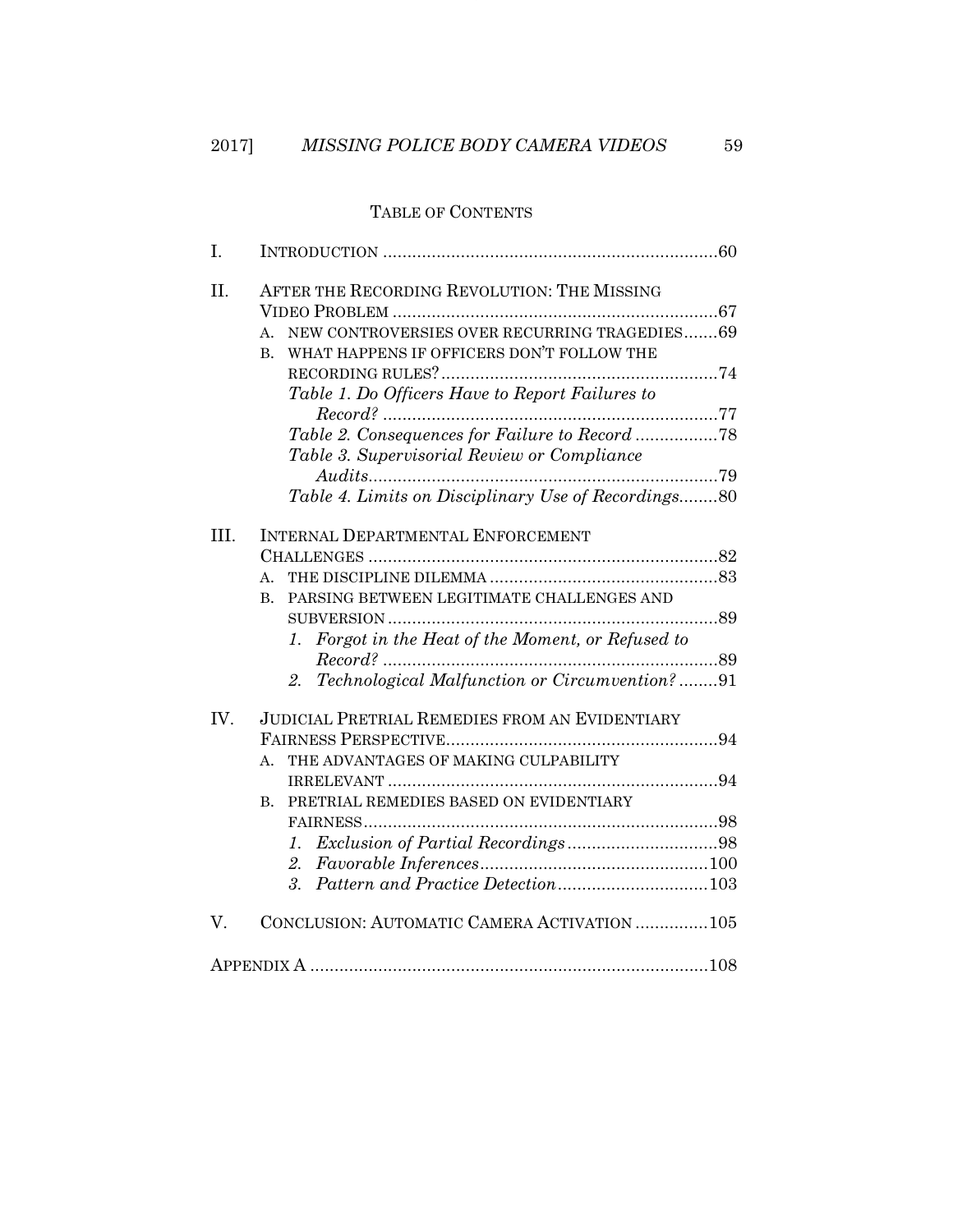## TABLE OF CONTENTS

I. INTRODUCTION .................................................................... 60

II. AFTER THE RECORDING REVOLUTION: THE MISSING VIDEO PROBLEM .................................................................. 67
- A. NEW CONTROVERSIES OVER RECURRING TRAGEDIES ....... 69
- B. WHAT HAPPENS IF OFFICERS DON'T FOLLOW THE RECORDING RULES? ......................................................... 74
  - *Table 1. Do Officers Have to Report Failures to Record?* ..................................................................... 77
  - *Table 2. Consequences for Failure to Record* ................. 78
  - *Table 3. Supervisorial Review or Compliance Audits* ........................................................................ 79
  - *Table 4. Limits on Disciplinary Use of Recordings* ........ 80

III. INTERNAL DEPARTMENTAL ENFORCEMENT CHALLENGES ........................................................................ 82
- A. THE DISCIPLINE DILEMMA ............................................... 83
- B. PARSING BETWEEN LEGITIMATE CHALLENGES AND SUBVERSION ..................................................................... 89
  - *1. Forgot in the Heat of the Moment, or Refused to Record?* ..................................................................... 89
  - *2. Technological Malfunction or Circumvention?* ........ 91

IV. JUDICIAL PRETRIAL REMEDIES FROM AN EVIDENTIARY FAIRNESS PERSPECTIVE ........................................................ 94
- A. THE ADVANTAGES OF MAKING CULPABILITY IRRELEVANT ................................................................... 94
- B. PRETRIAL REMEDIES BASED ON EVIDENTIARY FAIRNESS ......................................................................... 98
  - *1. Exclusion of Partial Recordings* ............................... 98
  - *2. Favorable Inferences* ............................................... 100
  - *3. Pattern and Practice Detection* ............................... 103

V. CONCLUSION: AUTOMATIC CAMERA ACTIVATION ............... 105

APPENDIX A ................................................................................. 108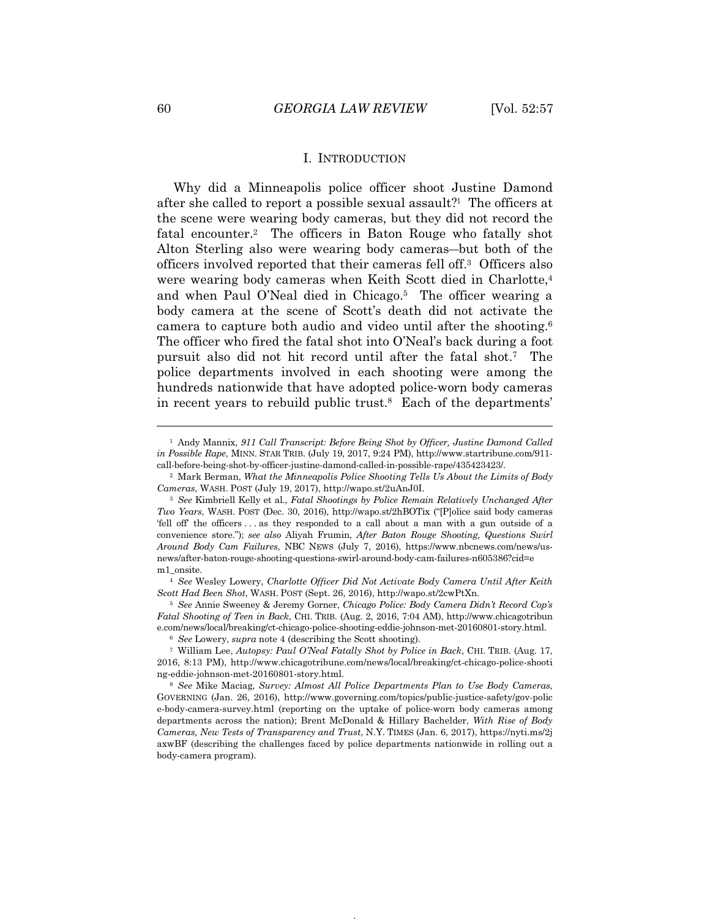## I. INTRODUCTION

Why did a Minneapolis police officer shoot Justine Damond after she called to report a possible sexual assault?[1] The officers at the scene were wearing body cameras, but they did not record the fatal encounter.[2] The officers in Baton Rouge who fatally shot Alton Sterling also were wearing body cameras—but both of the officers involved reported that their cameras fell off.[3] Officers also were wearing body cameras when Keith Scott died in Charlotte,[4] and when Paul O'Neal died in Chicago.[5] The officer wearing a body camera at the scene of Scott's death did not activate the camera to capture both audio and video until after the shooting.[6] The officer who fired the fatal shot into O'Neal's back during a foot pursuit also did not hit record until after the fatal shot.[7] The police departments involved in each shooting were among the hundreds nationwide that have adopted police-worn body cameras in recent years to rebuild public trust.[8] Each of the departments'

---

[1] Andy Mannix, *911 Call Transcript: Before Being Shot by Officer, Justine Damond Called in Possible Rape*, MINN. STAR TRIB. (July 19, 2017, 9:24 PM), http://www.startribune.com/911-call-before-being-shot-by-officer-justine-damond-called-in-possible-rape/435423423/.

[2] Mark Berman, *What the Minneapolis Police Shooting Tells Us About the Limits of Body Cameras*, WASH. POST (July 19, 2017), http://wapo.st/2uAnJ0I.

[3] *See* Kimbriell Kelly et al., *Fatal Shootings by Police Remain Relatively Unchanged After Two Years*, WASH. POST (Dec. 30, 2016), http://wapo.st/2hBOTix ("[P]olice said body cameras 'fell off' the officers . . . as they responded to a call about a man with a gun outside of a convenience store."); *see also* Aliyah Frumin, *After Baton Rouge Shooting, Questions Swirl Around Body Cam Failures*, NBC NEWS (July 7, 2016), https://www.nbcnews.com/news/us-news/after-baton-rouge-shooting-questions-swirl-around-body-cam-failures-n605386?cid=em1_onsite.

[4] *See* Wesley Lowery, *Charlotte Officer Did Not Activate Body Camera Until After Keith Scott Had Been Shot*, WASH. POST (Sept. 26, 2016), http://wapo.st/2cwPtXn.

[5] *See* Annie Sweeney & Jeremy Gorner, *Chicago Police: Body Camera Didn't Record Cop's Fatal Shooting of Teen in Back*, CHI. TRIB. (Aug. 2, 2016, 7:04 AM), http://www.chicagotribune.com/news/local/breaking/ct-chicago-police-shooting-eddie-johnson-met-20160801-story.html.

[6] *See* Lowery, *supra* note 4 (describing the Scott shooting).

[7] William Lee, *Autopsy: Paul O'Neal Fatally Shot by Police in Back*, CHI. TRIB. (Aug. 17, 2016, 8:13 PM), http://www.chicagotribune.com/news/local/breaking/ct-chicago-police-shooting-eddie-johnson-met-20160801-story.html.

[8] *See* Mike Maciag, *Survey: Almost All Police Departments Plan to Use Body Cameras*, GOVERNING (Jan. 26, 2016), http://www.governing.com/topics/public-justice-safety/gov-police-body-camera-survey.html (reporting on the uptake of police-worn body cameras among departments across the nation); Brent McDonald & Hillary Bachelder, *With Rise of Body Cameras, New Tests of Transparency and Trust*, N.Y. TIMES (Jan. 6, 2017), https://nyti.ms/2jaxwBF (describing the challenges faced by police departments nationwide in rolling out a body-camera program).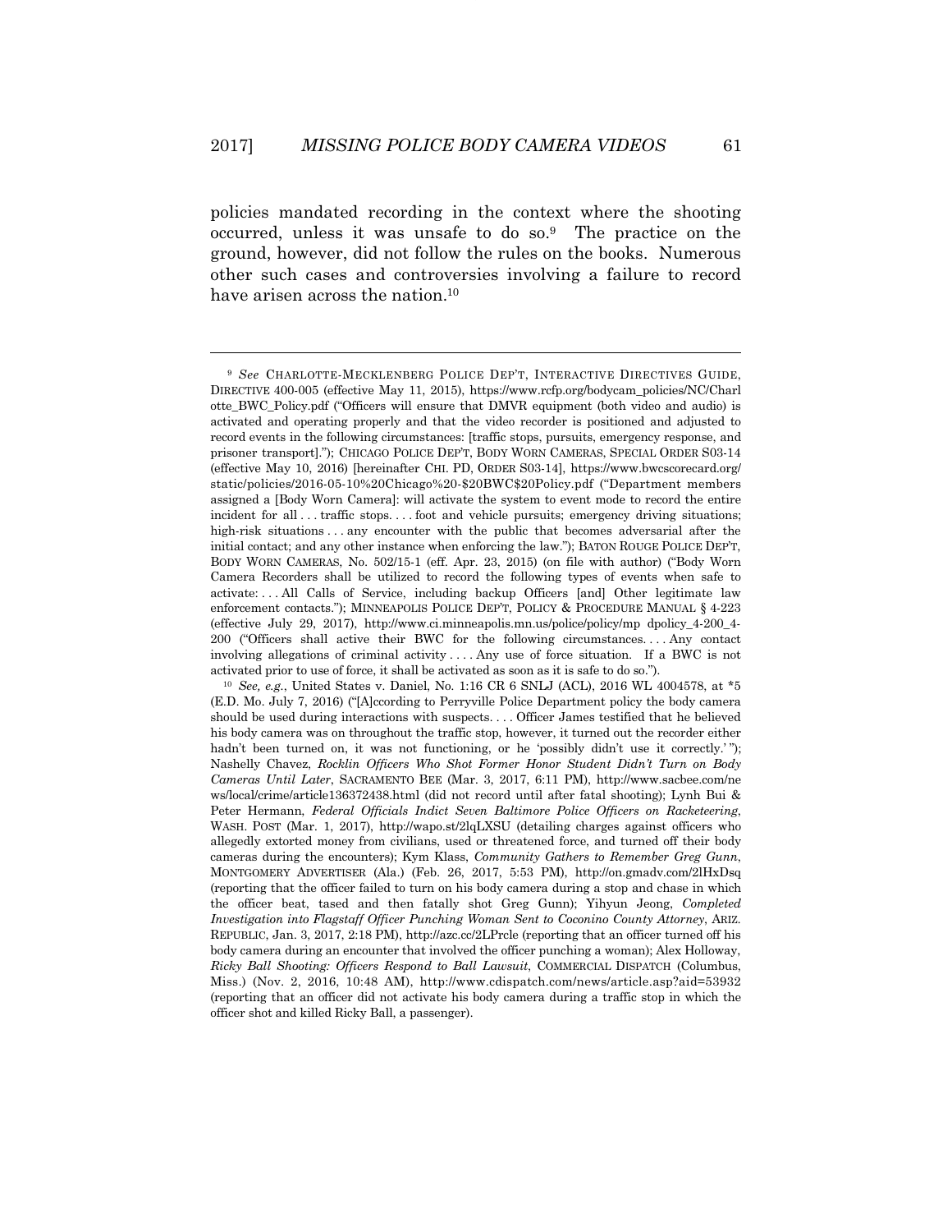policies mandated recording in the context where the shooting occurred, unless it was unsafe to do so.[9] The practice on the ground, however, did not follow the rules on the books. Numerous other such cases and controversies involving a failure to record have arisen across the nation.[10]

---

[9] *See* CHARLOTTE-MECKLENBERG POLICE DEP'T, INTERACTIVE DIRECTIVES GUIDE, DIRECTIVE 400-005 (effective May 11, 2015), https://www.rcfp.org/bodycam_policies/NC/Charlotte_BWC_Policy.pdf ("Officers will ensure that DMVR equipment (both video and audio) is activated and operating properly and that the video recorder is positioned and adjusted to record events in the following circumstances: [traffic stops, pursuits, emergency response, and prisoner transport]."); CHICAGO POLICE DEP'T, BODY WORN CAMERAS, SPECIAL ORDER S03-14 (effective May 10, 2016) [hereinafter CHI. PD, ORDER S03-14], https://www.bwcscorecard.org/static/policies/2016-05-10%20Chicago%20-$20BWC$20Policy.pdf ("Department members assigned a [Body Worn Camera]: will activate the system to event mode to record the entire incident for all . . . traffic stops. . . . foot and vehicle pursuits; emergency driving situations; high-risk situations . . . any encounter with the public that becomes adversarial after the initial contact; and any other instance when enforcing the law."); BATON ROUGE POLICE DEP'T, BODY WORN CAMERAS, No. 502/15-1 (eff. Apr. 23, 2015) (on file with author) ("Body Worn Camera Recorders shall be utilized to record the following types of events when safe to activate: . . . All Calls of Service, including backup Officers [and] Other legitimate law enforcement contacts."); MINNEAPOLIS POLICE DEP'T, POLICY & PROCEDURE MANUAL § 4-223 (effective July 29, 2017), http://www.ci.minneapolis.mn.us/police/policy/mp dpolicy_4-200_4-200 ("Officers shall active their BWC for the following circumstances. . . . Any contact involving allegations of criminal activity . . . . Any use of force situation. If a BWC is not activated prior to use of force, it shall be activated as soon as it is safe to do so.").

[10] *See, e.g.*, United States v. Daniel, No. 1:16 CR 6 SNLJ (ACL), 2016 WL 4004578, at *5 (E.D. Mo. July 7, 2016) ("[A]ccording to Perryville Police Department policy the body camera should be used during interactions with suspects. . . . Officer James testified that he believed his body camera was on throughout the traffic stop, however, it turned out the recorder either hadn't been turned on, it was not functioning, or he 'possibly didn't use it correctly.' "); Nashelly Chavez, *Rocklin Officers Who Shot Former Honor Student Didn't Turn on Body Cameras Until Later*, SACRAMENTO BEE (Mar. 3, 2017, 6:11 PM), http://www.sacbee.com/news/local/crime/article136372438.html (did not record until after fatal shooting); Lynh Bui & Peter Hermann, *Federal Officials Indict Seven Baltimore Police Officers on Racketeering*, WASH. POST (Mar. 1, 2017), http://wapo.st/2lqLXSU (detailing charges against officers who allegedly extorted money from civilians, used or threatened force, and turned off their body cameras during the encounters); Kym Klass, *Community Gathers to Remember Greg Gunn*, MONTGOMERY ADVERTISER (Ala.) (Feb. 26, 2017, 5:53 PM), http://on.gmadv.com/2lHxDsq (reporting that the officer failed to turn on his body camera during a stop and chase in which the officer beat, tased and then fatally shot Greg Gunn); Yihyun Jeong, *Completed Investigation into Flagstaff Officer Punching Woman Sent to Coconino County Attorney*, ARIZ. REPUBLIC, Jan. 3, 2017, 2:18 PM), http://azc.cc/2LPrcle (reporting that an officer turned off his body camera during an encounter that involved the officer punching a woman); Alex Holloway, *Ricky Ball Shooting: Officers Respond to Ball Lawsuit*, COMMERCIAL DISPATCH (Columbus, Miss.) (Nov. 2, 2016, 10:48 AM), http://www.cdispatch.com/news/article.asp?aid=53932 (reporting that an officer did not activate his body camera during a traffic stop in which the officer shot and killed Ricky Ball, a passenger).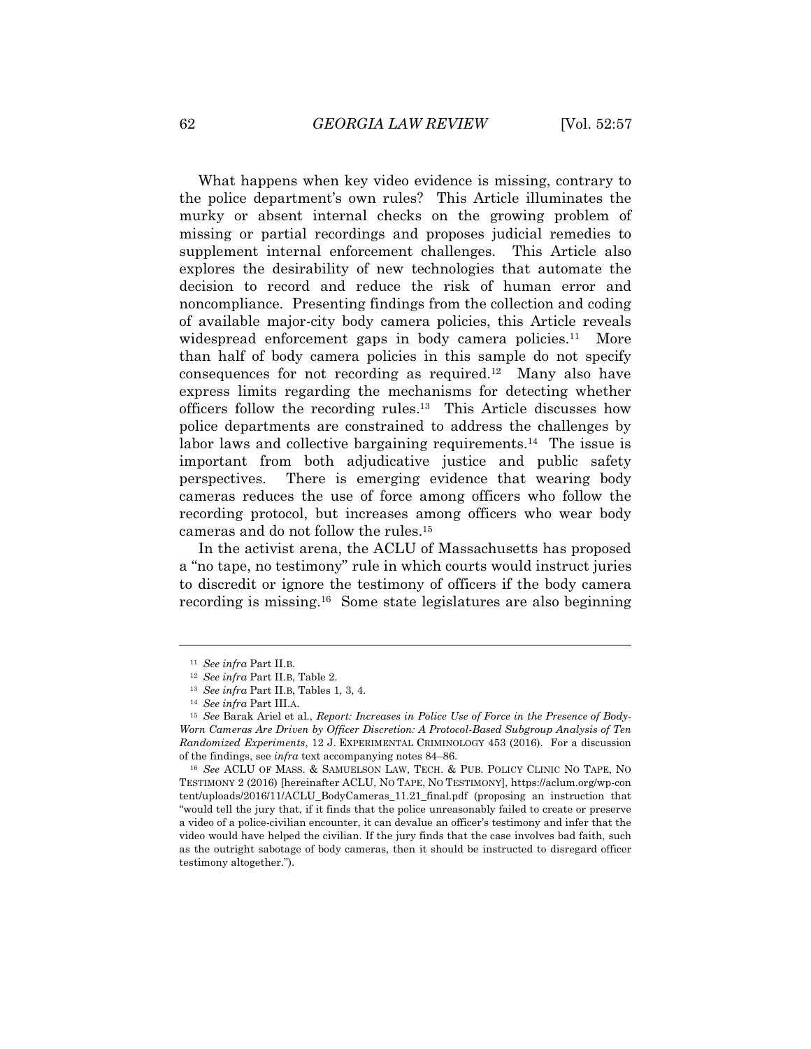What happens when key video evidence is missing, contrary to the police department's own rules? This Article illuminates the murky or absent internal checks on the growing problem of missing or partial recordings and proposes judicial remedies to supplement internal enforcement challenges. This Article also explores the desirability of new technologies that automate the decision to record and reduce the risk of human error and noncompliance. Presenting findings from the collection and coding of available major-city body camera policies, this Article reveals widespread enforcement gaps in body camera policies.[11] More than half of body camera policies in this sample do not specify consequences for not recording as required.[12] Many also have express limits regarding the mechanisms for detecting whether officers follow the recording rules.[13] This Article discusses how police departments are constrained to address the challenges by labor laws and collective bargaining requirements.[14] The issue is important from both adjudicative justice and public safety perspectives. There is emerging evidence that wearing body cameras reduces the use of force among officers who follow the recording protocol, but increases among officers who wear body cameras and do not follow the rules.[15]

In the activist arena, the ACLU of Massachusetts has proposed a "no tape, no testimony" rule in which courts would instruct juries to discredit or ignore the testimony of officers if the body camera recording is missing.[16] Some state legislatures are also beginning

---

[11] *See infra* Part II.B.

[12] *See infra* Part II.B, Table 2.

[13] *See infra* Part II.B, Tables 1, 3, 4.

[14] *See infra* Part III.A.

[15] *See* Barak Ariel et al., *Report: Increases in Police Use of Force in the Presence of Body-Worn Cameras Are Driven by Officer Discretion: A Protocol-Based Subgroup Analysis of Ten Randomized Experiments*, 12 J. EXPERIMENTAL CRIMINOLOGY 453 (2016). For a discussion of the findings, see *infra* text accompanying notes 84–86.

[16] *See* ACLU OF MASS. & SAMUELSON LAW, TECH. & PUB. POLICY CLINIC NO TAPE, NO TESTIMONY 2 (2016) [hereinafter ACLU, NO TAPE, NO TESTIMONY], https://aclum.org/wp-content/uploads/2016/11/ACLU_BodyCameras_11.21_final.pdf (proposing an instruction that "would tell the jury that, if it finds that the police unreasonably failed to create or preserve a video of a police-civilian encounter, it can devalue an officer's testimony and infer that the video would have helped the civilian. If the jury finds that the case involves bad faith, such as the outright sabotage of body cameras, then it should be instructed to disregard officer testimony altogether.").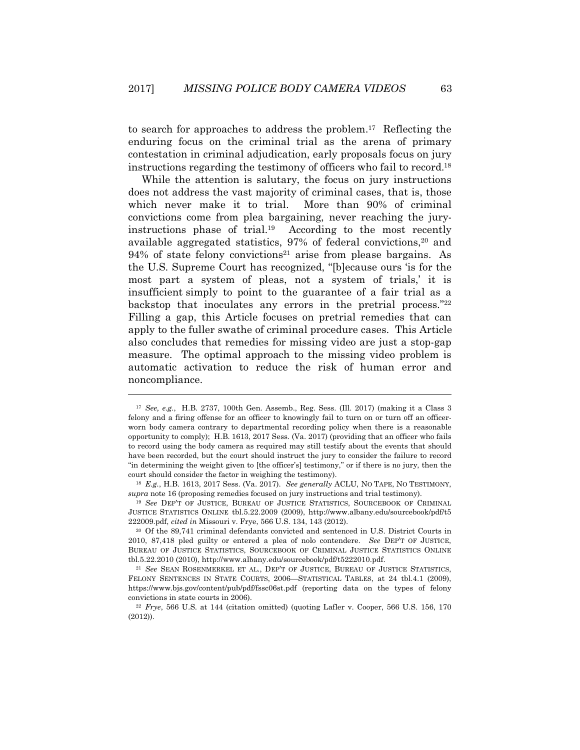to search for approaches to address the problem.[17] Reflecting the enduring focus on the criminal trial as the arena of primary contestation in criminal adjudication, early proposals focus on jury instructions regarding the testimony of officers who fail to record.[18]

While the attention is salutary, the focus on jury instructions does not address the vast majority of criminal cases, that is, those which never make it to trial. More than 90% of criminal convictions come from plea bargaining, never reaching the jury-instructions phase of trial.[19] According to the most recently available aggregated statistics, 97% of federal convictions,[20] and 94% of state felony convictions[21] arise from please bargains. As the U.S. Supreme Court has recognized, "[b]ecause ours 'is for the most part a system of pleas, not a system of trials,' it is insufficient simply to point to the guarantee of a fair trial as a backstop that inoculates any errors in the pretrial process."[22] Filling a gap, this Article focuses on pretrial remedies that can apply to the fuller swathe of criminal procedure cases. This Article also concludes that remedies for missing video are just a stop-gap measure. The optimal approach to the missing video problem is automatic activation to reduce the risk of human error and noncompliance.

---

[17] *See, e.g.*, H.B. 2737, 100th Gen. Assemb., Reg. Sess. (Ill. 2017) (making it a Class 3 felony and a firing offense for an officer to knowingly fail to turn on or turn off an officer-worn body camera contrary to departmental recording policy when there is a reasonable opportunity to comply); H.B. 1613, 2017 Sess. (Va. 2017) (providing that an officer who fails to record using the body camera as required may still testify about the events that should have been recorded, but the court should instruct the jury to consider the failure to record "in determining the weight given to [the officer's] testimony," or if there is no jury, then the court should consider the factor in weighing the testimony).

[18] *E.g.*, H.B. 1613, 2017 Sess. (Va. 2017). *See generally* ACLU, NO TAPE, NO TESTIMONY, *supra* note 16 (proposing remedies focused on jury instructions and trial testimony).

[19] *See* DEP'T OF JUSTICE, BUREAU OF JUSTICE STATISTICS, SOURCEBOOK OF CRIMINAL JUSTICE STATISTICS ONLINE tbl.5.22.2009 (2009), http://www.albany.edu/sourcebook/pdf/t5222009.pdf, *cited in* Missouri v. Frye, 566 U.S. 134, 143 (2012).

[20] Of the 89,741 criminal defendants convicted and sentenced in U.S. District Courts in 2010, 87,418 pled guilty or entered a plea of nolo contendere. *See* DEP'T OF JUSTICE, BUREAU OF JUSTICE STATISTICS, SOURCEBOOK OF CRIMINAL JUSTICE STATISTICS ONLINE tbl.5.22.2010 (2010), http://www.albany.edu/sourcebook/pdf/t5222010.pdf.

[21] *See* SEAN ROSENMERKEL ET AL., DEP'T OF JUSTICE, BUREAU OF JUSTICE STATISTICS, FELONY SENTENCES IN STATE COURTS, 2006—STATISTICAL TABLES, at 24 tbl.4.1 (2009), https://www.bjs.gov/content/pub/pdf/fssc06st.pdf (reporting data on the types of felony convictions in state courts in 2006).

[22] *Frye*, 566 U.S. at 144 (citation omitted) (quoting Lafler v. Cooper, 566 U.S. 156, 170 (2012)).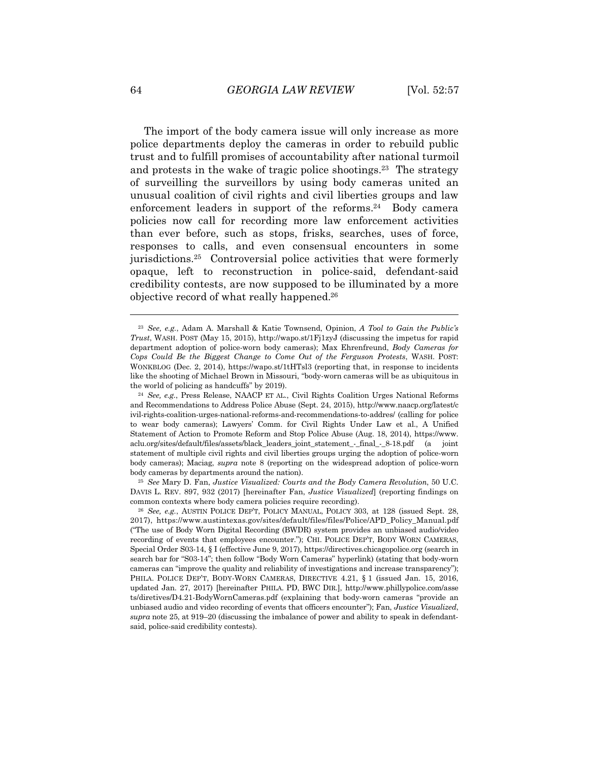The import of the body camera issue will only increase as more police departments deploy the cameras in order to rebuild public trust and to fulfill promises of accountability after national turmoil and protests in the wake of tragic police shootings.[23] The strategy of surveilling the surveillors by using body cameras united an unusual coalition of civil rights and civil liberties groups and law enforcement leaders in support of the reforms.[24] Body camera policies now call for recording more law enforcement activities than ever before, such as stops, frisks, searches, uses of force, responses to calls, and even consensual encounters in some jurisdictions.[25] Controversial police activities that were formerly opaque, left to reconstruction in police-said, defendant-said credibility contests, are now supposed to be illuminated by a more objective record of what really happened.[26]

---

[23] *See, e.g.*, Adam A. Marshall & Katie Townsend, Opinion, *A Tool to Gain the Public's Trust*, WASH. POST (May 15, 2015), http://wapo.st/1Fj1zyJ (discussing the impetus for rapid department adoption of police-worn body cameras); Max Ehrenfreund, *Body Cameras for Cops Could Be the Biggest Change to Come Out of the Ferguson Protests*, WASH. POST: WONKBLOG (Dec. 2, 2014), https://wapo.st/1tHTsl3 (reporting that, in response to incidents like the shooting of Michael Brown in Missouri, "body-worn cameras will be as ubiquitous in the world of policing as handcuffs" by 2019).

[24] *See, e.g.*, Press Release, NAACP ET AL., Civil Rights Coalition Urges National Reforms and Recommendations to Address Police Abuse (Sept. 24, 2015), http://www.naacp.org/latest/civil-rights-coalition-urges-national-reforms-and-recommendations-to-addres/ (calling for police to wear body cameras); Lawyers' Comm. for Civil Rights Under Law et al., A Unified Statement of Action to Promote Reform and Stop Police Abuse (Aug. 18, 2014), https://www.aclu.org/sites/default/files/assets/black_leaders_joint_statement_-_final_-_8-18.pdf (a joint statement of multiple civil rights and civil liberties groups urging the adoption of police-worn body cameras); Maciag, *supra* note 8 (reporting on the widespread adoption of police-worn body cameras by departments around the nation).

[25] *See* Mary D. Fan, *Justice Visualized: Courts and the Body Camera Revolution*, 50 U.C. DAVIS L. REV. 897, 932 (2017) [hereinafter Fan, *Justice Visualized*] (reporting findings on common contexts where body camera policies require recording).

[26] *See, e.g.*, AUSTIN POLICE DEP'T, POLICY MANUAL, POLICY 303, at 128 (issued Sept. 28, 2017), https://www.austintexas.gov/sites/default/files/files/Police/APD_Policy_Manual.pdf ("The use of Body Worn Digital Recording (BWDR) system provides an unbiased audio/video recording of events that employees encounter."); CHI. POLICE DEP'T, BODY WORN CAMERAS, Special Order S03-14, § I (effective June 9, 2017), https://directives.chicagopolice.org (search in search bar for "S03-14"; then follow "Body Worn Cameras" hyperlink) (stating that body-worn cameras can "improve the quality and reliability of investigations and increase transparency"); PHILA. POLICE DEP'T, BODY-WORN CAMERAS, DIRECTIVE 4.21, § 1 (issued Jan. 15, 2016, updated Jan. 27, 2017) [hereinafter PHILA. PD, BWC DIR.], http://www.phillypolice.com/assets/diretives/D4.21-BodyWornCameras.pdf (explaining that body-worn cameras "provide an unbiased audio and video recording of events that officers encounter"); Fan, *Justice Visualized*, *supra* note 25, at 919–20 (discussing the imbalance of power and ability to speak in defendant-said, police-said credibility contests).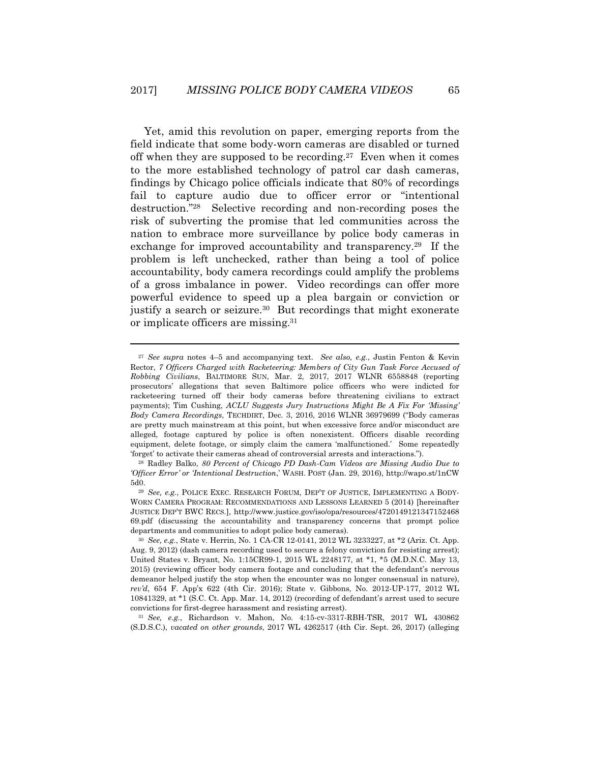Yet, amid this revolution on paper, emerging reports from the field indicate that some body-worn cameras are disabled or turned off when they are supposed to be recording.[27] Even when it comes to the more established technology of patrol car dash cameras, findings by Chicago police officials indicate that 80% of recordings fail to capture audio due to officer error or "intentional destruction."[28] Selective recording and non-recording poses the risk of subverting the promise that led communities across the nation to embrace more surveillance by police body cameras in exchange for improved accountability and transparency.[29] If the problem is left unchecked, rather than being a tool of police accountability, body camera recordings could amplify the problems of a gross imbalance in power. Video recordings can offer more powerful evidence to speed up a plea bargain or conviction or justify a search or seizure.[30] But recordings that might exonerate or implicate officers are missing.[31]

---

[27] *See supra* notes 4–5 and accompanying text. *See also, e.g.*, Justin Fenton & Kevin Rector, *7 Officers Charged with Racketeering: Members of City Gun Task Force Accused of Robbing Civilians*, BALTIMORE SUN, Mar. 2, 2017, 2017 WLNR 6558848 (reporting prosecutors' allegations that seven Baltimore police officers who were indicted for racketeering turned off their body cameras before threatening civilians to extract payments); Tim Cushing, *ACLU Suggests Jury Instructions Might Be A Fix For 'Missing' Body Camera Recordings*, TECHDIRT, Dec. 3, 2016, 2016 WLNR 36979699 ("Body cameras are pretty much mainstream at this point, but when excessive force and/or misconduct are alleged, footage captured by police is often nonexistent. Officers disable recording equipment, delete footage, or simply claim the camera 'malfunctioned.' Some repeatedly 'forget' to activate their cameras ahead of controversial arrests and interactions.").

[28] Radley Balko, *80 Percent of Chicago PD Dash-Cam Videos are Missing Audio Due to 'Officer Error' or 'Intentional Destruction*,' WASH. POST (Jan. 29, 2016), http://wapo.st/1nCW5d0.

[29] *See, e.g.*, POLICE EXEC. RESEARCH FORUM, DEP'T OF JUSTICE, IMPLEMENTING A BODY-WORN CAMERA PROGRAM: RECOMMENDATIONS AND LESSONS LEARNED 5 (2014) [hereinafter JUSTICE DEP'T BWC RECS.], http://www.justice.gov/iso/opa/resources/472014912134715246869.pdf (discussing the accountability and transparency concerns that prompt police departments and communities to adopt police body cameras).

[30] *See, e.g.*, State v. Herrin, No. 1 CA-CR 12-0141, 2012 WL 3233227, at *2 (Ariz. Ct. App. Aug. 9, 2012) (dash camera recording used to secure a felony conviction for resisting arrest); United States v. Bryant, No. 1:15CR99-1, 2015 WL 2248177, at *1, *5 (M.D.N.C. May 13, 2015) (reviewing officer body camera footage and concluding that the defendant's nervous demeanor helped justify the stop when the encounter was no longer consensual in nature), *rev'd*, 654 F. App'x 622 (4th Cir. 2016); State v. Gibbons, No. 2012-UP-177, 2012 WL 10841329, at *1 (S.C. Ct. App. Mar. 14, 2012) (recording of defendant's arrest used to secure convictions for first-degree harassment and resisting arrest).

[31] *See, e.g.*, Richardson v. Mahon, No. 4:15-cv-3317-RBH-TSR, 2017 WL 430862 (S.D.S.C.), *vacated on other grounds*, 2017 WL 4262517 (4th Cir. Sept. 26, 2017) (alleging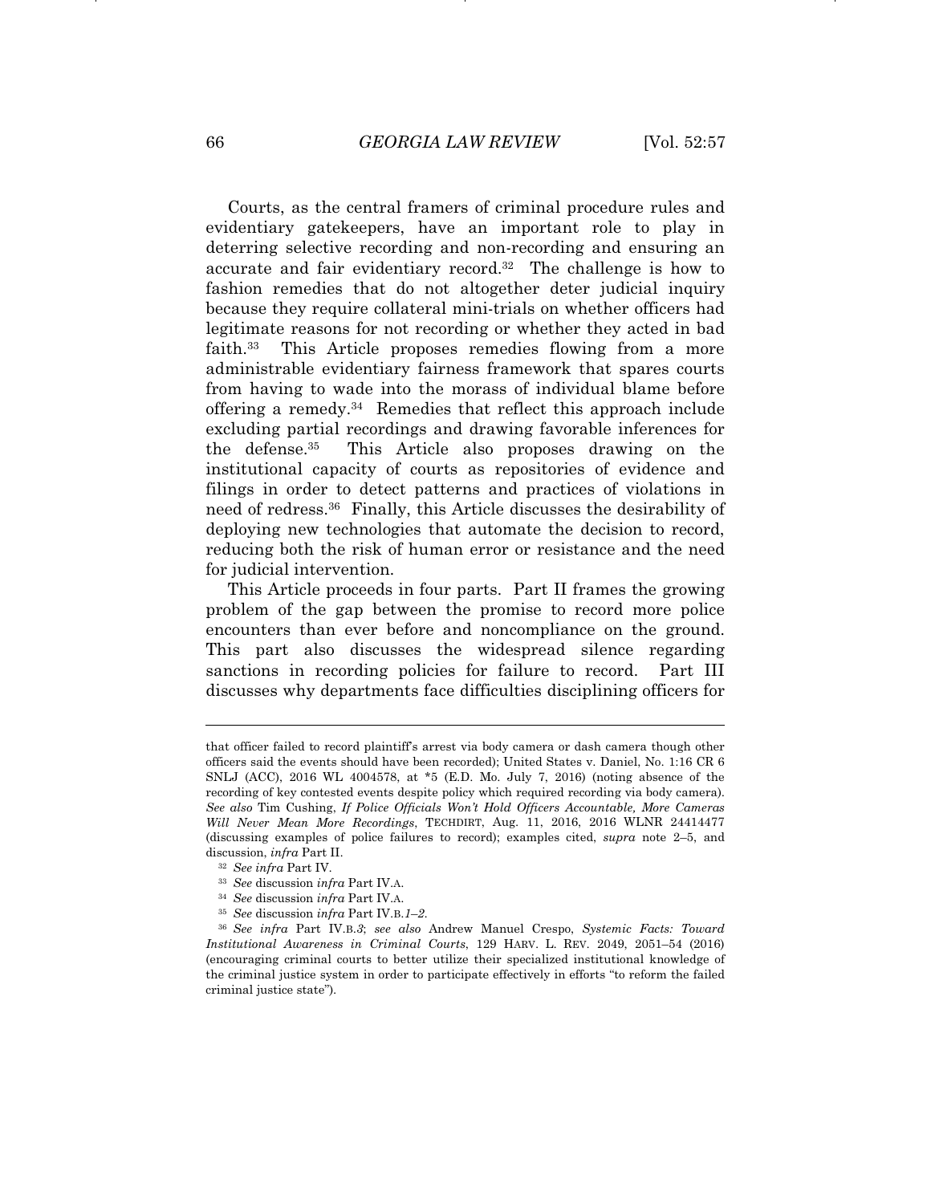Courts, as the central framers of criminal procedure rules and evidentiary gatekeepers, have an important role to play in deterring selective recording and non-recording and ensuring an accurate and fair evidentiary record.[32] The challenge is how to fashion remedies that do not altogether deter judicial inquiry because they require collateral mini-trials on whether officers had legitimate reasons for not recording or whether they acted in bad faith.[33] This Article proposes remedies flowing from a more administrable evidentiary fairness framework that spares courts from having to wade into the morass of individual blame before offering a remedy.[34] Remedies that reflect this approach include excluding partial recordings and drawing favorable inferences for the defense.[35] This Article also proposes drawing on the institutional capacity of courts as repositories of evidence and filings in order to detect patterns and practices of violations in need of redress.[36] Finally, this Article discusses the desirability of deploying new technologies that automate the decision to record, reducing both the risk of human error or resistance and the need for judicial intervention.

This Article proceeds in four parts. Part II frames the growing problem of the gap between the promise to record more police encounters than ever before and noncompliance on the ground. This part also discusses the widespread silence regarding sanctions in recording policies for failure to record. Part III discusses why departments face difficulties disciplining officers for

---

that officer failed to record plaintiff's arrest via body camera or dash camera though other officers said the events should have been recorded); United States v. Daniel, No. 1:16 CR 6 SNLJ (ACC), 2016 WL 4004578, at *5 (E.D. Mo. July 7, 2016) (noting absence of the recording of key contested events despite policy which required recording via body camera). *See also* Tim Cushing, *If Police Officials Won't Hold Officers Accountable, More Cameras Will Never Mean More Recordings*, TECHDIRT, Aug. 11, 2016, 2016 WLNR 24414477 (discussing examples of police failures to record); examples cited, *supra* note 2–5, and discussion, *infra* Part II.

[32] *See infra* Part IV.

[33] *See* discussion *infra* Part IV.A.

[34] *See* discussion *infra* Part IV.A.

[35] *See* discussion *infra* Part IV.B.*1–2*.

[36] *See infra* Part IV.B.*3*; *see also* Andrew Manuel Crespo, *Systemic Facts: Toward Institutional Awareness in Criminal Courts*, 129 HARV. L. REV. 2049, 2051–54 (2016) (encouraging criminal courts to better utilize their specialized institutional knowledge of the criminal justice system in order to participate effectively in efforts "to reform the failed criminal justice state").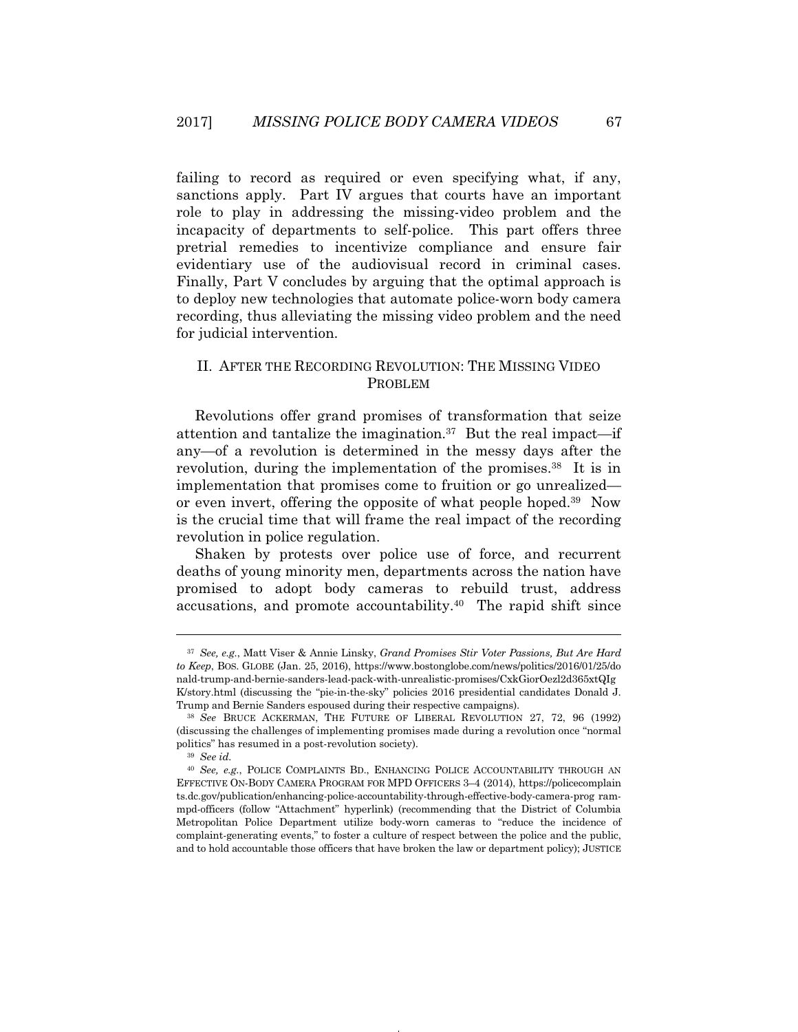failing to record as required or even specifying what, if any, sanctions apply. Part IV argues that courts have an important role to play in addressing the missing-video problem and the incapacity of departments to self-police. This part offers three pretrial remedies to incentivize compliance and ensure fair evidentiary use of the audiovisual record in criminal cases. Finally, Part V concludes by arguing that the optimal approach is to deploy new technologies that automate police-worn body camera recording, thus alleviating the missing video problem and the need for judicial intervention.

## II. AFTER THE RECORDING REVOLUTION: THE MISSING VIDEO PROBLEM

Revolutions offer grand promises of transformation that seize attention and tantalize the imagination.[37] But the real impact—if any—of a revolution is determined in the messy days after the revolution, during the implementation of the promises.[38] It is in implementation that promises come to fruition or go unrealized—or even invert, offering the opposite of what people hoped.[39] Now is the crucial time that will frame the real impact of the recording revolution in police regulation.

Shaken by protests over police use of force, and recurrent deaths of young minority men, departments across the nation have promised to adopt body cameras to rebuild trust, address accusations, and promote accountability.[40] The rapid shift since

---

[37] *See, e.g.*, Matt Viser & Annie Linsky, *Grand Promises Stir Voter Passions, But Are Hard to Keep*, BOS. GLOBE (Jan. 25, 2016), https://www.bostonglobe.com/news/politics/2016/01/25/donald-trump-and-bernie-sanders-lead-pack-with-unrealistic-promises/CxkGiorOezl2d365xtQIgK/story.html (discussing the "pie-in-the-sky" policies 2016 presidential candidates Donald J. Trump and Bernie Sanders espoused during their respective campaigns).

[38] *See* BRUCE ACKERMAN, THE FUTURE OF LIBERAL REVOLUTION 27, 72, 96 (1992) (discussing the challenges of implementing promises made during a revolution once "normal politics" has resumed in a post-revolution society).

[39] *See id.*

[40] *See, e.g.*, POLICE COMPLAINTS BD., ENHANCING POLICE ACCOUNTABILITY THROUGH AN EFFECTIVE ON-BODY CAMERA PROGRAM FOR MPD OFFICERS 3–4 (2014), https://policecomplaints.dc.gov/publication/enhancing-police-accountability-through-effective-body-camera-prog ram-mpd-officers (follow "Attachment" hyperlink) (recommending that the District of Columbia Metropolitan Police Department utilize body-worn cameras to "reduce the incidence of complaint-generating events," to foster a culture of respect between the police and the public, and to hold accountable those officers that have broken the law or department policy); JUSTICE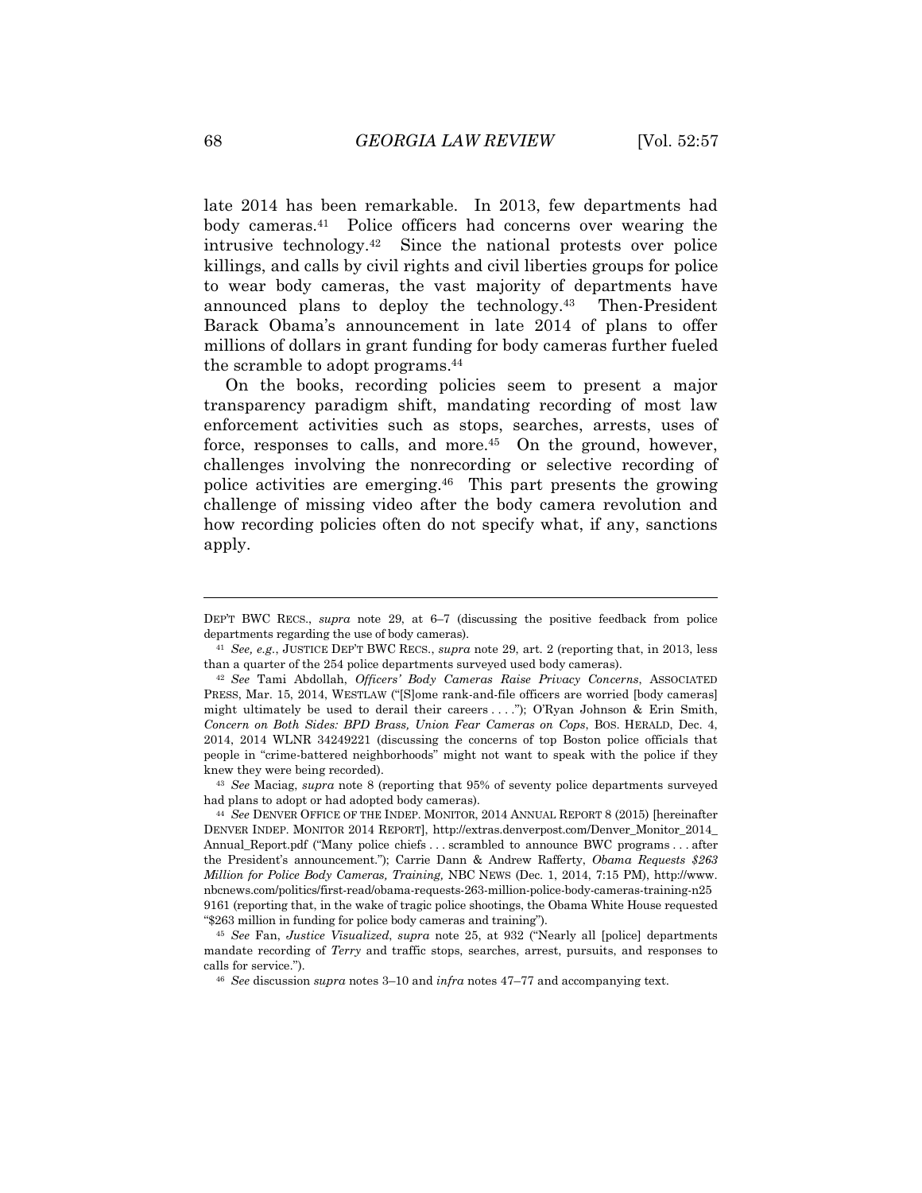late 2014 has been remarkable. In 2013, few departments had body cameras.[41] Police officers had concerns over wearing the intrusive technology.[42] Since the national protests over police killings, and calls by civil rights and civil liberties groups for police to wear body cameras, the vast majority of departments have announced plans to deploy the technology.[43] Then-President Barack Obama's announcement in late 2014 of plans to offer millions of dollars in grant funding for body cameras further fueled the scramble to adopt programs.[44]

On the books, recording policies seem to present a major transparency paradigm shift, mandating recording of most law enforcement activities such as stops, searches, arrests, uses of force, responses to calls, and more.[45] On the ground, however, challenges involving the nonrecording or selective recording of police activities are emerging.[46] This part presents the growing challenge of missing video after the body camera revolution and how recording policies often do not specify what, if any, sanctions apply.

---

DEP'T BWC RECS., *supra* note 29, at 6–7 (discussing the positive feedback from police departments regarding the use of body cameras).

[41] *See, e.g.*, JUSTICE DEP'T BWC RECS., *supra* note 29, art. 2 (reporting that, in 2013, less than a quarter of the 254 police departments surveyed used body cameras).

[42] *See* Tami Abdollah, *Officers' Body Cameras Raise Privacy Concerns*, ASSOCIATED PRESS, Mar. 15, 2014, WESTLAW ("[S]ome rank-and-file officers are worried [body cameras] might ultimately be used to derail their careers . . . ."); O'Ryan Johnson & Erin Smith, *Concern on Both Sides: BPD Brass, Union Fear Cameras on Cops*, BOS. HERALD, Dec. 4, 2014, 2014 WLNR 34249221 (discussing the concerns of top Boston police officials that people in "crime-battered neighborhoods" might not want to speak with the police if they knew they were being recorded).

[43] *See* Maciag, *supra* note 8 (reporting that 95% of seventy police departments surveyed had plans to adopt or had adopted body cameras).

[44] *See* DENVER OFFICE OF THE INDEP. MONITOR, 2014 ANNUAL REPORT 8 (2015) [hereinafter DENVER INDEP. MONITOR 2014 REPORT], http://extras.denverpost.com/Denver_Monitor_2014_Annual_Report.pdf ("Many police chiefs . . . scrambled to announce BWC programs . . . after the President's announcement."); Carrie Dann & Andrew Rafferty, *Obama Requests $263 Million for Police Body Cameras, Training,* NBC NEWS (Dec. 1, 2014, 7:15 PM), http://www.nbcnews.com/politics/first-read/obama-requests-263-million-police-body-cameras-training-n259161 (reporting that, in the wake of tragic police shootings, the Obama White House requested "$263 million in funding for police body cameras and training").

[45] *See* Fan, *Justice Visualized*, *supra* note 25, at 932 ("Nearly all [police] departments mandate recording of *Terry* and traffic stops, searches, arrest, pursuits, and responses to calls for service.").

[46] *See* discussion *supra* notes 3–10 and *infra* notes 47–77 and accompanying text.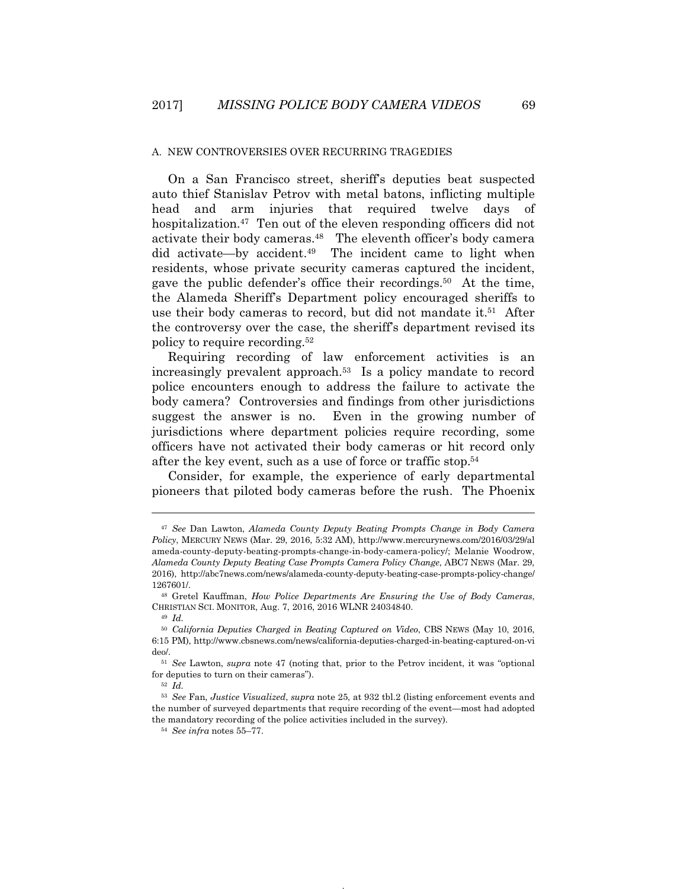### A. NEW CONTROVERSIES OVER RECURRING TRAGEDIES

On a San Francisco street, sheriff's deputies beat suspected auto thief Stanislav Petrov with metal batons, inflicting multiple head and arm injuries that required twelve days of hospitalization.[47] Ten out of the eleven responding officers did not activate their body cameras.[48] The eleventh officer's body camera did activate—by accident.[49] The incident came to light when residents, whose private security cameras captured the incident, gave the public defender's office their recordings.[50] At the time, the Alameda Sheriff's Department policy encouraged sheriffs to use their body cameras to record, but did not mandate it.[51] After the controversy over the case, the sheriff's department revised its policy to require recording.[52]

Requiring recording of law enforcement activities is an increasingly prevalent approach.[53] Is a policy mandate to record police encounters enough to address the failure to activate the body camera? Controversies and findings from other jurisdictions suggest the answer is no. Even in the growing number of jurisdictions where department policies require recording, some officers have not activated their body cameras or hit record only after the key event, such as a use of force or traffic stop.[54]

Consider, for example, the experience of early departmental pioneers that piloted body cameras before the rush. The Phoenix

---

[47] *See* Dan Lawton, *Alameda County Deputy Beating Prompts Change in Body Camera Policy*, MERCURY NEWS (Mar. 29, 2016, 5:32 AM), http://www.mercurynews.com/2016/03/29/alameda-county-deputy-beating-prompts-change-in-body-camera-policy/; Melanie Woodrow, *Alameda County Deputy Beating Case Prompts Camera Policy Change*, ABC7 NEWS (Mar. 29, 2016), http://abc7news.com/news/alameda-county-deputy-beating-case-prompts-policy-change/1267601/.

[48] Gretel Kauffman, *How Police Departments Are Ensuring the Use of Body Cameras*, CHRISTIAN SCI. MONITOR, Aug. 7, 2016, 2016 WLNR 24034840.

[49] *Id.*

[50] *California Deputies Charged in Beating Captured on Video*, CBS NEWS (May 10, 2016, 6:15 PM), http://www.cbsnews.com/news/california-deputies-charged-in-beating-captured-on-video/.

[51] *See* Lawton, *supra* note 47 (noting that, prior to the Petrov incident, it was "optional for deputies to turn on their cameras").

[52] *Id.*

[53] *See* Fan, *Justice Visualized*, *supra* note 25, at 932 tbl.2 (listing enforcement events and the number of surveyed departments that require recording of the event—most had adopted the mandatory recording of the police activities included in the survey).

[54] *See infra* notes 55–77.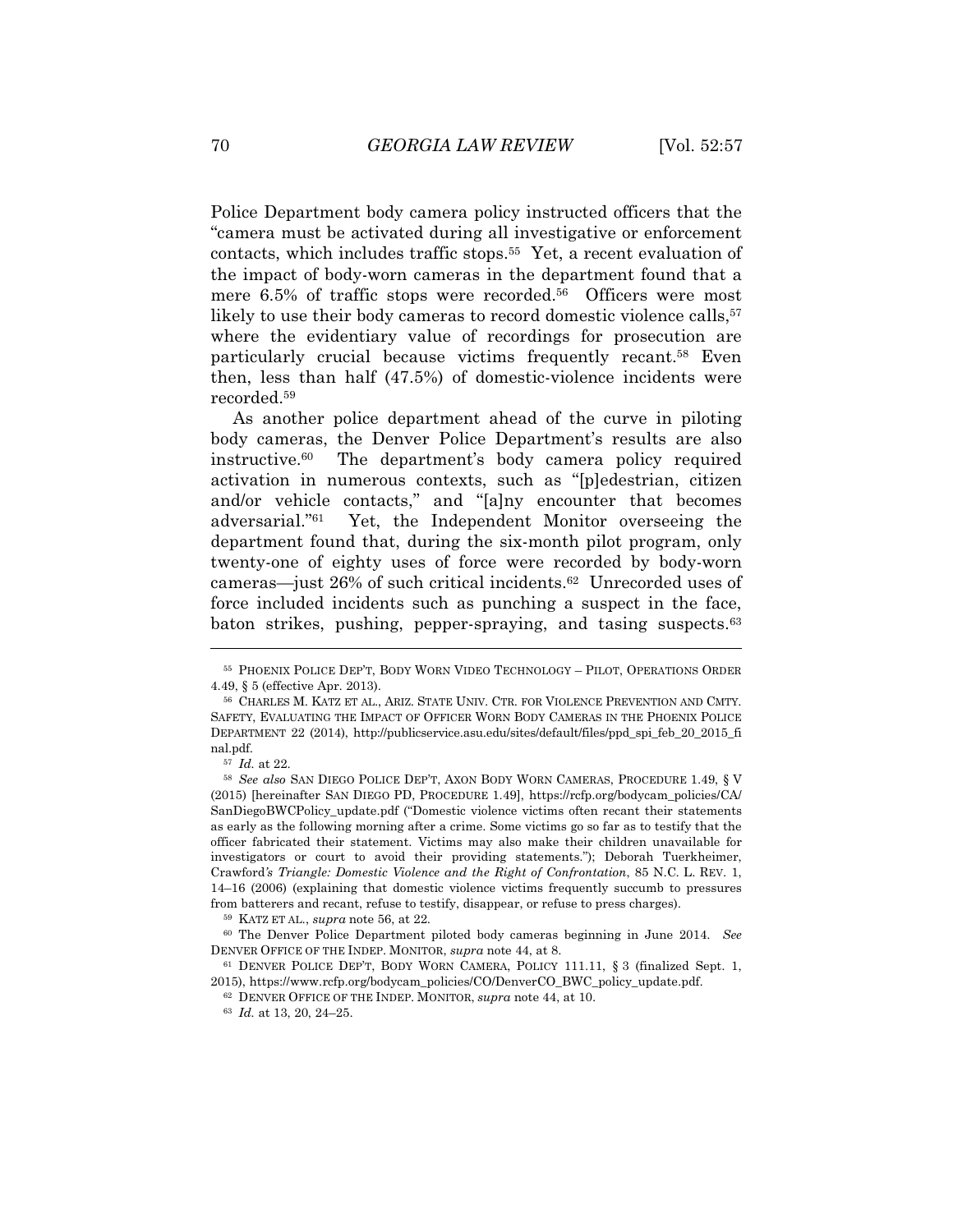Police Department body camera policy instructed officers that the "camera must be activated during all investigative or enforcement contacts, which includes traffic stops.[55] Yet, a recent evaluation of the impact of body-worn cameras in the department found that a mere 6.5% of traffic stops were recorded.[56] Officers were most likely to use their body cameras to record domestic violence calls,[57] where the evidentiary value of recordings for prosecution are particularly crucial because victims frequently recant.[58] Even then, less than half (47.5%) of domestic-violence incidents were recorded.[59]

As another police department ahead of the curve in piloting body cameras, the Denver Police Department's results are also instructive.[60] The department's body camera policy required activation in numerous contexts, such as "[p]edestrian, citizen and/or vehicle contacts," and "[a]ny encounter that becomes adversarial."[61] Yet, the Independent Monitor overseeing the department found that, during the six-month pilot program, only twenty-one of eighty uses of force were recorded by body-worn cameras—just 26% of such critical incidents.[62] Unrecorded uses of force included incidents such as punching a suspect in the face, baton strikes, pushing, pepper-spraying, and tasing suspects.[63]

---

[55] PHOENIX POLICE DEP'T, BODY WORN VIDEO TECHNOLOGY – PILOT, OPERATIONS ORDER 4.49, § 5 (effective Apr. 2013).

[56] CHARLES M. KATZ ET AL., ARIZ. STATE UNIV. CTR. FOR VIOLENCE PREVENTION AND CMTY. SAFETY, EVALUATING THE IMPACT OF OFFICER WORN BODY CAMERAS IN THE PHOENIX POLICE DEPARTMENT 22 (2014), http://publicservice.asu.edu/sites/default/files/ppd_spi_feb_20_2015_final.pdf.

[57] *Id.* at 22.

[58] *See also* SAN DIEGO POLICE DEP'T, AXON BODY WORN CAMERAS, PROCEDURE 1.49, § V (2015) [hereinafter SAN DIEGO PD, PROCEDURE 1.49], https://rcfp.org/bodycam_policies/CA/SanDiegoBWCPolicy_update.pdf ("Domestic violence victims often recant their statements as early as the following morning after a crime. Some victims go so far as to testify that the officer fabricated their statement. Victims may also make their children unavailable for investigators or court to avoid their providing statements."); Deborah Tuerkheimer, *Crawford's Triangle: Domestic Violence and the Right of Confrontation*, 85 N.C. L. REV. 1, 14–16 (2006) (explaining that domestic violence victims frequently succumb to pressures from batterers and recant, refuse to testify, disappear, or refuse to press charges).

[59] KATZ ET AL., *supra* note 56, at 22.

[60] The Denver Police Department piloted body cameras beginning in June 2014. *See* DENVER OFFICE OF THE INDEP. MONITOR, *supra* note 44, at 8.

[61] DENVER POLICE DEP'T, BODY WORN CAMERA, POLICY 111.11, § 3 (finalized Sept. 1, 2015), https://www.rcfp.org/bodycam_policies/CO/DenverCO_BWC_policy_update.pdf.

[62] DENVER OFFICE OF THE INDEP. MONITOR, *supra* note 44, at 10.

[63] *Id.* at 13, 20, 24–25.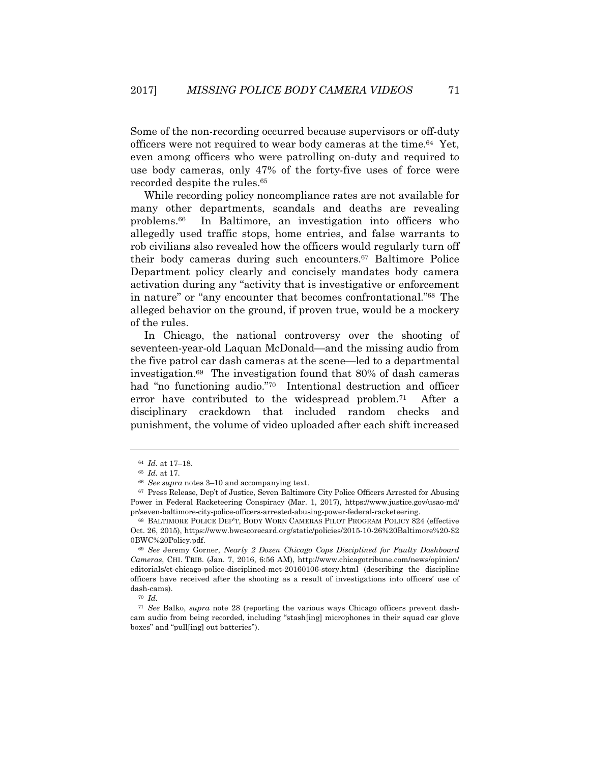Some of the non-recording occurred because supervisors or off-duty officers were not required to wear body cameras at the time.[64] Yet, even among officers who were patrolling on-duty and required to use body cameras, only 47% of the forty-five uses of force were recorded despite the rules.[65]

While recording policy noncompliance rates are not available for many other departments, scandals and deaths are revealing problems.[66] In Baltimore, an investigation into officers who allegedly used traffic stops, home entries, and false warrants to rob civilians also revealed how the officers would regularly turn off their body cameras during such encounters.[67] Baltimore Police Department policy clearly and concisely mandates body camera activation during any "activity that is investigative or enforcement in nature" or "any encounter that becomes confrontational."[68] The alleged behavior on the ground, if proven true, would be a mockery of the rules.

In Chicago, the national controversy over the shooting of seventeen-year-old Laquan McDonald—and the missing audio from the five patrol car dash cameras at the scene—led to a departmental investigation.[69] The investigation found that 80% of dash cameras had "no functioning audio."[70] Intentional destruction and officer error have contributed to the widespread problem.[71] After a disciplinary crackdown that included random checks and punishment, the volume of video uploaded after each shift increased

---

[64] *Id.* at 17–18.

[65] *Id.* at 17.

[66] *See supra* notes 3–10 and accompanying text.

[67] Press Release, Dep't of Justice, Seven Baltimore City Police Officers Arrested for Abusing Power in Federal Racketeering Conspiracy (Mar. 1, 2017), https://www.justice.gov/usao-md/pr/seven-baltimore-city-police-officers-arrested-abusing-power-federal-racketeering.

[68] BALTIMORE POLICE DEP'T, BODY WORN CAMERAS PILOT PROGRAM POLICY 824 (effective Oct. 26, 2015), https://www.bwcscorecard.org/static/policies/2015-10-26%20Baltimore%20-$20BWC%20Policy.pdf.

[69] *See* Jeremy Gorner, *Nearly 2 Dozen Chicago Cops Disciplined for Faulty Dashboard Cameras*, CHI. TRIB. (Jan. 7, 2016, 6:56 AM), http://www.chicagotribune.com/news/opinion/editorials/ct-chicago-police-disciplined-met-20160106-story.html (describing the discipline officers have received after the shooting as a result of investigations into officers' use of dash-cams).

[70] *Id.*

[71] *See* Balko, *supra* note 28 (reporting the various ways Chicago officers prevent dash-cam audio from being recorded, including "stash[ing] microphones in their squad car glove boxes" and "pull[ing] out batteries").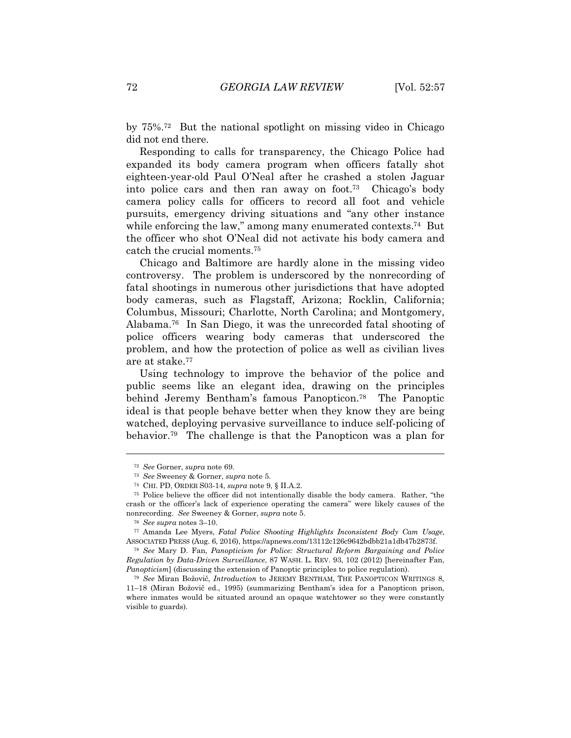by 75%.[72] But the national spotlight on missing video in Chicago did not end there.

Responding to calls for transparency, the Chicago Police had expanded its body camera program when officers fatally shot eighteen-year-old Paul O'Neal after he crashed a stolen Jaguar into police cars and then ran away on foot.[73] Chicago's body camera policy calls for officers to record all foot and vehicle pursuits, emergency driving situations and "any other instance while enforcing the law," among many enumerated contexts.[74] But the officer who shot O'Neal did not activate his body camera and catch the crucial moments.[75]

Chicago and Baltimore are hardly alone in the missing video controversy. The problem is underscored by the nonrecording of fatal shootings in numerous other jurisdictions that have adopted body cameras, such as Flagstaff, Arizona; Rocklin, California; Columbus, Missouri; Charlotte, North Carolina; and Montgomery, Alabama.[76] In San Diego, it was the unrecorded fatal shooting of police officers wearing body cameras that underscored the problem, and how the protection of police as well as civilian lives are at stake.[77]

Using technology to improve the behavior of the police and public seems like an elegant idea, drawing on the principles behind Jeremy Bentham's famous Panopticon.[78] The Panoptic ideal is that people behave better when they know they are being watched, deploying pervasive surveillance to induce self-policing of behavior.[79] The challenge is that the Panopticon was a plan for

---

[72] *See* Gorner, *supra* note 69.

[73] *See* Sweeney & Gorner, *supra* note 5.

[74] CHI. PD, ORDER S03-14, *supra* note 9, § II.A.2.

[75] Police believe the officer did not intentionally disable the body camera. Rather, "the crash or the officer's lack of experience operating the camera" were likely causes of the nonrecording. *See* Sweeney & Gorner, *supra* note 5.

[76] *See supra* notes 3–10.

[77] Amanda Lee Myers, *Fatal Police Shooting Highlights Inconsistent Body Cam Usage*, ASSOCIATED PRESS (Aug. 6, 2016), https://apnews.com/13112c126c9642bdbb21a1db47b2873f.

[78] *See* Mary D. Fan, *Panopticism for Police: Structural Reform Bargaining and Police Regulation by Data-Driven Surveillance*, 87 WASH. L. REV. 93, 102 (2012) [hereinafter Fan, *Panopticism*] (discussing the extension of Panoptic principles to police regulation).

[79] *See* Miran Božovič, *Introduction* to JEREMY BENTHAM, THE PANOPTICON WRITINGS 8, 11–18 (Miran Božovič ed., 1995) (summarizing Bentham's idea for a Panopticon prison, where inmates would be situated around an opaque watchtower so they were constantly visible to guards).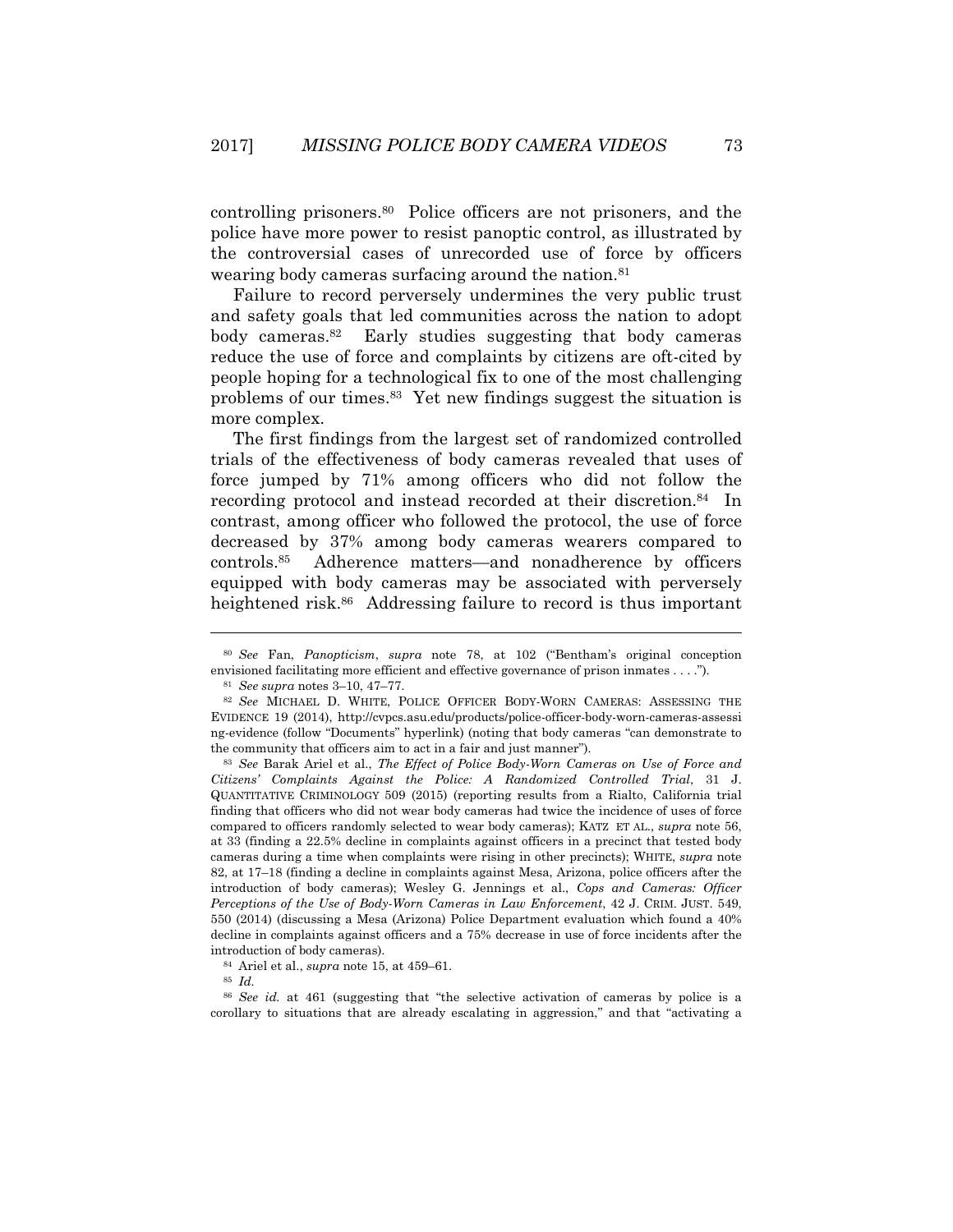controlling prisoners.[80] Police officers are not prisoners, and the police have more power to resist panoptic control, as illustrated by the controversial cases of unrecorded use of force by officers wearing body cameras surfacing around the nation.[81]

Failure to record perversely undermines the very public trust and safety goals that led communities across the nation to adopt body cameras.[82] Early studies suggesting that body cameras reduce the use of force and complaints by citizens are oft-cited by people hoping for a technological fix to one of the most challenging problems of our times.[83] Yet new findings suggest the situation is more complex.

The first findings from the largest set of randomized controlled trials of the effectiveness of body cameras revealed that uses of force jumped by 71% among officers who did not follow the recording protocol and instead recorded at their discretion.[84] In contrast, among officer who followed the protocol, the use of force decreased by 37% among body cameras wearers compared to controls.[85] Adherence matters—and nonadherence by officers equipped with body cameras may be associated with perversely heightened risk.[86] Addressing failure to record is thus important

---

[80] *See* Fan, *Panopticism*, *supra* note 78, at 102 ("Bentham's original conception envisioned facilitating more efficient and effective governance of prison inmates . . . .").

[81] *See supra* notes 3–10, 47–77.

[82] *See* MICHAEL D. WHITE, POLICE OFFICER BODY-WORN CAMERAS: ASSESSING THE EVIDENCE 19 (2014), http://cvpcs.asu.edu/products/police-officer-body-worn-cameras-assessing-evidence (follow "Documents" hyperlink) (noting that body cameras "can demonstrate to the community that officers aim to act in a fair and just manner").

[83] *See* Barak Ariel et al., *The Effect of Police Body-Worn Cameras on Use of Force and Citizens' Complaints Against the Police: A Randomized Controlled Trial*, 31 J. QUANTITATIVE CRIMINOLOGY 509 (2015) (reporting results from a Rialto, California trial finding that officers who did not wear body cameras had twice the incidence of uses of force compared to officers randomly selected to wear body cameras); KATZ ET AL., *supra* note 56, at 33 (finding a 22.5% decline in complaints against officers in a precinct that tested body cameras during a time when complaints were rising in other precincts); WHITE, *supra* note 82, at 17–18 (finding a decline in complaints against Mesa, Arizona, police officers after the introduction of body cameras); Wesley G. Jennings et al., *Cops and Cameras: Officer Perceptions of the Use of Body-Worn Cameras in Law Enforcement*, 42 J. CRIM. JUST. 549, 550 (2014) (discussing a Mesa (Arizona) Police Department evaluation which found a 40% decline in complaints against officers and a 75% decrease in use of force incidents after the introduction of body cameras).

[84] Ariel et al., *supra* note 15, at 459–61.

[85] *Id.*

[86] *See id.* at 461 (suggesting that "the selective activation of cameras by police is a corollary to situations that are already escalating in aggression," and that "activating a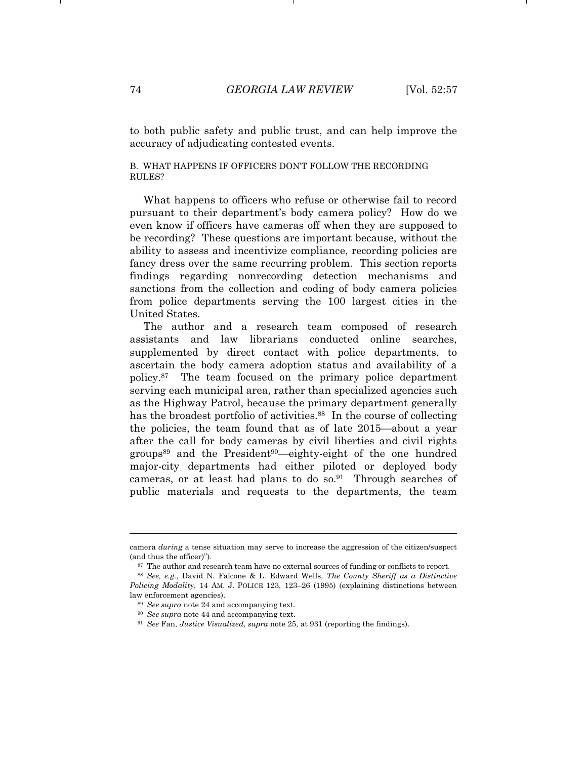to both public safety and public trust, and can help improve the accuracy of adjudicating contested events.

### B. WHAT HAPPENS IF OFFICERS DON'T FOLLOW THE RECORDING RULES?

What happens to officers who refuse or otherwise fail to record pursuant to their department's body camera policy? How do we even know if officers have cameras off when they are supposed to be recording? These questions are important because, without the ability to assess and incentivize compliance, recording policies are fancy dress over the same recurring problem. This section reports findings regarding nonrecording detection mechanisms and sanctions from the collection and coding of body camera policies from police departments serving the 100 largest cities in the United States.

The author and a research team composed of research assistants and law librarians conducted online searches, supplemented by direct contact with police departments, to ascertain the body camera adoption status and availability of a policy.[87] The team focused on the primary police department serving each municipal area, rather than specialized agencies such as the Highway Patrol, because the primary department generally has the broadest portfolio of activities.[88] In the course of collecting the policies, the team found that as of late 2015—about a year after the call for body cameras by civil liberties and civil rights groups[89] and the President[90]—eighty-eight of the one hundred major-city departments had either piloted or deployed body cameras, or at least had plans to do so.[91] Through searches of public materials and requests to the departments, the team

---

camera *during* a tense situation may serve to increase the aggression of the citizen/suspect (and thus the officer)").

[87] The author and research team have no external sources of funding or conflicts to report.

[88] *See, e.g.*, David N. Falcone & L. Edward Wells, *The County Sheriff as a Distinctive Policing Modality*, 14 AM. J. POLICE 123, 123–26 (1995) (explaining distinctions between law enforcement agencies).

[89] *See supra* note 24 and accompanying text.

[90] *See supra* note 44 and accompanying text.

[91] *See* Fan, *Justice Visualized*, *supra* note 25, at 931 (reporting the findings).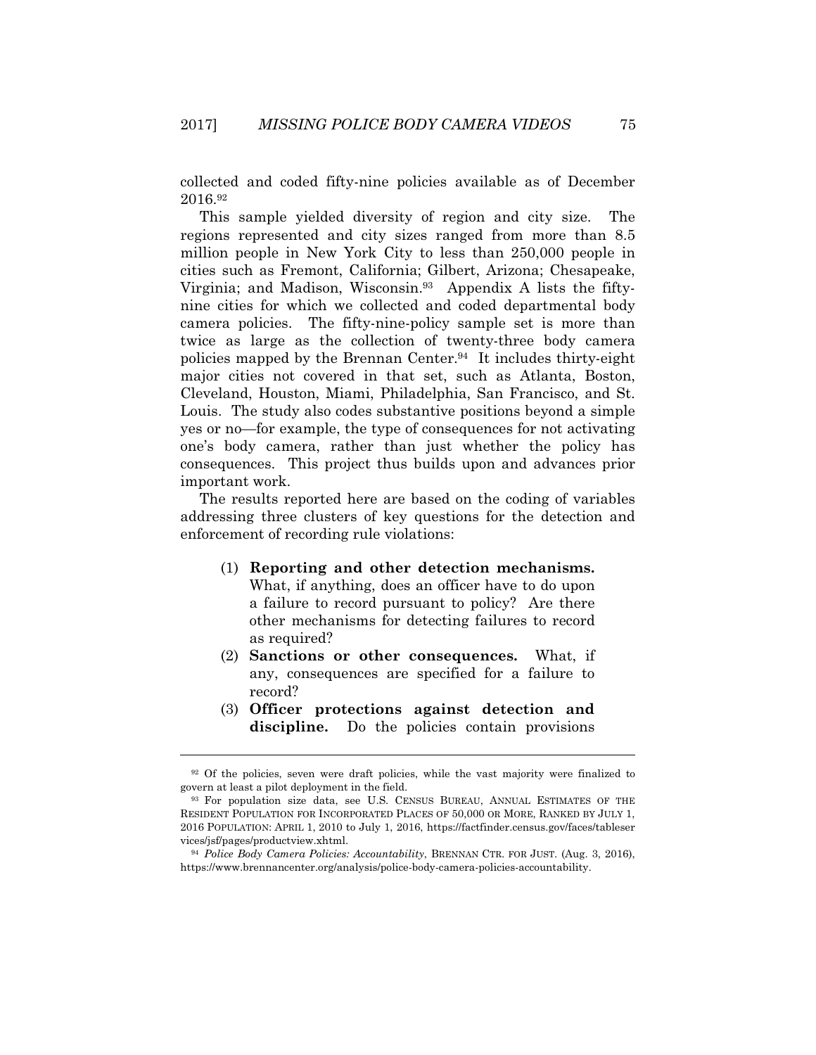collected and coded fifty-nine policies available as of December 2016.[92]

This sample yielded diversity of region and city size. The regions represented and city sizes ranged from more than 8.5 million people in New York City to less than 250,000 people in cities such as Fremont, California; Gilbert, Arizona; Chesapeake, Virginia; and Madison, Wisconsin.[93] Appendix A lists the fifty-nine cities for which we collected and coded departmental body camera policies. The fifty-nine-policy sample set is more than twice as large as the collection of twenty-three body camera policies mapped by the Brennan Center.[94] It includes thirty-eight major cities not covered in that set, such as Atlanta, Boston, Cleveland, Houston, Miami, Philadelphia, San Francisco, and St. Louis. The study also codes substantive positions beyond a simple yes or no—for example, the type of consequences for not activating one's body camera, rather than just whether the policy has consequences. This project thus builds upon and advances prior important work.

The results reported here are based on the coding of variables addressing three clusters of key questions for the detection and enforcement of recording rule violations:

(1) **Reporting and other detection mechanisms.** What, if anything, does an officer have to do upon a failure to record pursuant to policy? Are there other mechanisms for detecting failures to record as required?

(2) **Sanctions or other consequences.** What, if any, consequences are specified for a failure to record?

(3) **Officer protections against detection and discipline.** Do the policies contain provisions

---

[92] Of the policies, seven were draft policies, while the vast majority were finalized to govern at least a pilot deployment in the field.

[93] For population size data, see U.S. CENSUS BUREAU, ANNUAL ESTIMATES OF THE RESIDENT POPULATION FOR INCORPORATED PLACES OF 50,000 OR MORE, RANKED BY JULY 1, 2016 POPULATION: APRIL 1, 2010 to July 1, 2016, https://factfinder.census.gov/faces/tableservices/jsf/pages/productview.xhtml.

[94] *Police Body Camera Policies: Accountability*, BRENNAN CTR. FOR JUST. (Aug. 3, 2016), https://www.brennancenter.org/analysis/police-body-camera-policies-accountability.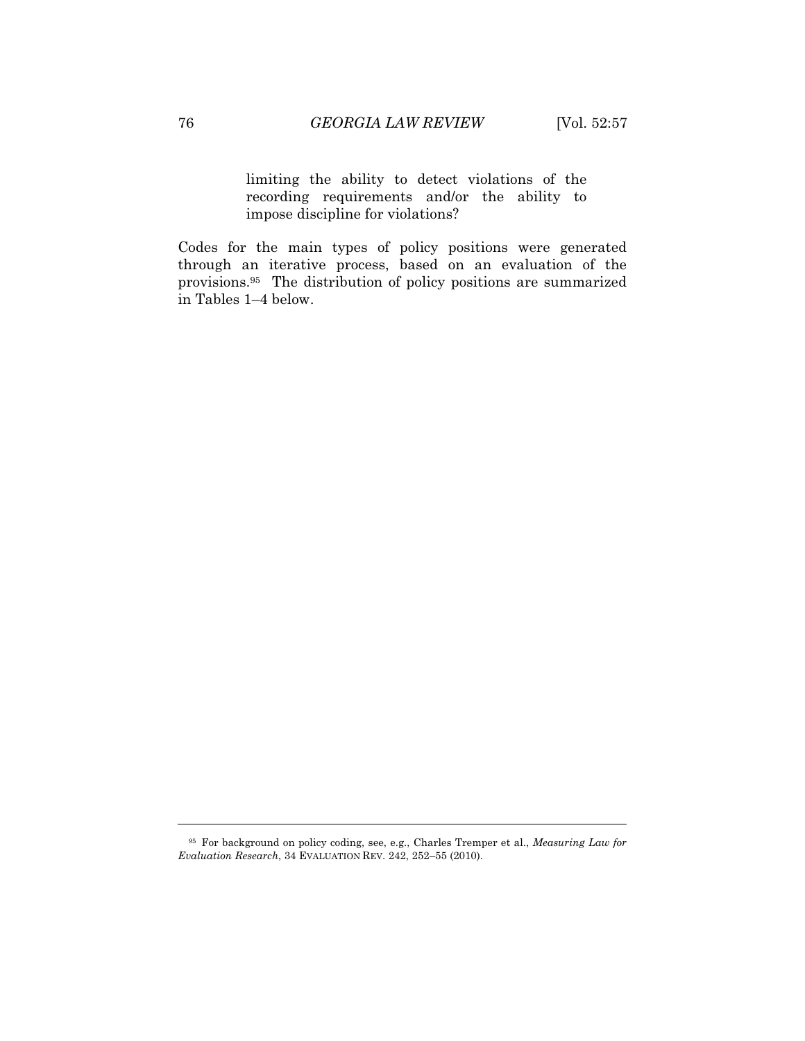> limiting the ability to detect violations of the recording requirements and/or the ability to impose discipline for violations?

Codes for the main types of policy positions were generated through an iterative process, based on an evaluation of the provisions.[95] The distribution of policy positions are summarized in Tables 1–4 below.

---

[95] For background on policy coding, see, e.g., Charles Tremper et al., *Measuring Law for Evaluation Research*, 34 EVALUATION REV. 242, 252–55 (2010).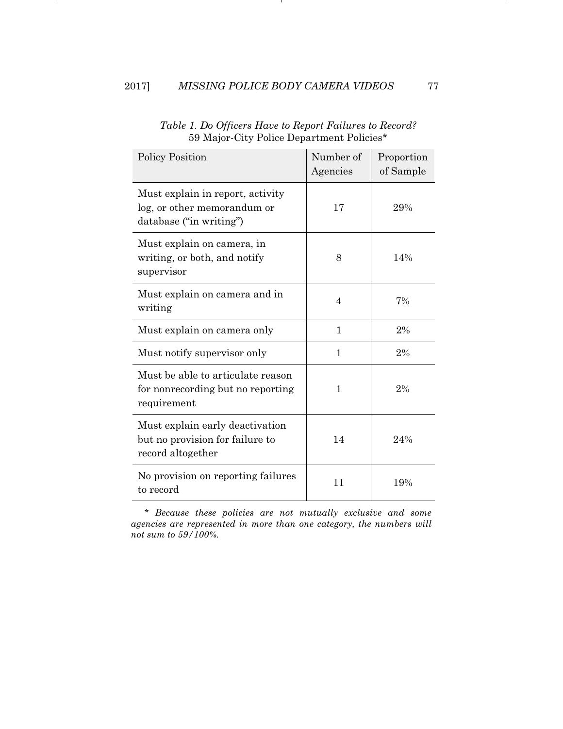*Table 1. Do Officers Have to Report Failures to Record?*
59 Major-City Police Department Policies*

| Policy Position | Number of Agencies | Proportion of Sample |
|---|---|---|
| Must explain in report, activity log, or other memorandum or database ("in writing") | 17 | 29% |
| Must explain on camera, in writing, or both, and notify supervisor | 8 | 14% |
| Must explain on camera and in writing | 4 | 7% |
| Must explain on camera only | 1 | 2% |
| Must notify supervisor only | 1 | 2% |
| Must be able to articulate reason for nonrecording but no reporting requirement | 1 | 2% |
| Must explain early deactivation but no provision for failure to record altogether | 14 | 24% |
| No provision on reporting failures to record | 11 | 19% |

\* *Because these policies are not mutually exclusive and some agencies are represented in more than one category, the numbers will not sum to 59/100%.*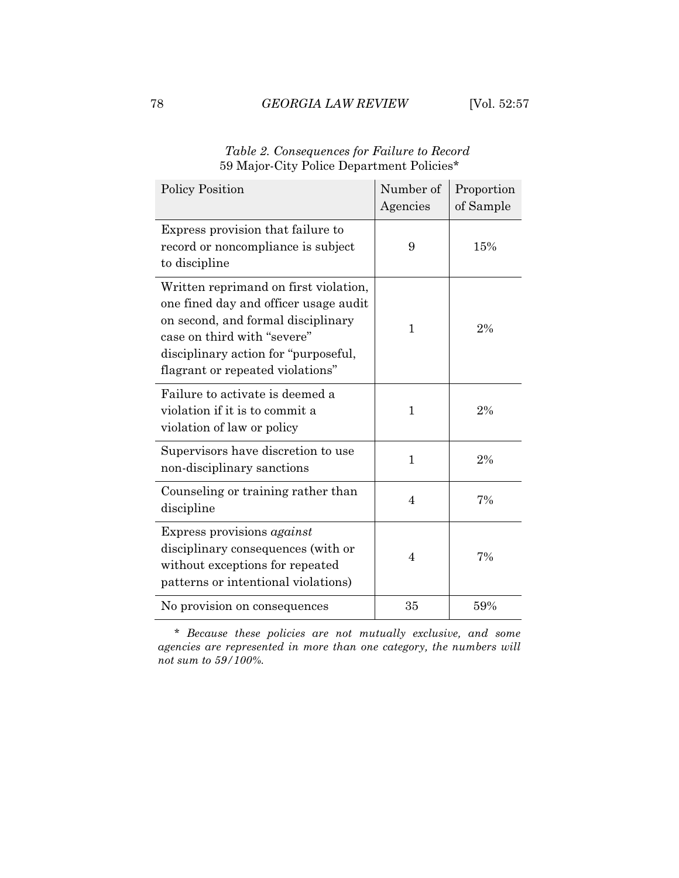*Table 2. Consequences for Failure to Record*
59 Major-City Police Department Policies*

| Policy Position | Number of Agencies | Proportion of Sample |
|---|---|---|
| Express provision that failure to record or noncompliance is subject to discipline | 9 | 15% |
| Written reprimand on first violation, one fined day and officer usage audit on second, and formal disciplinary case on third with "severe" disciplinary action for "purposeful, flagrant or repeated violations" | 1 | 2% |
| Failure to activate is deemed a violation if it is to commit a violation of law or policy | 1 | 2% |
| Supervisors have discretion to use non-disciplinary sanctions | 1 | 2% |
| Counseling or training rather than discipline | 4 | 7% |
| Express provisions *against* disciplinary consequences (with or without exceptions for repeated patterns or intentional violations) | 4 | 7% |
| No provision on consequences | 35 | 59% |

\* *Because these policies are not mutually exclusive, and some agencies are represented in more than one category, the numbers will not sum to 59/100%.*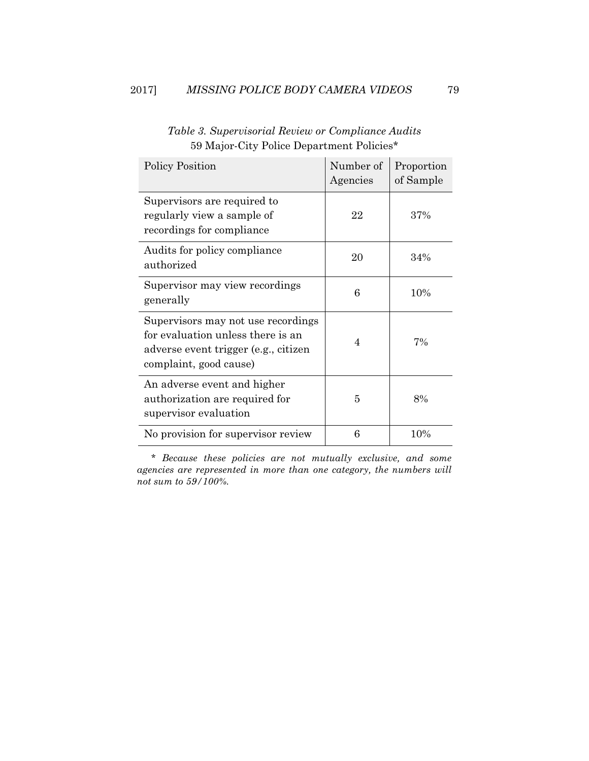*Table 3. Supervisorial Review or Compliance Audits*

59 Major-City Police Department Policies*

| Policy Position | Number of Agencies | Proportion of Sample |
|---|---|---|
| Supervisors are required to regularly view a sample of recordings for compliance | 22 | 37% |
| Audits for policy compliance authorized | 20 | 34% |
| Supervisor may view recordings generally | 6 | 10% |
| Supervisors may not use recordings for evaluation unless there is an adverse event trigger (e.g., citizen complaint, good cause) | 4 | 7% |
| An adverse event and higher authorization are required for supervisor evaluation | 5 | 8% |
| No provision for supervisor review | 6 | 10% |

*\* Because these policies are not mutually exclusive, and some agencies are represented in more than one category, the numbers will not sum to 59/100%.*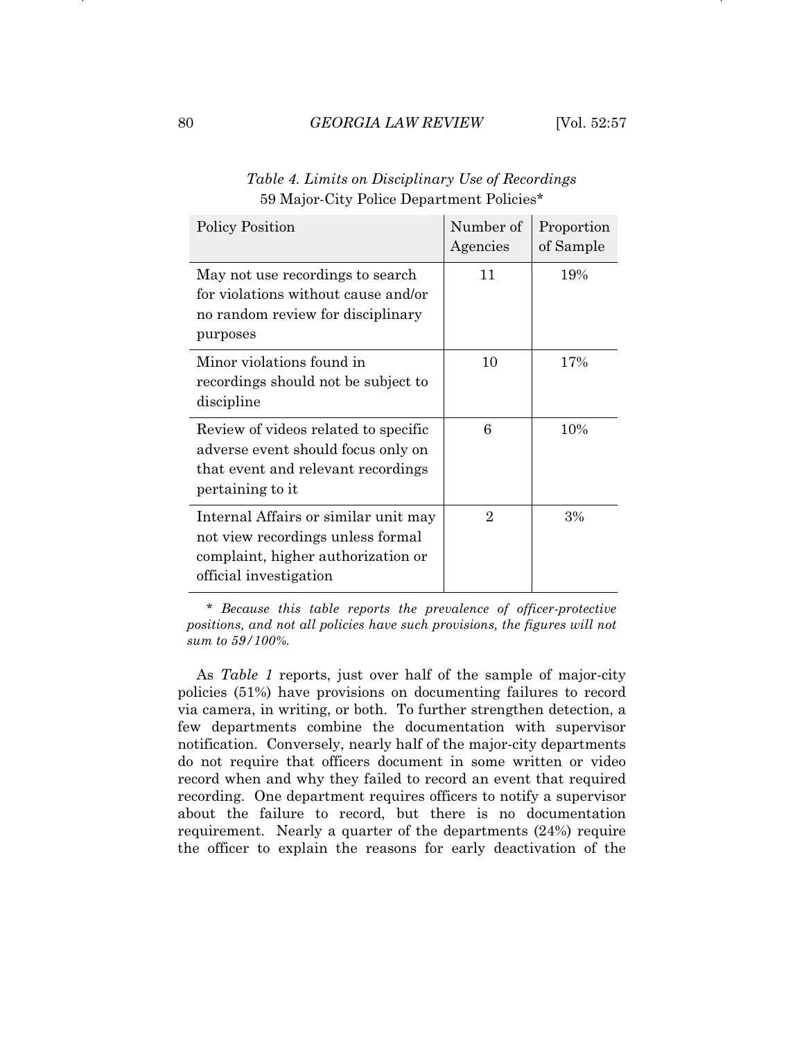*Table 4. Limits on Disciplinary Use of Recordings*
59 Major-City Police Department Policies*

| Policy Position | Number of Agencies | Proportion of Sample |
|---|---|---|
| May not use recordings to search for violations without cause and/or no random review for disciplinary purposes | 11 | 19% |
| Minor violations found in recordings should not be subject to discipline | 10 | 17% |
| Review of videos related to specific adverse event should focus only on that event and relevant recordings pertaining to it | 6 | 10% |
| Internal Affairs or similar unit may not view recordings unless formal complaint, higher authorization or official investigation | 2 | 3% |

\* *Because this table reports the prevalence of officer-protective positions, and not all policies have such provisions, the figures will not sum to 59/100%.*

As *Table 1* reports, just over half of the sample of major-city policies (51%) have provisions on documenting failures to record via camera, in writing, or both. To further strengthen detection, a few departments combine the documentation with supervisor notification. Conversely, nearly half of the major-city departments do not require that officers document in some written or video record when and why they failed to record an event that required recording. One department requires officers to notify a supervisor about the failure to record, but there is no documentation requirement. Nearly a quarter of the departments (24%) require the officer to explain the reasons for early deactivation of the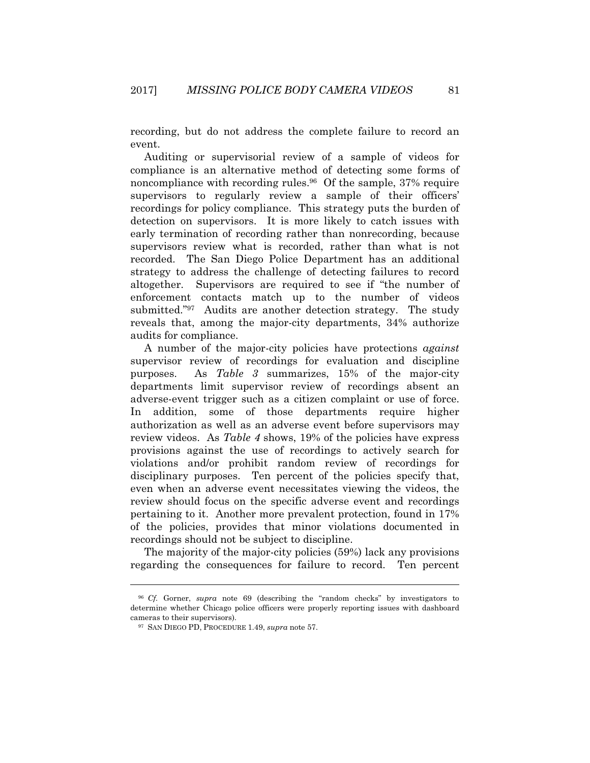recording, but do not address the complete failure to record an event.

Auditing or supervisorial review of a sample of videos for compliance is an alternative method of detecting some forms of noncompliance with recording rules.[96] Of the sample, 37% require supervisors to regularly review a sample of their officers' recordings for policy compliance. This strategy puts the burden of detection on supervisors. It is more likely to catch issues with early termination of recording rather than nonrecording, because supervisors review what is recorded, rather than what is not recorded. The San Diego Police Department has an additional strategy to address the challenge of detecting failures to record altogether. Supervisors are required to see if "the number of enforcement contacts match up to the number of videos submitted."[97] Audits are another detection strategy. The study reveals that, among the major-city departments, 34% authorize audits for compliance.

A number of the major-city policies have protections *against* supervisor review of recordings for evaluation and discipline purposes. As *Table 3* summarizes, 15% of the major-city departments limit supervisor review of recordings absent an adverse-event trigger such as a citizen complaint or use of force. In addition, some of those departments require higher authorization as well as an adverse event before supervisors may review videos. As *Table 4* shows, 19% of the policies have express provisions against the use of recordings to actively search for violations and/or prohibit random review of recordings for disciplinary purposes. Ten percent of the policies specify that, even when an adverse event necessitates viewing the videos, the review should focus on the specific adverse event and recordings pertaining to it. Another more prevalent protection, found in 17% of the policies, provides that minor violations documented in recordings should not be subject to discipline.

The majority of the major-city policies (59%) lack any provisions regarding the consequences for failure to record. Ten percent

---

[96] *Cf.* Gorner, *supra* note 69 (describing the "random checks" by investigators to determine whether Chicago police officers were properly reporting issues with dashboard cameras to their supervisors).

[97] SAN DIEGO PD, PROCEDURE 1.49, *supra* note 57.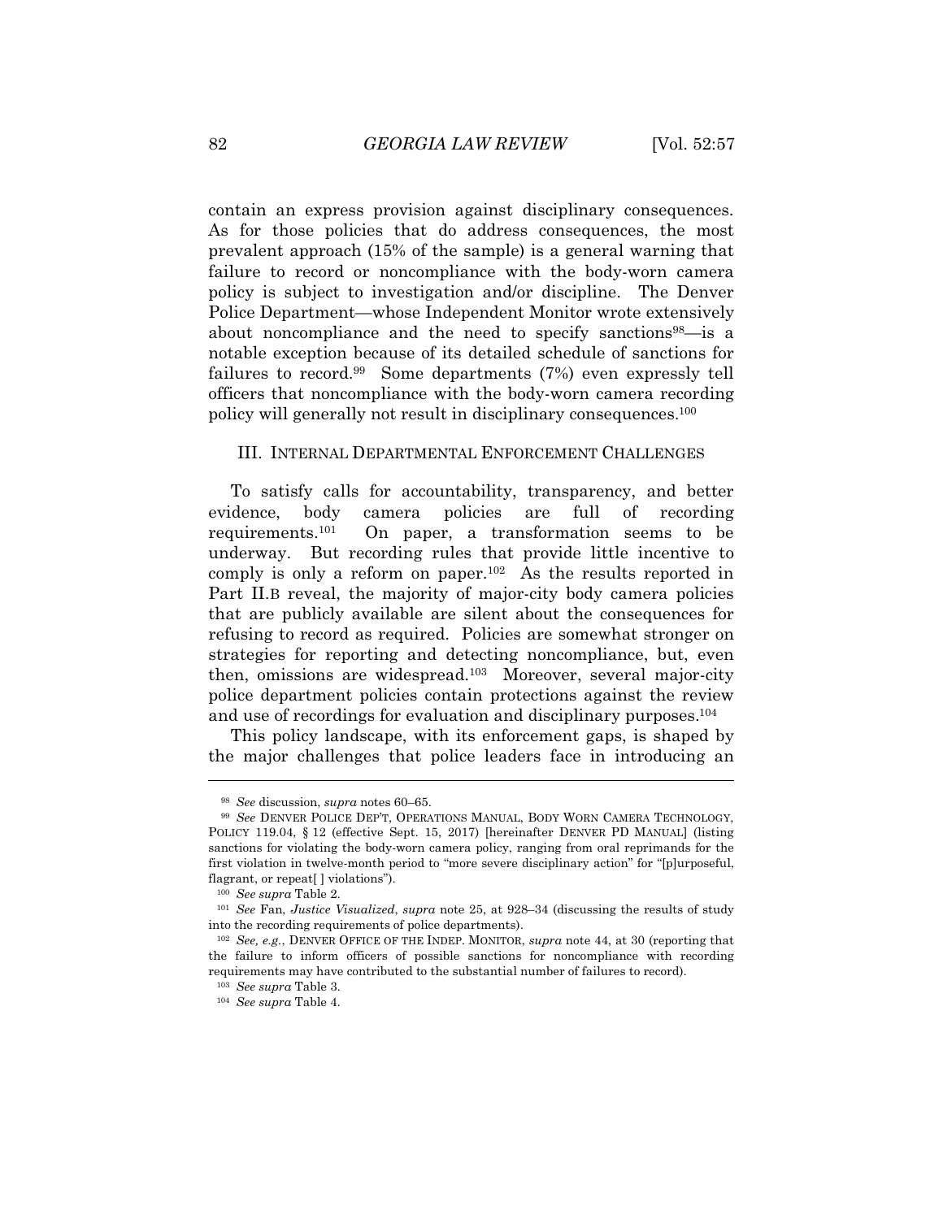contain an express provision against disciplinary consequences. As for those policies that do address consequences, the most prevalent approach (15% of the sample) is a general warning that failure to record or noncompliance with the body-worn camera policy is subject to investigation and/or discipline. The Denver Police Department—whose Independent Monitor wrote extensively about noncompliance and the need to specify sanctions[98]—is a notable exception because of its detailed schedule of sanctions for failures to record.[99] Some departments (7%) even expressly tell officers that noncompliance with the body-worn camera recording policy will generally not result in disciplinary consequences.[100]

## III. INTERNAL DEPARTMENTAL ENFORCEMENT CHALLENGES

To satisfy calls for accountability, transparency, and better evidence, body camera policies are full of recording requirements.[101] On paper, a transformation seems to be underway. But recording rules that provide little incentive to comply is only a reform on paper.[102] As the results reported in Part II.B reveal, the majority of major-city body camera policies that are publicly available are silent about the consequences for refusing to record as required. Policies are somewhat stronger on strategies for reporting and detecting noncompliance, but, even then, omissions are widespread.[103] Moreover, several major-city police department policies contain protections against the review and use of recordings for evaluation and disciplinary purposes.[104]

This policy landscape, with its enforcement gaps, is shaped by the major challenges that police leaders face in introducing an

---

[98] *See* discussion, *supra* notes 60–65.

[99] *See* DENVER POLICE DEP'T, OPERATIONS MANUAL, BODY WORN CAMERA TECHNOLOGY, POLICY 119.04, § 12 (effective Sept. 15, 2017) [hereinafter DENVER PD MANUAL] (listing sanctions for violating the body-worn camera policy, ranging from oral reprimands for the first violation in twelve-month period to "more severe disciplinary action" for "[p]urposeful, flagrant, or repeat[ ] violations").

[100] *See supra* Table 2.

[101] *See* Fan, *Justice Visualized*, *supra* note 25, at 928–34 (discussing the results of study into the recording requirements of police departments).

[102] *See, e.g.*, DENVER OFFICE OF THE INDEP. MONITOR, *supra* note 44, at 30 (reporting that the failure to inform officers of possible sanctions for noncompliance with recording requirements may have contributed to the substantial number of failures to record).

[103] *See supra* Table 3.

[104] *See supra* Table 4.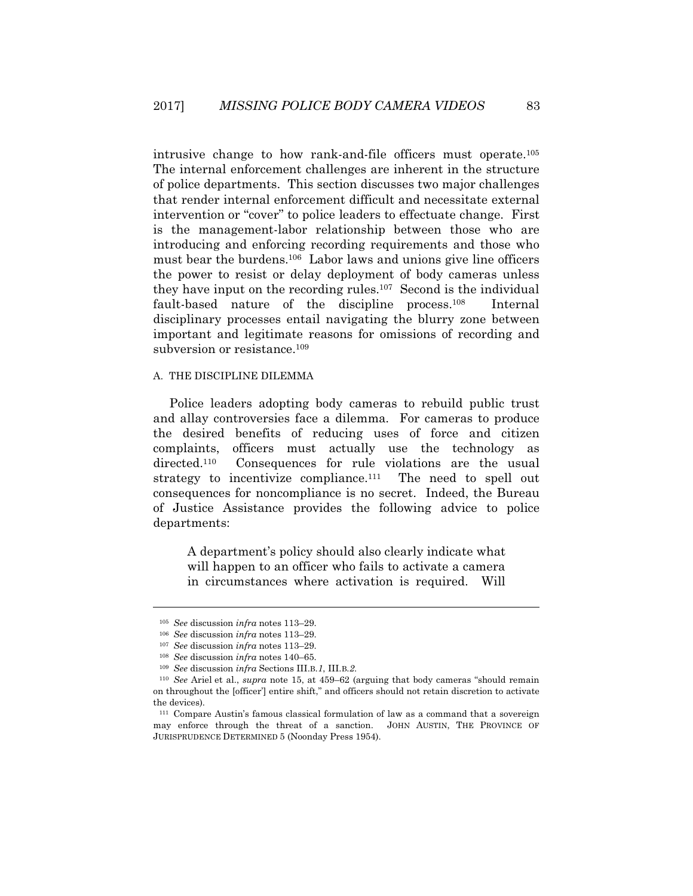intrusive change to how rank-and-file officers must operate.[105] The internal enforcement challenges are inherent in the structure of police departments. This section discusses two major challenges that render internal enforcement difficult and necessitate external intervention or "cover" to police leaders to effectuate change. First is the management-labor relationship between those who are introducing and enforcing recording requirements and those who must bear the burdens.[106] Labor laws and unions give line officers the power to resist or delay deployment of body cameras unless they have input on the recording rules.[107] Second is the individual fault-based nature of the discipline process.[108] Internal disciplinary processes entail navigating the blurry zone between important and legitimate reasons for omissions of recording and subversion or resistance.[109]

### A. THE DISCIPLINE DILEMMA

Police leaders adopting body cameras to rebuild public trust and allay controversies face a dilemma. For cameras to produce the desired benefits of reducing uses of force and citizen complaints, officers must actually use the technology as directed.[110] Consequences for rule violations are the usual strategy to incentivize compliance.[111] The need to spell out consequences for noncompliance is no secret. Indeed, the Bureau of Justice Assistance provides the following advice to police departments:

> A department's policy should also clearly indicate what will happen to an officer who fails to activate a camera in circumstances where activation is required. Will

---

[105] *See* discussion *infra* notes 113–29.

[106] *See* discussion *infra* notes 113–29.

[107] *See* discussion *infra* notes 113–29.

[108] *See* discussion *infra* notes 140–65.

[109] *See* discussion *infra* Sections III.B.*1*, III.B.*2*.

[110] *See* Ariel et al., *supra* note 15, at 459–62 (arguing that body cameras "should remain on throughout the [officer'] entire shift," and officers should not retain discretion to activate the devices).

[111] Compare Austin's famous classical formulation of law as a command that a sovereign may enforce through the threat of a sanction. JOHN AUSTIN, THE PROVINCE OF JURISPRUDENCE DETERMINED 5 (Noonday Press 1954).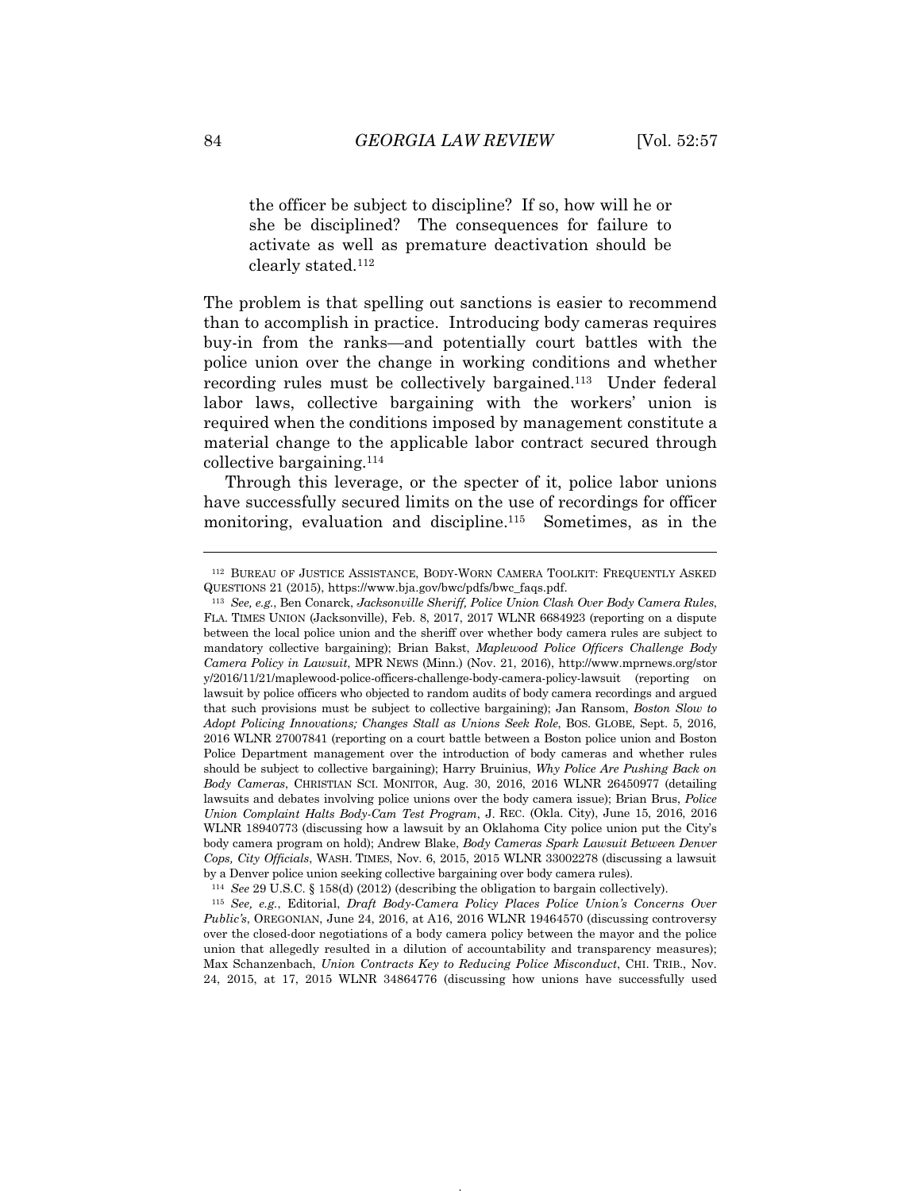> the officer be subject to discipline? If so, how will he or she be disciplined? The consequences for failure to activate as well as premature deactivation should be clearly stated.[112]

The problem is that spelling out sanctions is easier to recommend than to accomplish in practice. Introducing body cameras requires buy-in from the ranks—and potentially court battles with the police union over the change in working conditions and whether recording rules must be collectively bargained.[113] Under federal labor laws, collective bargaining with the workers' union is required when the conditions imposed by management constitute a material change to the applicable labor contract secured through collective bargaining.[114]

Through this leverage, or the specter of it, police labor unions have successfully secured limits on the use of recordings for officer monitoring, evaluation and discipline.[115] Sometimes, as in the

---

[112] BUREAU OF JUSTICE ASSISTANCE, BODY-WORN CAMERA TOOLKIT: FREQUENTLY ASKED QUESTIONS 21 (2015), https://www.bja.gov/bwc/pdfs/bwc_faqs.pdf.

[113] *See, e.g.*, Ben Conarck, *Jacksonville Sheriff, Police Union Clash Over Body Camera Rules*, FLA. TIMES UNION (Jacksonville), Feb. 8, 2017, 2017 WLNR 6684923 (reporting on a dispute between the local police union and the sheriff over whether body camera rules are subject to mandatory collective bargaining); Brian Bakst, *Maplewood Police Officers Challenge Body Camera Policy in Lawsuit*, MPR NEWS (Minn.) (Nov. 21, 2016), http://www.mprnews.org/story/2016/11/21/maplewood-police-officers-challenge-body-camera-policy-lawsuit (reporting on lawsuit by police officers who objected to random audits of body camera recordings and argued that such provisions must be subject to collective bargaining); Jan Ransom, *Boston Slow to Adopt Policing Innovations; Changes Stall as Unions Seek Role*, BOS. GLOBE, Sept. 5, 2016, 2016 WLNR 27007841 (reporting on a court battle between a Boston police union and Boston Police Department management over the introduction of body cameras and whether rules should be subject to collective bargaining); Harry Bruinius, *Why Police Are Pushing Back on Body Cameras*, CHRISTIAN SCI. MONITOR, Aug. 30, 2016, 2016 WLNR 26450977 (detailing lawsuits and debates involving police unions over the body camera issue); Brian Brus, *Police Union Complaint Halts Body-Cam Test Program*, J. REC. (Okla. City), June 15, 2016, 2016 WLNR 18940773 (discussing how a lawsuit by an Oklahoma City police union put the City's body camera program on hold); Andrew Blake, *Body Cameras Spark Lawsuit Between Denver Cops, City Officials*, WASH. TIMES, Nov. 6, 2015, 2015 WLNR 33002278 (discussing a lawsuit by a Denver police union seeking collective bargaining over body camera rules).

[114] *See* 29 U.S.C. § 158(d) (2012) (describing the obligation to bargain collectively).

[115] *See, e.g.*, Editorial, *Draft Body-Camera Policy Places Police Union's Concerns Over Public's*, OREGONIAN, June 24, 2016, at A16, 2016 WLNR 19464570 (discussing controversy over the closed-door negotiations of a body camera policy between the mayor and the police union that allegedly resulted in a dilution of accountability and transparency measures); Max Schanzenbach, *Union Contracts Key to Reducing Police Misconduct*, CHI. TRIB., Nov. 24, 2015, at 17, 2015 WLNR 34864776 (discussing how unions have successfully used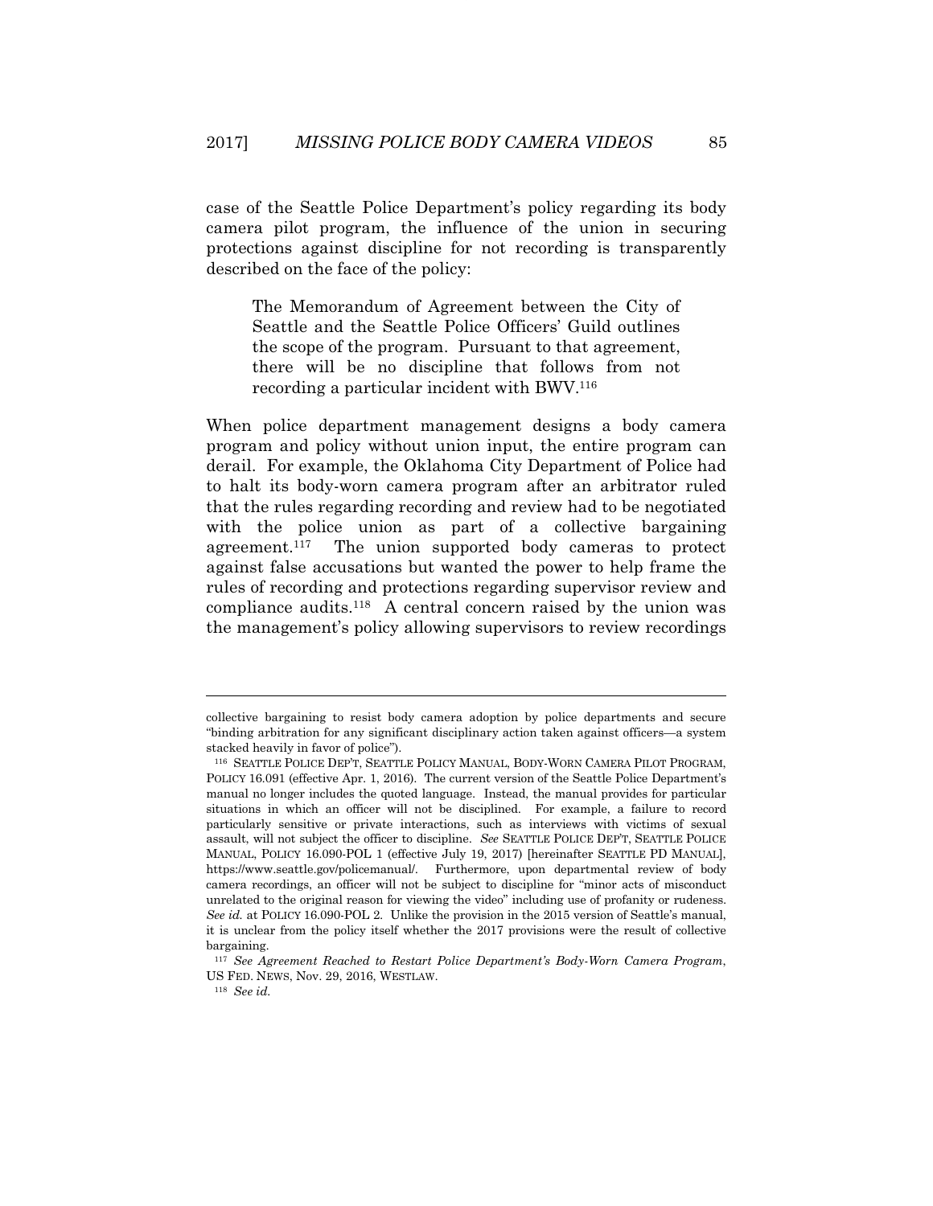case of the Seattle Police Department's policy regarding its body camera pilot program, the influence of the union in securing protections against discipline for not recording is transparently described on the face of the policy:

> The Memorandum of Agreement between the City of Seattle and the Seattle Police Officers' Guild outlines the scope of the program. Pursuant to that agreement, there will be no discipline that follows from not recording a particular incident with BWV.[116]

When police department management designs a body camera program and policy without union input, the entire program can derail. For example, the Oklahoma City Department of Police had to halt its body-worn camera program after an arbitrator ruled that the rules regarding recording and review had to be negotiated with the police union as part of a collective bargaining agreement.[117] The union supported body cameras to protect against false accusations but wanted the power to help frame the rules of recording and protections regarding supervisor review and compliance audits.[118] A central concern raised by the union was the management's policy allowing supervisors to review recordings

---

collective bargaining to resist body camera adoption by police departments and secure "binding arbitration for any significant disciplinary action taken against officers—a system stacked heavily in favor of police").

[116] SEATTLE POLICE DEP'T, SEATTLE POLICY MANUAL, BODY-WORN CAMERA PILOT PROGRAM, POLICY 16.091 (effective Apr. 1, 2016). The current version of the Seattle Police Department's manual no longer includes the quoted language. Instead, the manual provides for particular situations in which an officer will not be disciplined. For example, a failure to record particularly sensitive or private interactions, such as interviews with victims of sexual assault, will not subject the officer to discipline. *See* SEATTLE POLICE DEP'T, SEATTLE POLICE MANUAL, POLICY 16.090-POL 1 (effective July 19, 2017) [hereinafter SEATTLE PD MANUAL], https://www.seattle.gov/policemanual/. Furthermore, upon departmental review of body camera recordings, an officer will not be subject to discipline for "minor acts of misconduct unrelated to the original reason for viewing the video" including use of profanity or rudeness. *See id.* at POLICY 16.090-POL 2. Unlike the provision in the 2015 version of Seattle's manual, it is unclear from the policy itself whether the 2017 provisions were the result of collective bargaining.

[117] *See Agreement Reached to Restart Police Department's Body-Worn Camera Program*, US FED. NEWS, Nov. 29, 2016, WESTLAW.

[118] *See id.*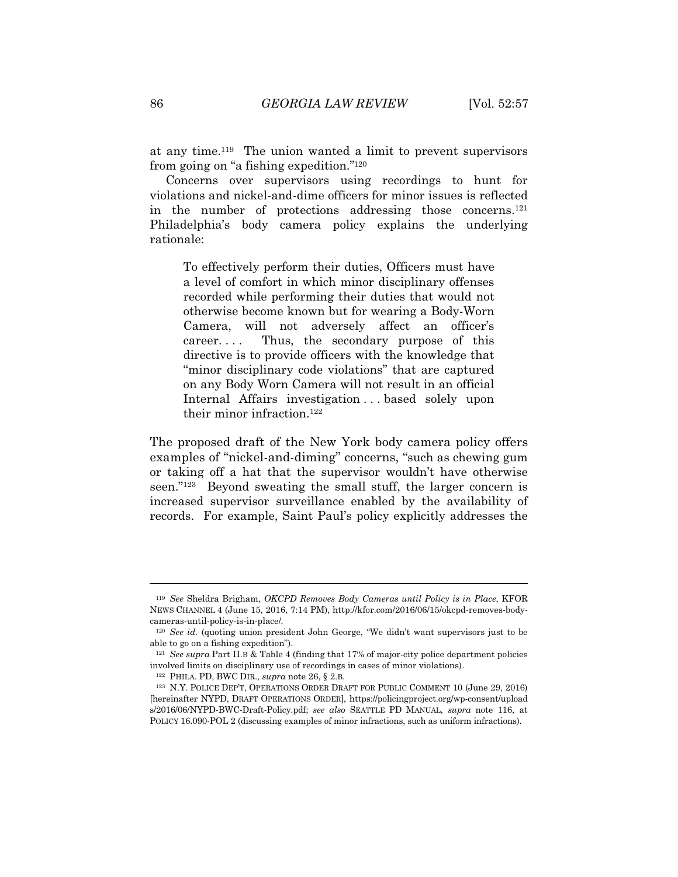at any time.[119] The union wanted a limit to prevent supervisors from going on "a fishing expedition."[120]

Concerns over supervisors using recordings to hunt for violations and nickel-and-dime officers for minor issues is reflected in the number of protections addressing those concerns.[121] Philadelphia's body camera policy explains the underlying rationale:

> To effectively perform their duties, Officers must have a level of comfort in which minor disciplinary offenses recorded while performing their duties that would not otherwise become known but for wearing a Body-Worn Camera, will not adversely affect an officer's career. . . . Thus, the secondary purpose of this directive is to provide officers with the knowledge that "minor disciplinary code violations" that are captured on any Body Worn Camera will not result in an official Internal Affairs investigation . . . based solely upon their minor infraction.[122]

The proposed draft of the New York body camera policy offers examples of "nickel-and-diming" concerns, "such as chewing gum or taking off a hat that the supervisor wouldn't have otherwise seen."[123] Beyond sweating the small stuff, the larger concern is increased supervisor surveillance enabled by the availability of records. For example, Saint Paul's policy explicitly addresses the

---

[119] *See* Sheldra Brigham, *OKCPD Removes Body Cameras until Policy is in Place*, KFOR NEWS CHANNEL 4 (June 15, 2016, 7:14 PM), http://kfor.com/2016/06/15/okcpd-removes-body-cameras-until-policy-is-in-place/.

[120] *See id.* (quoting union president John George, "We didn't want supervisors just to be able to go on a fishing expedition").

[121] *See supra* Part II.B & Table 4 (finding that 17% of major-city police department policies involved limits on disciplinary use of recordings in cases of minor violations).

[122] PHILA. PD, BWC DIR., *supra* note 26, § 2.B.

[123] N.Y. POLICE DEP'T, OPERATIONS ORDER DRAFT FOR PUBLIC COMMENT 10 (June 29, 2016) [hereinafter NYPD, DRAFT OPERATIONS ORDER], https://policingproject.org/wp-consent/uploads/2016/06/NYPD-BWC-Draft-Policy.pdf; *see also* SEATTLE PD MANUAL, *supra* note 116, at POLICY 16.090-POL 2 (discussing examples of minor infractions, such as uniform infractions).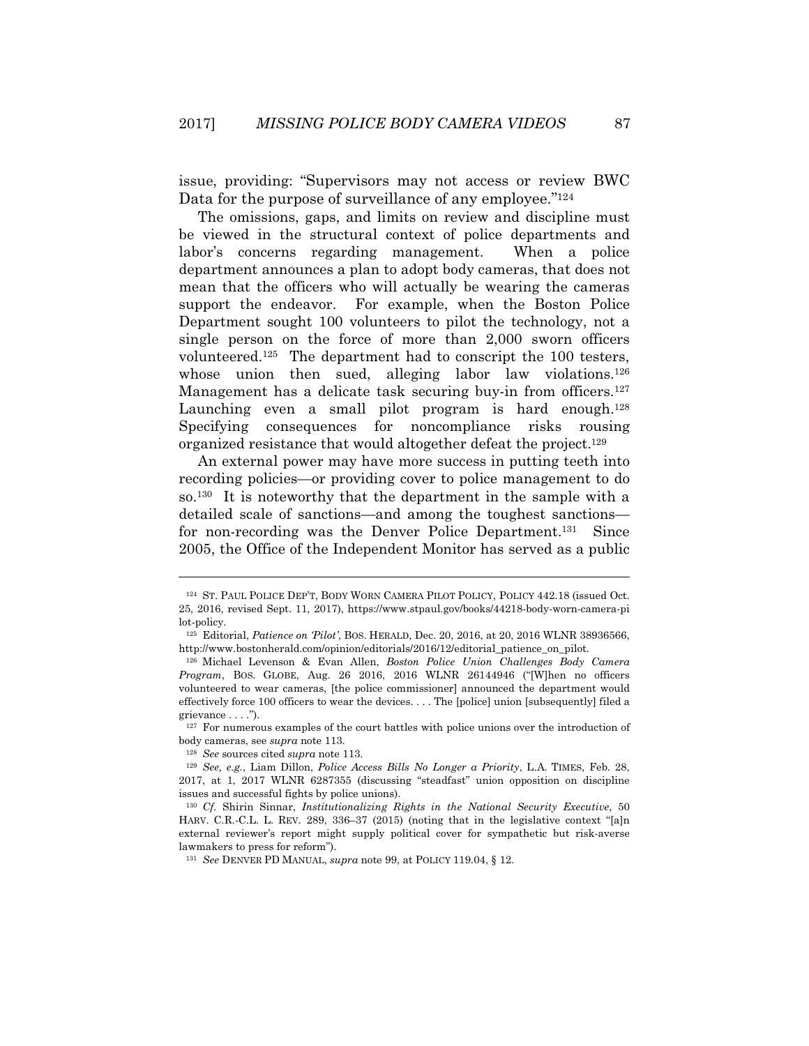issue, providing: "Supervisors may not access or review BWC Data for the purpose of surveillance of any employee."[124]

The omissions, gaps, and limits on review and discipline must be viewed in the structural context of police departments and labor's concerns regarding management. When a police department announces a plan to adopt body cameras, that does not mean that the officers who will actually be wearing the cameras support the endeavor. For example, when the Boston Police Department sought 100 volunteers to pilot the technology, not a single person on the force of more than 2,000 sworn officers volunteered.[125] The department had to conscript the 100 testers, whose union then sued, alleging labor law violations.[126] Management has a delicate task securing buy-in from officers.[127] Launching even a small pilot program is hard enough.[128] Specifying consequences for noncompliance risks rousing organized resistance that would altogether defeat the project.[129]

An external power may have more success in putting teeth into recording policies—or providing cover to police management to do so.[130] It is noteworthy that the department in the sample with a detailed scale of sanctions—and among the toughest sanctions—for non-recording was the Denver Police Department.[131] Since 2005, the Office of the Independent Monitor has served as a public

---

[124] ST. PAUL POLICE DEP'T, BODY WORN CAMERA PILOT POLICY, POLICY 442.18 (issued Oct. 25, 2016, revised Sept. 11, 2017), https://www.stpaul.gov/books/44218-body-worn-camera-pilot-policy.

[125] Editorial, *Patience on 'Pilot'*, BOS. HERALD, Dec. 20, 2016, at 20, 2016 WLNR 38936566, http://www.bostonherald.com/opinion/editorials/2016/12/editorial_patience_on_pilot.

[126] Michael Levenson & Evan Allen, *Boston Police Union Challenges Body Camera Program*, BOS. GLOBE, Aug. 26 2016, 2016 WLNR 26144946 ("[W]hen no officers volunteered to wear cameras, [the police commissioner] announced the department would effectively force 100 officers to wear the devices. . . . The [police] union [subsequently] filed a grievance . . . .").

[127] For numerous examples of the court battles with police unions over the introduction of body cameras, see *supra* note 113.

[128] *See* sources cited *supra* note 113.

[129] *See, e.g.*, Liam Dillon, *Police Access Bills No Longer a Priority*, L.A. TIMES, Feb. 28, 2017, at 1, 2017 WLNR 6287355 (discussing "steadfast" union opposition on discipline issues and successful fights by police unions).

[130] *Cf.* Shirin Sinnar, *Institutionalizing Rights in the National Security Executive*, 50 HARV. C.R.-C.L. L. REV. 289, 336–37 (2015) (noting that in the legislative context "[a]n external reviewer's report might supply political cover for sympathetic but risk-averse lawmakers to press for reform").

[131] *See* DENVER PD MANUAL, *supra* note 99, at POLICY 119.04, § 12.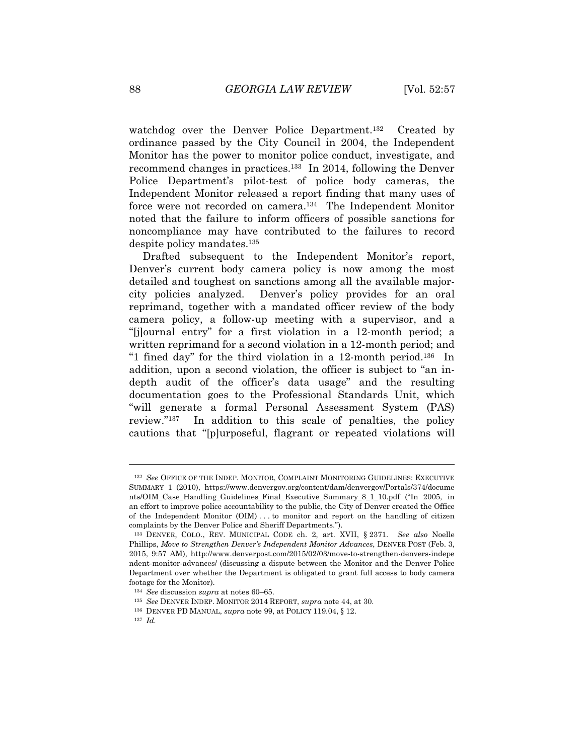watchdog over the Denver Police Department.[132] Created by ordinance passed by the City Council in 2004, the Independent Monitor has the power to monitor police conduct, investigate, and recommend changes in practices.[133] In 2014, following the Denver Police Department's pilot-test of police body cameras, the Independent Monitor released a report finding that many uses of force were not recorded on camera.[134] The Independent Monitor noted that the failure to inform officers of possible sanctions for noncompliance may have contributed to the failures to record despite policy mandates.[135]

Drafted subsequent to the Independent Monitor's report, Denver's current body camera policy is now among the most detailed and toughest on sanctions among all the available major-city policies analyzed. Denver's policy provides for an oral reprimand, together with a mandated officer review of the body camera policy, a follow-up meeting with a supervisor, and a "[j]ournal entry" for a first violation in a 12-month period; a written reprimand for a second violation in a 12-month period; and "1 fined day" for the third violation in a 12-month period.[136] In addition, upon a second violation, the officer is subject to "an in-depth audit of the officer's data usage" and the resulting documentation goes to the Professional Standards Unit, which "will generate a formal Personal Assessment System (PAS) review."[137] In addition to this scale of penalties, the policy cautions that "[p]urposeful, flagrant or repeated violations will

---

[132] *See* OFFICE OF THE INDEP. MONITOR, COMPLAINT MONITORING GUIDELINES: EXECUTIVE SUMMARY 1 (2010), https://www.denvergov.org/content/dam/denvergov/Portals/374/documents/OIM_Case_Handling_Guidelines_Final_Executive_Summary_8_1_10.pdf ("In 2005, in an effort to improve police accountability to the public, the City of Denver created the Office of the Independent Monitor (OIM) . . . to monitor and report on the handling of citizen complaints by the Denver Police and Sheriff Departments.").

[133] DENVER, COLO., REV. MUNICIPAL CODE ch. 2, art. XVII, § 2371. *See also* Noelle Phillips, *Move to Strengthen Denver's Independent Monitor Advances*, DENVER POST (Feb. 3, 2015, 9:57 AM), http://www.denverpost.com/2015/02/03/move-to-strengthen-denvers-independent-monitor-advances/ (discussing a dispute between the Monitor and the Denver Police Department over whether the Department is obligated to grant full access to body camera footage for the Monitor).

[134] *See* discussion *supra* at notes 60–65.

[135] *See* DENVER INDEP. MONITOR 2014 REPORT, *supra* note 44, at 30.

[136] DENVER PD MANUAL, *supra* note 99, at POLICY 119.04, § 12.

[137] *Id.*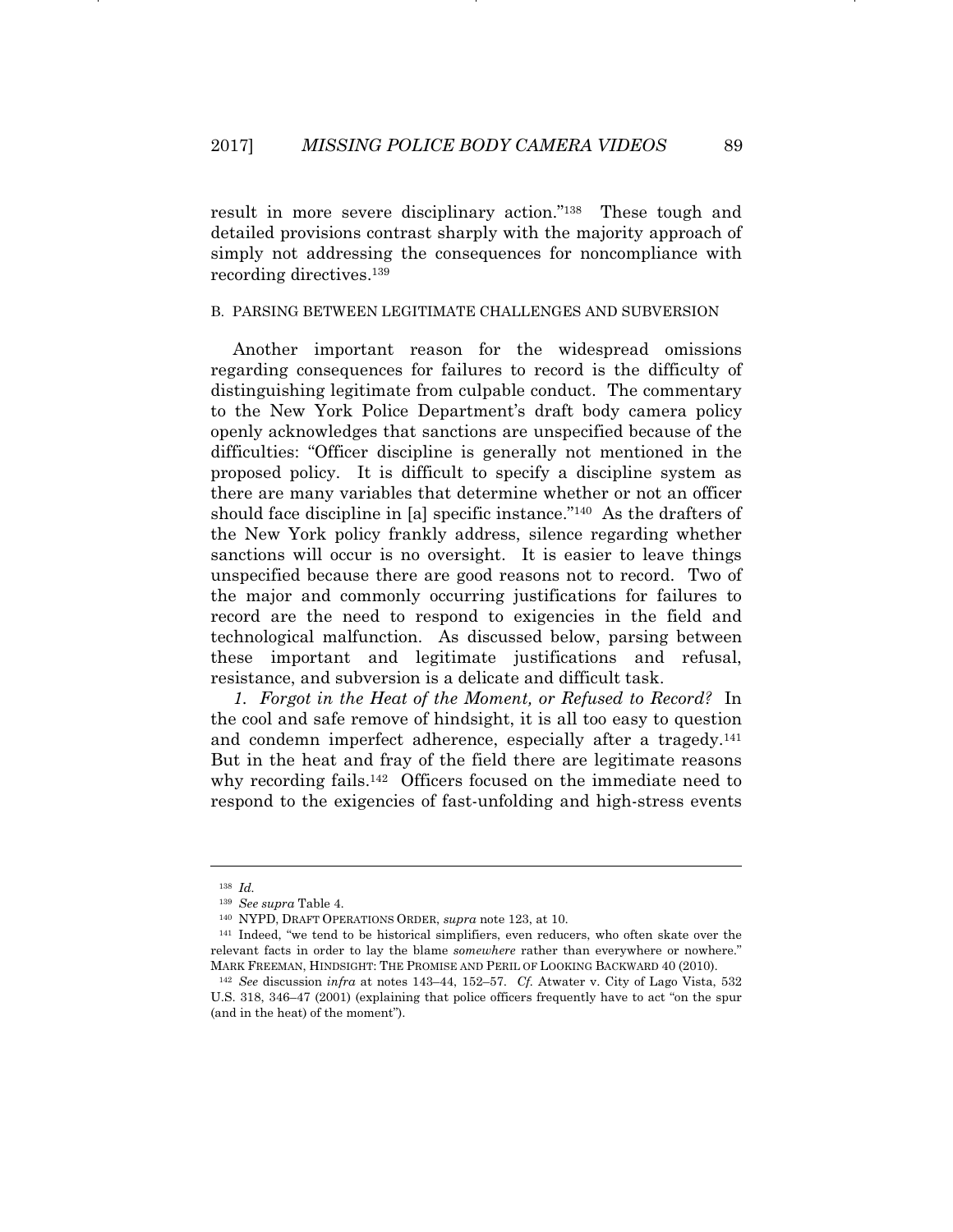result in more severe disciplinary action."[138] These tough and detailed provisions contrast sharply with the majority approach of simply not addressing the consequences for noncompliance with recording directives.[139]

### B. PARSING BETWEEN LEGITIMATE CHALLENGES AND SUBVERSION

Another important reason for the widespread omissions regarding consequences for failures to record is the difficulty of distinguishing legitimate from culpable conduct. The commentary to the New York Police Department's draft body camera policy openly acknowledges that sanctions are unspecified because of the difficulties: "Officer discipline is generally not mentioned in the proposed policy. It is difficult to specify a discipline system as there are many variables that determine whether or not an officer should face discipline in [a] specific instance."[140] As the drafters of the New York policy frankly address, silence regarding whether sanctions will occur is no oversight. It is easier to leave things unspecified because there are good reasons not to record. Two of the major and commonly occurring justifications for failures to record are the need to respond to exigencies in the field and technological malfunction. As discussed below, parsing between these important and legitimate justifications and refusal, resistance, and subversion is a delicate and difficult task.

*1. Forgot in the Heat of the Moment, or Refused to Record?* In the cool and safe remove of hindsight, it is all too easy to question and condemn imperfect adherence, especially after a tragedy.[141] But in the heat and fray of the field there are legitimate reasons why recording fails.[142] Officers focused on the immediate need to respond to the exigencies of fast-unfolding and high-stress events

---

[138] *Id.*

[139] *See supra* Table 4.

[140] NYPD, DRAFT OPERATIONS ORDER, *supra* note 123, at 10.

[141] Indeed, "we tend to be historical simplifiers, even reducers, who often skate over the relevant facts in order to lay the blame *somewhere* rather than everywhere or nowhere." MARK FREEMAN, HINDSIGHT: THE PROMISE AND PERIL OF LOOKING BACKWARD 40 (2010).

[142] *See* discussion *infra* at notes 143–44, 152–57. *Cf.* Atwater v. City of Lago Vista, 532 U.S. 318, 346–47 (2001) (explaining that police officers frequently have to act "on the spur (and in the heat) of the moment").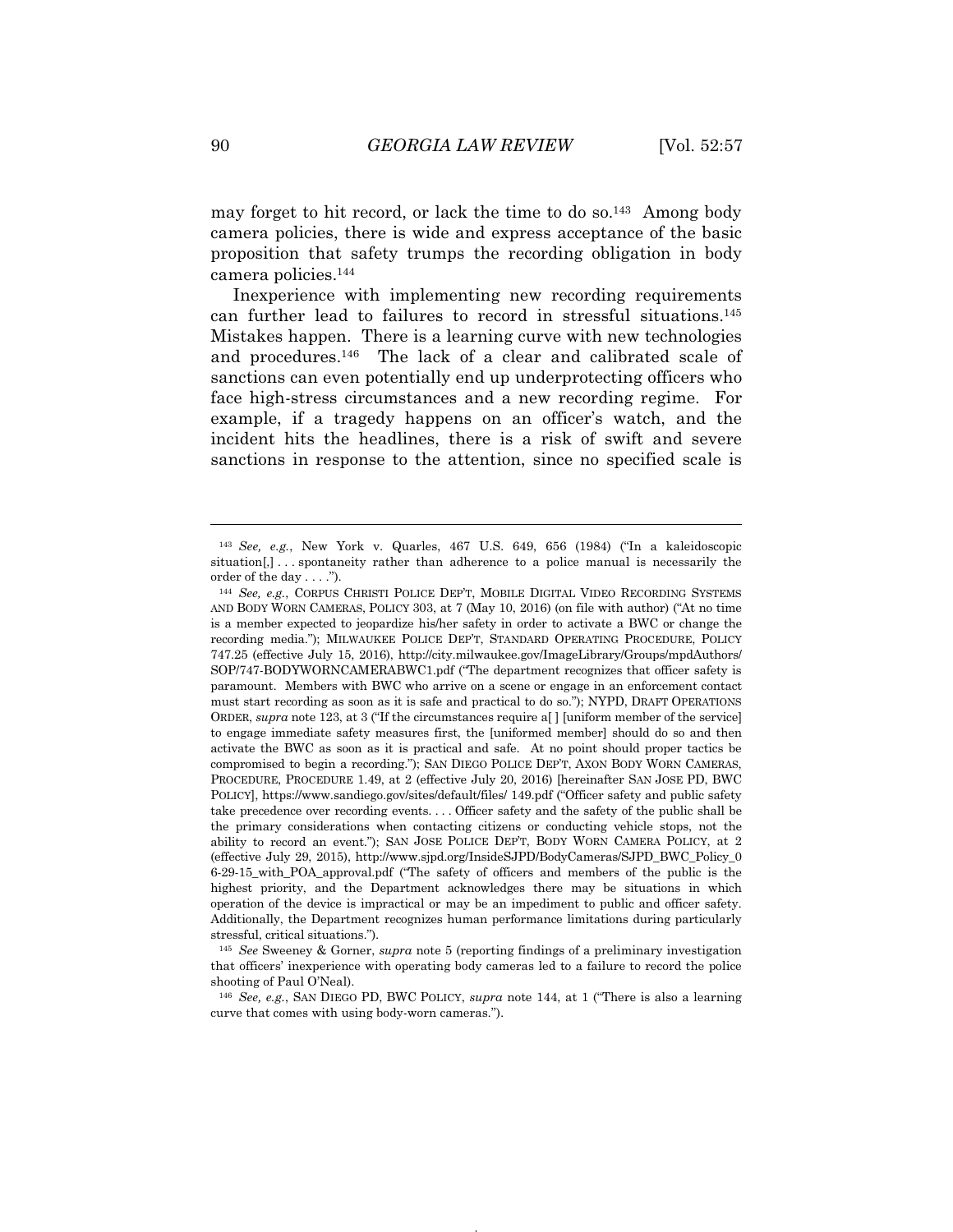may forget to hit record, or lack the time to do so.[143] Among body camera policies, there is wide and express acceptance of the basic proposition that safety trumps the recording obligation in body camera policies.[144]

Inexperience with implementing new recording requirements can further lead to failures to record in stressful situations.[145] Mistakes happen. There is a learning curve with new technologies and procedures.[146] The lack of a clear and calibrated scale of sanctions can even potentially end up underprotecting officers who face high-stress circumstances and a new recording regime. For example, if a tragedy happens on an officer's watch, and the incident hits the headlines, there is a risk of swift and severe sanctions in response to the attention, since no specified scale is

---

[143] *See, e.g.*, New York v. Quarles, 467 U.S. 649, 656 (1984) ("In a kaleidoscopic situation[,] . . . spontaneity rather than adherence to a police manual is necessarily the order of the day . . . .").

[144] *See, e.g.*, CORPUS CHRISTI POLICE DEP'T, MOBILE DIGITAL VIDEO RECORDING SYSTEMS AND BODY WORN CAMERAS, POLICY 303, at 7 (May 10, 2016) (on file with author) ("At no time is a member expected to jeopardize his/her safety in order to activate a BWC or change the recording media."); MILWAUKEE POLICE DEP'T, STANDARD OPERATING PROCEDURE, POLICY 747.25 (effective July 15, 2016), http://city.milwaukee.gov/ImageLibrary/Groups/mpdAuthors/SOP/747-BODYWORNCAMERABWC1.pdf ("The department recognizes that officer safety is paramount. Members with BWC who arrive on a scene or engage in an enforcement contact must start recording as soon as it is safe and practical to do so."); NYPD, DRAFT OPERATIONS ORDER, *supra* note 123, at 3 ("If the circumstances require a[ ] [uniform member of the service] to engage immediate safety measures first, the [uniformed member] should do so and then activate the BWC as soon as it is practical and safe. At no point should proper tactics be compromised to begin a recording."); SAN DIEGO POLICE DEP'T, AXON BODY WORN CAMERAS, PROCEDURE, PROCEDURE 1.49, at 2 (effective July 20, 2016) [hereinafter SAN JOSE PD, BWC POLICY], https://www.sandiego.gov/sites/default/files/ 149.pdf ("Officer safety and public safety take precedence over recording events. . . . Officer safety and the safety of the public shall be the primary considerations when contacting citizens or conducting vehicle stops, not the ability to record an event."); SAN JOSE POLICE DEP'T, BODY WORN CAMERA POLICY, at 2 (effective July 29, 2015), http://www.sjpd.org/InsideSJPD/BodyCameras/SJPD_BWC_Policy_06-29-15_with_POA_approval.pdf ("The safety of officers and members of the public is the highest priority, and the Department acknowledges there may be situations in which operation of the device is impractical or may be an impediment to public and officer safety. Additionally, the Department recognizes human performance limitations during particularly stressful, critical situations.").

[145] *See* Sweeney & Gorner, *supra* note 5 (reporting findings of a preliminary investigation that officers' inexperience with operating body cameras led to a failure to record the police shooting of Paul O'Neal).

[146] *See, e.g.*, SAN DIEGO PD, BWC POLICY, *supra* note 144, at 1 ("There is also a learning curve that comes with using body-worn cameras.").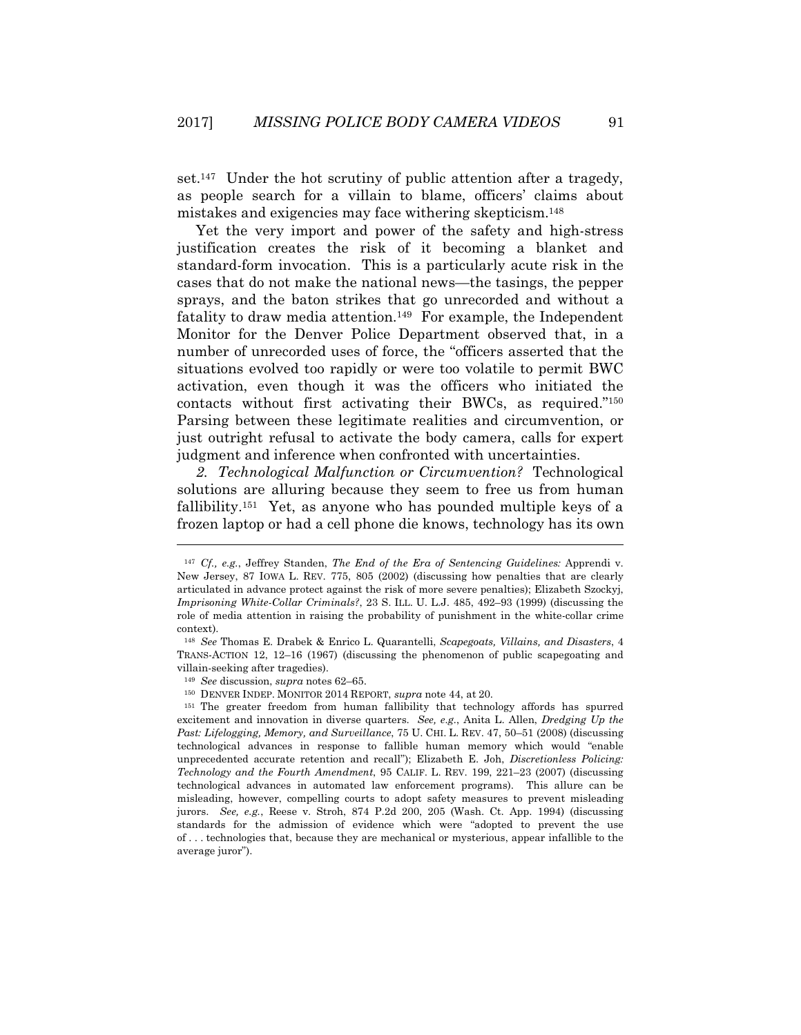set.[147] Under the hot scrutiny of public attention after a tragedy, as people search for a villain to blame, officers' claims about mistakes and exigencies may face withering skepticism.[148]

Yet the very import and power of the safety and high-stress justification creates the risk of it becoming a blanket and standard-form invocation. This is a particularly acute risk in the cases that do not make the national news—the tasings, the pepper sprays, and the baton strikes that go unrecorded and without a fatality to draw media attention.[149] For example, the Independent Monitor for the Denver Police Department observed that, in a number of unrecorded uses of force, the "officers asserted that the situations evolved too rapidly or were too volatile to permit BWC activation, even though it was the officers who initiated the contacts without first activating their BWCs, as required."[150] Parsing between these legitimate realities and circumvention, or just outright refusal to activate the body camera, calls for expert judgment and inference when confronted with uncertainties.

*2. Technological Malfunction or Circumvention?* Technological solutions are alluring because they seem to free us from human fallibility.[151] Yet, as anyone who has pounded multiple keys of a frozen laptop or had a cell phone die knows, technology has its own

---

[147] *Cf., e.g.*, Jeffrey Standen, *The End of the Era of Sentencing Guidelines:* Apprendi v. New Jersey, 87 IOWA L. REV. 775, 805 (2002) (discussing how penalties that are clearly articulated in advance protect against the risk of more severe penalties); Elizabeth Szockyj, *Imprisoning White-Collar Criminals?*, 23 S. ILL. U. L.J. 485, 492–93 (1999) (discussing the role of media attention in raising the probability of punishment in the white-collar crime context).

[148] *See* Thomas E. Drabek & Enrico L. Quarantelli, *Scapegoats, Villains, and Disasters*, 4 TRANS-ACTION 12, 12–16 (1967) (discussing the phenomenon of public scapegoating and villain-seeking after tragedies).

[149] *See* discussion, *supra* notes 62–65.

[150] DENVER INDEP. MONITOR 2014 REPORT, *supra* note 44, at 20.

[151] The greater freedom from human fallibility that technology affords has spurred excitement and innovation in diverse quarters. *See, e.g.*, Anita L. Allen, *Dredging Up the Past: Lifelogging, Memory, and Surveillance*, 75 U. CHI. L. REV. 47, 50–51 (2008) (discussing technological advances in response to fallible human memory which would "enable unprecedented accurate retention and recall"); Elizabeth E. Joh, *Discretionless Policing: Technology and the Fourth Amendment*, 95 CALIF. L. REV. 199, 221–23 (2007) (discussing technological advances in automated law enforcement programs). This allure can be misleading, however, compelling courts to adopt safety measures to prevent misleading jurors. *See, e.g.*, Reese v. Stroh, 874 P.2d 200, 205 (Wash. Ct. App. 1994) (discussing standards for the admission of evidence which were "adopted to prevent the use of . . . technologies that, because they are mechanical or mysterious, appear infallible to the average juror").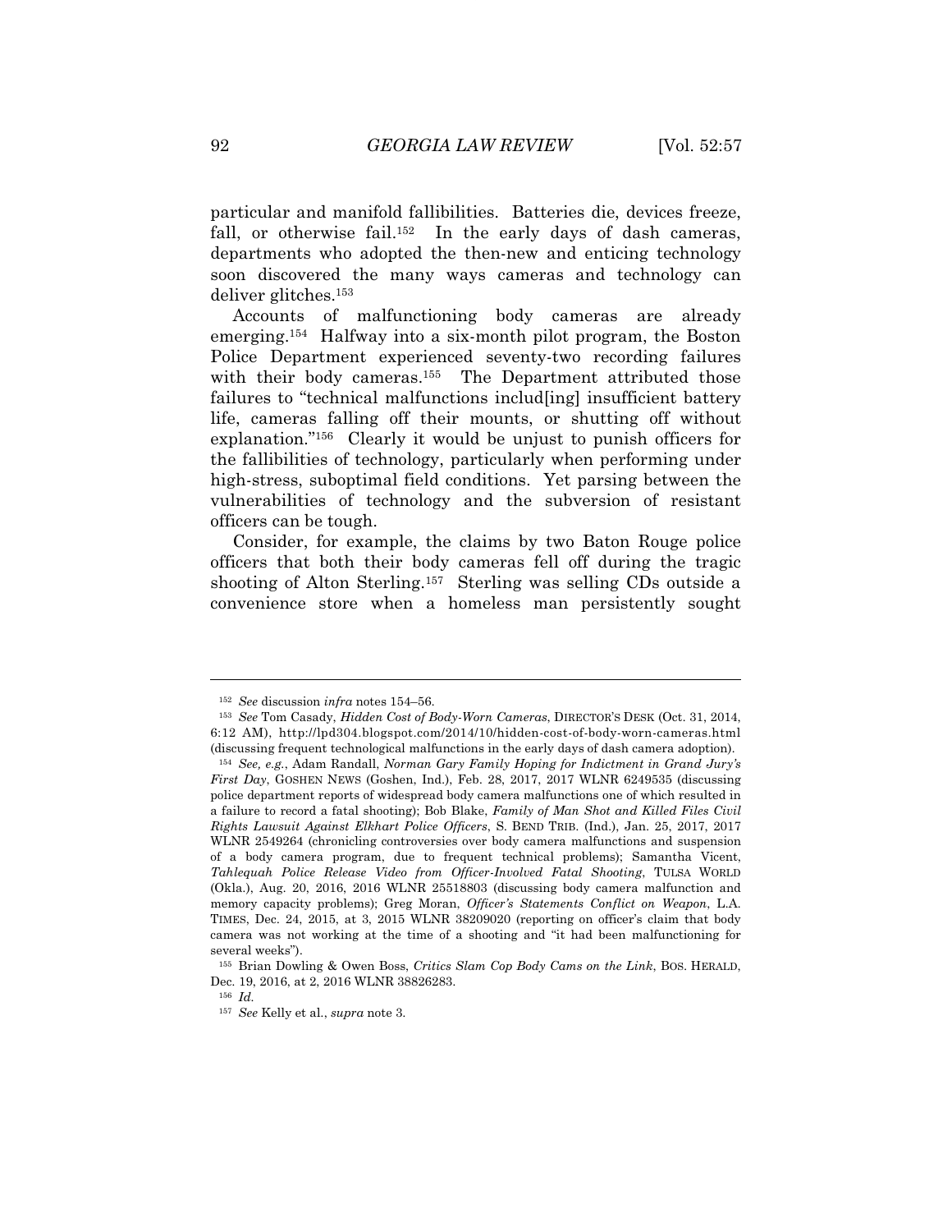particular and manifold fallibilities. Batteries die, devices freeze, fall, or otherwise fail.[152] In the early days of dash cameras, departments who adopted the then-new and enticing technology soon discovered the many ways cameras and technology can deliver glitches.[153]

Accounts of malfunctioning body cameras are already emerging.[154] Halfway into a six-month pilot program, the Boston Police Department experienced seventy-two recording failures with their body cameras.[155] The Department attributed those failures to "technical malfunctions includ[ing] insufficient battery life, cameras falling off their mounts, or shutting off without explanation."[156] Clearly it would be unjust to punish officers for the fallibilities of technology, particularly when performing under high-stress, suboptimal field conditions. Yet parsing between the vulnerabilities of technology and the subversion of resistant officers can be tough.

Consider, for example, the claims by two Baton Rouge police officers that both their body cameras fell off during the tragic shooting of Alton Sterling.[157] Sterling was selling CDs outside a convenience store when a homeless man persistently sought

---

[152] *See* discussion *infra* notes 154–56.

[153] *See* Tom Casady, *Hidden Cost of Body-Worn Cameras*, DIRECTOR'S DESK (Oct. 31, 2014, 6:12 AM), http://lpd304.blogspot.com/2014/10/hidden-cost-of-body-worn-cameras.html (discussing frequent technological malfunctions in the early days of dash camera adoption).

[154] *See, e.g.*, Adam Randall, *Norman Gary Family Hoping for Indictment in Grand Jury's First Day*, GOSHEN NEWS (Goshen, Ind.), Feb. 28, 2017, 2017 WLNR 6249535 (discussing police department reports of widespread body camera malfunctions one of which resulted in a failure to record a fatal shooting); Bob Blake, *Family of Man Shot and Killed Files Civil Rights Lawsuit Against Elkhart Police Officers*, S. BEND TRIB. (Ind.), Jan. 25, 2017, 2017 WLNR 2549264 (chronicling controversies over body camera malfunctions and suspension of a body camera program, due to frequent technical problems); Samantha Vicent, *Tahlequah Police Release Video from Officer-Involved Fatal Shooting*, TULSA WORLD (Okla.), Aug. 20, 2016, 2016 WLNR 25518803 (discussing body camera malfunction and memory capacity problems); Greg Moran, *Officer's Statements Conflict on Weapon*, L.A. TIMES, Dec. 24, 2015, at 3, 2015 WLNR 38209020 (reporting on officer's claim that body camera was not working at the time of a shooting and "it had been malfunctioning for several weeks").

[155] Brian Dowling & Owen Boss, *Critics Slam Cop Body Cams on the Link*, BOS. HERALD, Dec. 19, 2016, at 2, 2016 WLNR 38826283.

[156] *Id.*

[157] *See* Kelly et al., *supra* note 3.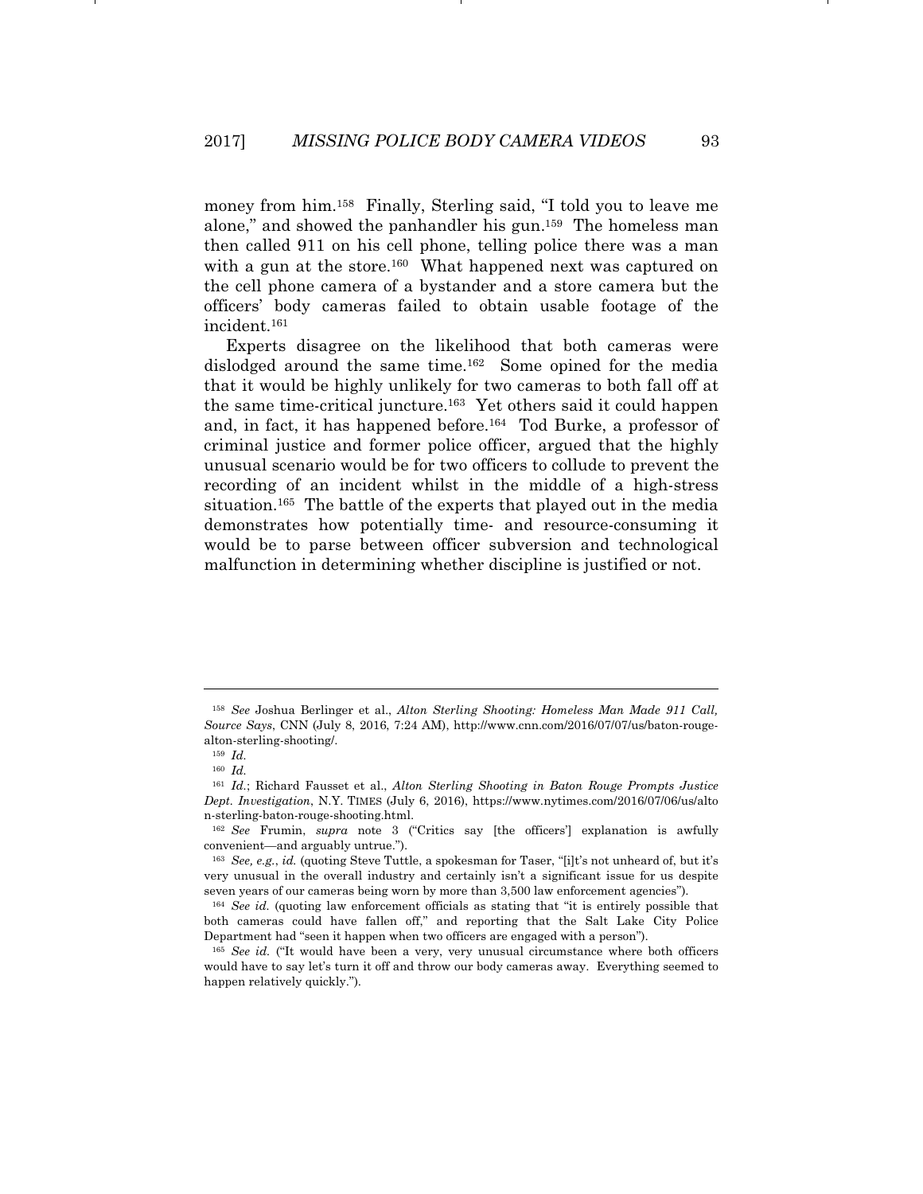money from him.[158] Finally, Sterling said, "I told you to leave me alone," and showed the panhandler his gun.[159] The homeless man then called 911 on his cell phone, telling police there was a man with a gun at the store.[160] What happened next was captured on the cell phone camera of a bystander and a store camera but the officers' body cameras failed to obtain usable footage of the incident.[161]

Experts disagree on the likelihood that both cameras were dislodged around the same time.[162] Some opined for the media that it would be highly unlikely for two cameras to both fall off at the same time-critical juncture.[163] Yet others said it could happen and, in fact, it has happened before.[164] Tod Burke, a professor of criminal justice and former police officer, argued that the highly unusual scenario would be for two officers to collude to prevent the recording of an incident whilst in the middle of a high-stress situation.[165] The battle of the experts that played out in the media demonstrates how potentially time- and resource-consuming it would be to parse between officer subversion and technological malfunction in determining whether discipline is justified or not.

---

[158] *See* Joshua Berlinger et al., *Alton Sterling Shooting: Homeless Man Made 911 Call, Source Says*, CNN (July 8, 2016, 7:24 AM), http://www.cnn.com/2016/07/07/us/baton-rouge-alton-sterling-shooting/.

[159] *Id.*

[160] *Id.*

[161] *Id.*; Richard Fausset et al., *Alton Sterling Shooting in Baton Rouge Prompts Justice Dept. Investigation*, N.Y. TIMES (July 6, 2016), https://www.nytimes.com/2016/07/06/us/alton-sterling-baton-rouge-shooting.html.

[162] *See* Frumin, *supra* note 3 ("Critics say [the officers'] explanation is awfully convenient—and arguably untrue.").

[163] *See, e.g.*, *id.* (quoting Steve Tuttle, a spokesman for Taser, "[i]t's not unheard of, but it's very unusual in the overall industry and certainly isn't a significant issue for us despite seven years of our cameras being worn by more than 3,500 law enforcement agencies").

[164] *See id.* (quoting law enforcement officials as stating that "it is entirely possible that both cameras could have fallen off," and reporting that the Salt Lake City Police Department had "seen it happen when two officers are engaged with a person").

[165] *See id.* ("It would have been a very, very unusual circumstance where both officers would have to say let's turn it off and throw our body cameras away. Everything seemed to happen relatively quickly.").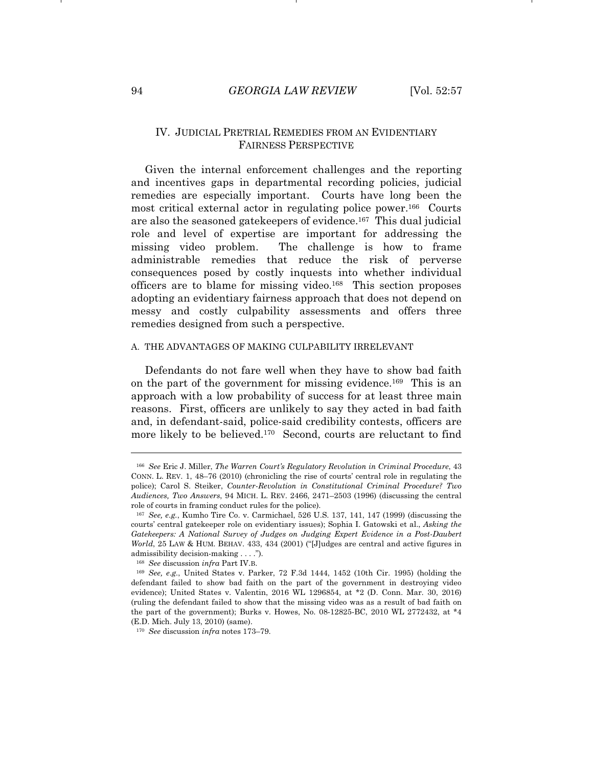## IV. JUDICIAL PRETRIAL REMEDIES FROM AN EVIDENTIARY FAIRNESS PERSPECTIVE

Given the internal enforcement challenges and the reporting and incentives gaps in departmental recording policies, judicial remedies are especially important. Courts have long been the most critical external actor in regulating police power.[166] Courts are also the seasoned gatekeepers of evidence.[167] This dual judicial role and level of expertise are important for addressing the missing video problem. The challenge is how to frame administrable remedies that reduce the risk of perverse consequences posed by costly inquests into whether individual officers are to blame for missing video.[168] This section proposes adopting an evidentiary fairness approach that does not depend on messy and costly culpability assessments and offers three remedies designed from such a perspective.

### A. THE ADVANTAGES OF MAKING CULPABILITY IRRELEVANT

Defendants do not fare well when they have to show bad faith on the part of the government for missing evidence.[169] This is an approach with a low probability of success for at least three main reasons. First, officers are unlikely to say they acted in bad faith and, in defendant-said, police-said credibility contests, officers are more likely to be believed.[170] Second, courts are reluctant to find

---

[166] *See* Eric J. Miller, *The Warren Court's Regulatory Revolution in Criminal Procedure*, 43 CONN. L. REV. 1, 48–76 (2010) (chronicling the rise of courts' central role in regulating the police); Carol S. Steiker, *Counter-Revolution in Constitutional Criminal Procedure? Two Audiences, Two Answers*, 94 MICH. L. REV. 2466, 2471–2503 (1996) (discussing the central role of courts in framing conduct rules for the police).

[167] *See, e.g.*, Kumho Tire Co. v. Carmichael, 526 U.S. 137, 141, 147 (1999) (discussing the courts' central gatekeeper role on evidentiary issues); Sophia I. Gatowski et al., *Asking the Gatekeepers: A National Survey of Judges on Judging Expert Evidence in a Post-Daubert World*, 25 LAW & HUM. BEHAV. 433, 434 (2001) ("[J]udges are central and active figures in admissibility decision-making . . . .").

[168] *See* discussion *infra* Part IV.B.

[169] *See, e.g.*, United States v. Parker, 72 F.3d 1444, 1452 (10th Cir. 1995) (holding the defendant failed to show bad faith on the part of the government in destroying video evidence); United States v. Valentin, 2016 WL 1296854, at *2 (D. Conn. Mar. 30, 2016) (ruling the defendant failed to show that the missing video was as a result of bad faith on the part of the government); Burks v. Howes, No. 08-12825-BC, 2010 WL 2772432, at *4 (E.D. Mich. July 13, 2010) (same).

[170] *See* discussion *infra* notes 173–79.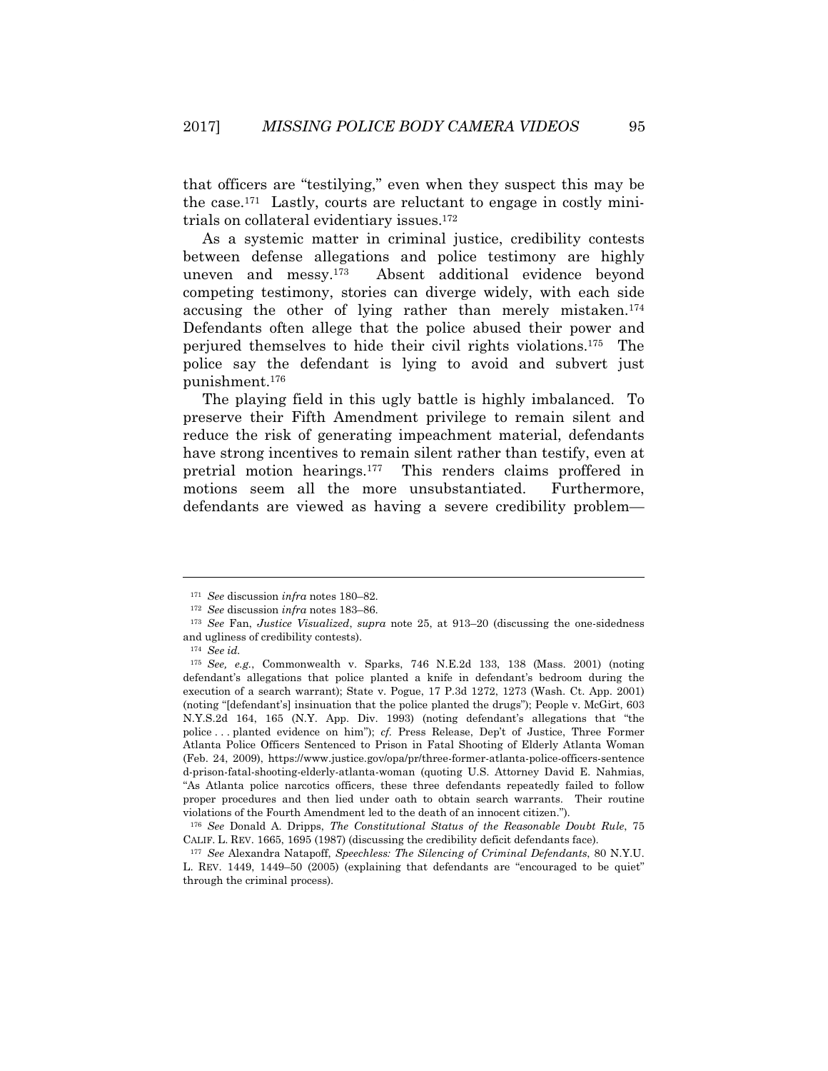that officers are "testilying," even when they suspect this may be the case.[171] Lastly, courts are reluctant to engage in costly mini-trials on collateral evidentiary issues.[172]

As a systemic matter in criminal justice, credibility contests between defense allegations and police testimony are highly uneven and messy.[173] Absent additional evidence beyond competing testimony, stories can diverge widely, with each side accusing the other of lying rather than merely mistaken.[174] Defendants often allege that the police abused their power and perjured themselves to hide their civil rights violations.[175] The police say the defendant is lying to avoid and subvert just punishment.[176]

The playing field in this ugly battle is highly imbalanced. To preserve their Fifth Amendment privilege to remain silent and reduce the risk of generating impeachment material, defendants have strong incentives to remain silent rather than testify, even at pretrial motion hearings.[177] This renders claims proffered in motions seem all the more unsubstantiated. Furthermore, defendants are viewed as having a severe credibility problem—

---

[171] *See* discussion *infra* notes 180–82.

[172] *See* discussion *infra* notes 183–86.

[173] *See* Fan, *Justice Visualized*, *supra* note 25, at 913–20 (discussing the one-sidedness and ugliness of credibility contests).

[174] *See id.*

[175] *See, e.g.*, Commonwealth v. Sparks, 746 N.E.2d 133, 138 (Mass. 2001) (noting defendant's allegations that police planted a knife in defendant's bedroom during the execution of a search warrant); State v. Pogue, 17 P.3d 1272, 1273 (Wash. Ct. App. 2001) (noting "[defendant's] insinuation that the police planted the drugs"); People v. McGirt, 603 N.Y.S.2d 164, 165 (N.Y. App. Div. 1993) (noting defendant's allegations that "the police . . . planted evidence on him"); *cf.* Press Release, Dep't of Justice, Three Former Atlanta Police Officers Sentenced to Prison in Fatal Shooting of Elderly Atlanta Woman (Feb. 24, 2009), https://www.justice.gov/opa/pr/three-former-atlanta-police-officers-sentenced-prison-fatal-shooting-elderly-atlanta-woman (quoting U.S. Attorney David E. Nahmias, "As Atlanta police narcotics officers, these three defendants repeatedly failed to follow proper procedures and then lied under oath to obtain search warrants. Their routine violations of the Fourth Amendment led to the death of an innocent citizen.").

[176] *See* Donald A. Dripps, *The Constitutional Status of the Reasonable Doubt Rule*, 75 CALIF. L. REV. 1665, 1695 (1987) (discussing the credibility deficit defendants face).

[177] *See* Alexandra Natapoff, *Speechless: The Silencing of Criminal Defendants*, 80 N.Y.U. L. REV. 1449, 1449–50 (2005) (explaining that defendants are "encouraged to be quiet" through the criminal process).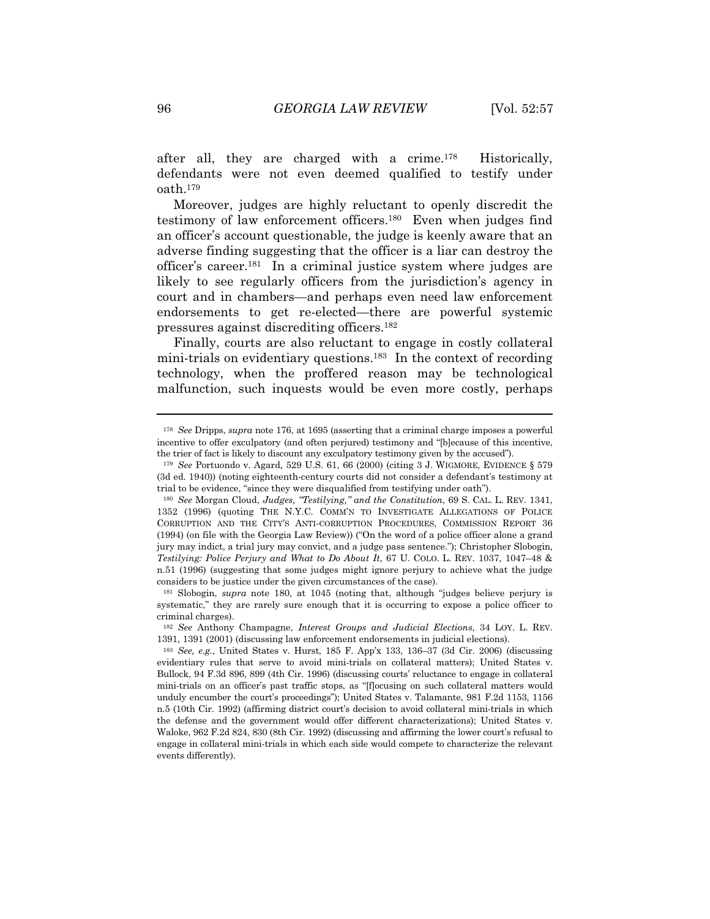after all, they are charged with a crime.[178] Historically, defendants were not even deemed qualified to testify under oath.[179]

Moreover, judges are highly reluctant to openly discredit the testimony of law enforcement officers.[180] Even when judges find an officer's account questionable, the judge is keenly aware that an adverse finding suggesting that the officer is a liar can destroy the officer's career.[181] In a criminal justice system where judges are likely to see regularly officers from the jurisdiction's agency in court and in chambers—and perhaps even need law enforcement endorsements to get re-elected—there are powerful systemic pressures against discrediting officers.[182]

Finally, courts are also reluctant to engage in costly collateral mini-trials on evidentiary questions.[183] In the context of recording technology, when the proffered reason may be technological malfunction, such inquests would be even more costly, perhaps

---

[178] *See* Dripps, *supra* note 176, at 1695 (asserting that a criminal charge imposes a powerful incentive to offer exculpatory (and often perjured) testimony and "[b]ecause of this incentive, the trier of fact is likely to discount any exculpatory testimony given by the accused").

[179] *See* Portuondo v. Agard, 529 U.S. 61, 66 (2000) (citing 3 J. WIGMORE, EVIDENCE § 579 (3d ed. 1940)) (noting eighteenth-century courts did not consider a defendant's testimony at trial to be evidence, "since they were disqualified from testifying under oath").

[180] *See* Morgan Cloud, *Judges, "Testilying," and the Constitution*, 69 S. CAL. L. REV. 1341, 1352 (1996) (quoting THE N.Y.C. COMM'N TO INVESTIGATE ALLEGATIONS OF POLICE CORRUPTION AND THE CITY'S ANTI-CORRUPTION PROCEDURES, COMMISSION REPORT 36 (1994) (on file with the Georgia Law Review)) ("On the word of a police officer alone a grand jury may indict, a trial jury may convict, and a judge pass sentence."); Christopher Slobogin, *Testilying: Police Perjury and What to Do About It*, 67 U. COLO. L. REV. 1037, 1047–48 & n.51 (1996) (suggesting that some judges might ignore perjury to achieve what the judge considers to be justice under the given circumstances of the case).

[181] Slobogin, *supra* note 180, at 1045 (noting that, although "judges believe perjury is systematic," they are rarely sure enough that it is occurring to expose a police officer to criminal charges).

[182] *See* Anthony Champagne, *Interest Groups and Judicial Elections*, 34 LOY. L. REV. 1391, 1391 (2001) (discussing law enforcement endorsements in judicial elections).

[183] *See, e.g.*, United States v. Hurst, 185 F. App'x 133, 136–37 (3d Cir. 2006) (discussing evidentiary rules that serve to avoid mini-trials on collateral matters); United States v. Bullock, 94 F.3d 896, 899 (4th Cir. 1996) (discussing courts' reluctance to engage in collateral mini-trials on an officer's past traffic stops, as "[f]ocusing on such collateral matters would unduly encumber the court's proceedings"); United States v. Talamante, 981 F.2d 1153, 1156 n.5 (10th Cir. 1992) (affirming district court's decision to avoid collateral mini-trials in which the defense and the government would offer different characterizations); United States v. Waloke, 962 F.2d 824, 830 (8th Cir. 1992) (discussing and affirming the lower court's refusal to engage in collateral mini-trials in which each side would compete to characterize the relevant events differently).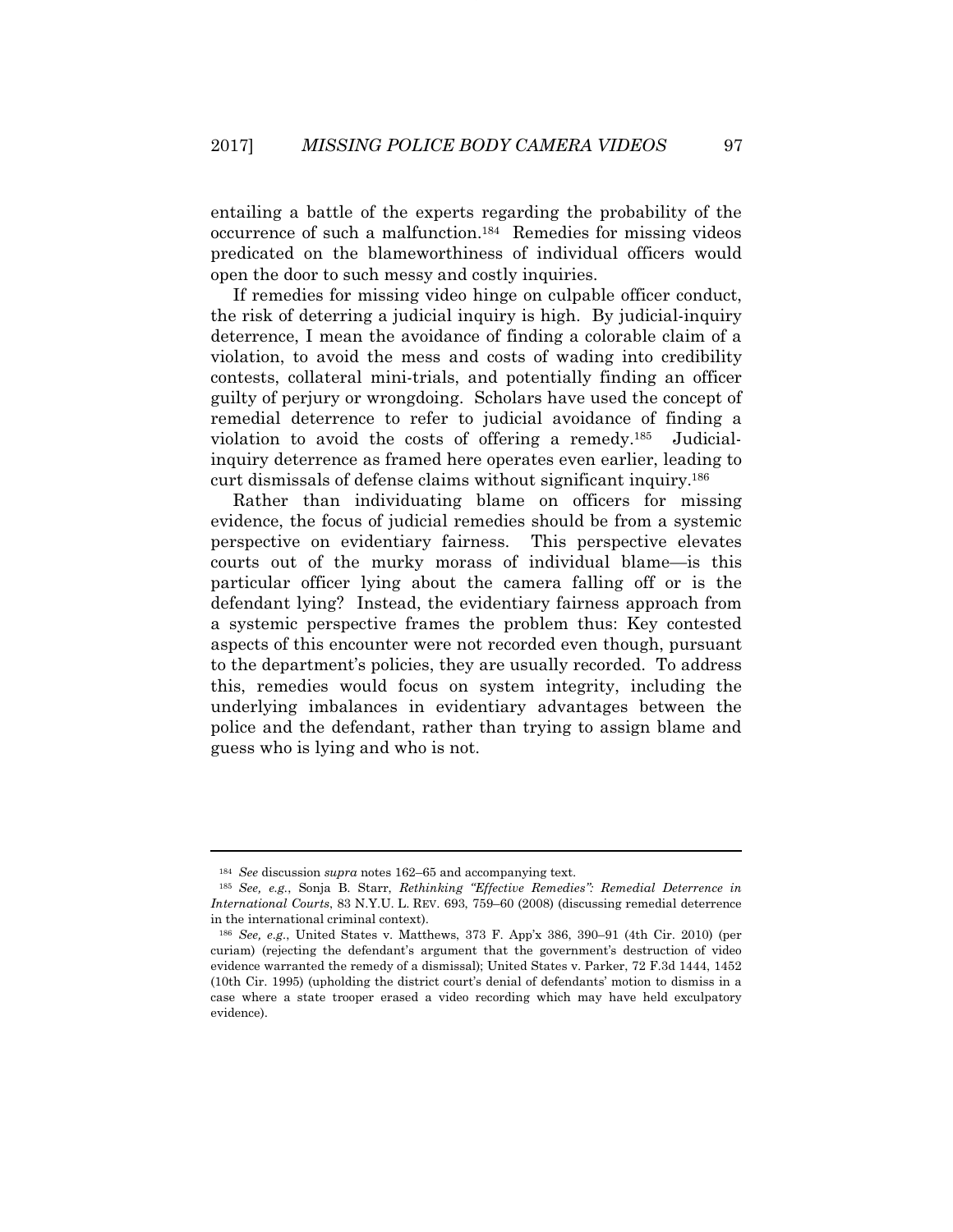entailing a battle of the experts regarding the probability of the occurrence of such a malfunction.[184] Remedies for missing videos predicated on the blameworthiness of individual officers would open the door to such messy and costly inquiries.

If remedies for missing video hinge on culpable officer conduct, the risk of deterring a judicial inquiry is high. By judicial-inquiry deterrence, I mean the avoidance of finding a colorable claim of a violation, to avoid the mess and costs of wading into credibility contests, collateral mini-trials, and potentially finding an officer guilty of perjury or wrongdoing. Scholars have used the concept of remedial deterrence to refer to judicial avoidance of finding a violation to avoid the costs of offering a remedy.[185] Judicial-inquiry deterrence as framed here operates even earlier, leading to curt dismissals of defense claims without significant inquiry.[186]

Rather than individuating blame on officers for missing evidence, the focus of judicial remedies should be from a systemic perspective on evidentiary fairness. This perspective elevates courts out of the murky morass of individual blame—is this particular officer lying about the camera falling off or is the defendant lying? Instead, the evidentiary fairness approach from a systemic perspective frames the problem thus: Key contested aspects of this encounter were not recorded even though, pursuant to the department's policies, they are usually recorded. To address this, remedies would focus on system integrity, including the underlying imbalances in evidentiary advantages between the police and the defendant, rather than trying to assign blame and guess who is lying and who is not.

---

[184] *See* discussion *supra* notes 162–65 and accompanying text.

[185] *See, e.g.*, Sonja B. Starr, *Rethinking "Effective Remedies": Remedial Deterrence in International Courts*, 83 N.Y.U. L. REV. 693, 759–60 (2008) (discussing remedial deterrence in the international criminal context).

[186] *See, e.g.*, United States v. Matthews, 373 F. App'x 386, 390–91 (4th Cir. 2010) (per curiam) (rejecting the defendant's argument that the government's destruction of video evidence warranted the remedy of a dismissal); United States v. Parker, 72 F.3d 1444, 1452 (10th Cir. 1995) (upholding the district court's denial of defendants' motion to dismiss in a case where a state trooper erased a video recording which may have held exculpatory evidence).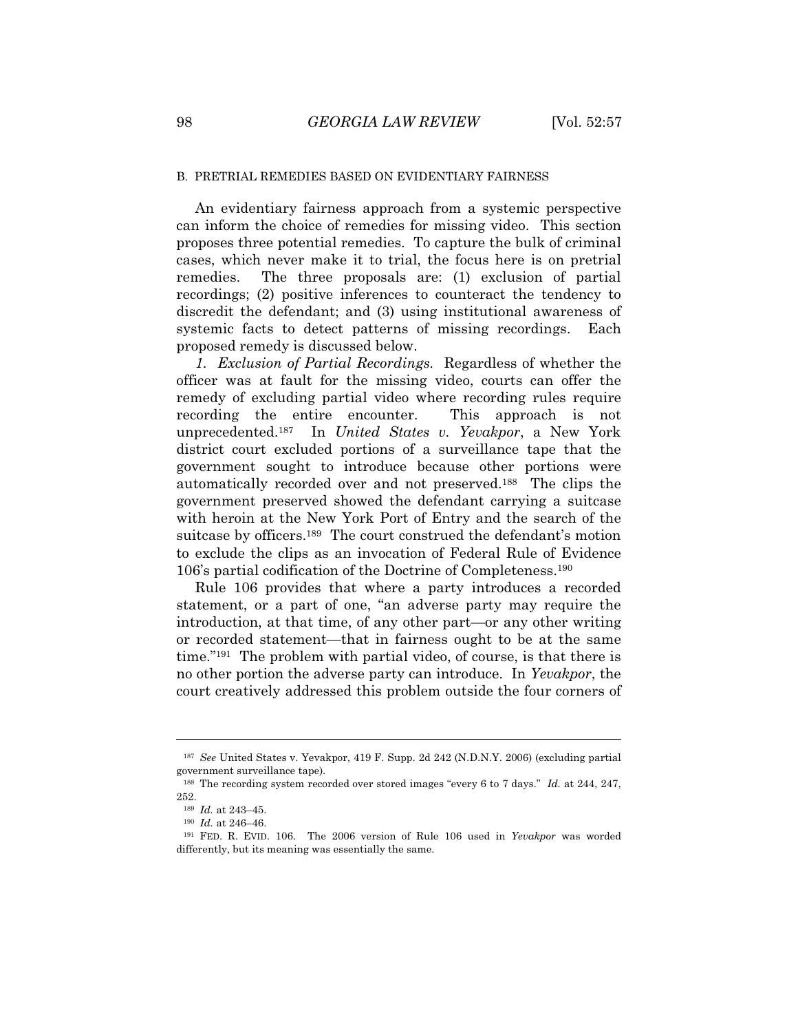### B. PRETRIAL REMEDIES BASED ON EVIDENTIARY FAIRNESS

An evidentiary fairness approach from a systemic perspective can inform the choice of remedies for missing video. This section proposes three potential remedies. To capture the bulk of criminal cases, which never make it to trial, the focus here is on pretrial remedies. The three proposals are: (1) exclusion of partial recordings; (2) positive inferences to counteract the tendency to discredit the defendant; and (3) using institutional awareness of systemic facts to detect patterns of missing recordings. Each proposed remedy is discussed below.

*1. Exclusion of Partial Recordings.* Regardless of whether the officer was at fault for the missing video, courts can offer the remedy of excluding partial video where recording rules require recording the entire encounter. This approach is not unprecedented.[187] In *United States v. Yevakpor*, a New York district court excluded portions of a surveillance tape that the government sought to introduce because other portions were automatically recorded over and not preserved.[188] The clips the government preserved showed the defendant carrying a suitcase with heroin at the New York Port of Entry and the search of the suitcase by officers.[189] The court construed the defendant's motion to exclude the clips as an invocation of Federal Rule of Evidence 106's partial codification of the Doctrine of Completeness.[190]

Rule 106 provides that where a party introduces a recorded statement, or a part of one, "an adverse party may require the introduction, at that time, of any other part—or any other writing or recorded statement—that in fairness ought to be at the same time."[191] The problem with partial video, of course, is that there is no other portion the adverse party can introduce. In *Yevakpor*, the court creatively addressed this problem outside the four corners of

---

[187] *See* United States v. Yevakpor, 419 F. Supp. 2d 242 (N.D.N.Y. 2006) (excluding partial government surveillance tape).

[188] The recording system recorded over stored images "every 6 to 7 days." *Id.* at 244, 247, 252.

[189] *Id.* at 243–45.

[190] *Id.* at 246–46.

[191] FED. R. EVID. 106. The 2006 version of Rule 106 used in *Yevakpor* was worded differently, but its meaning was essentially the same.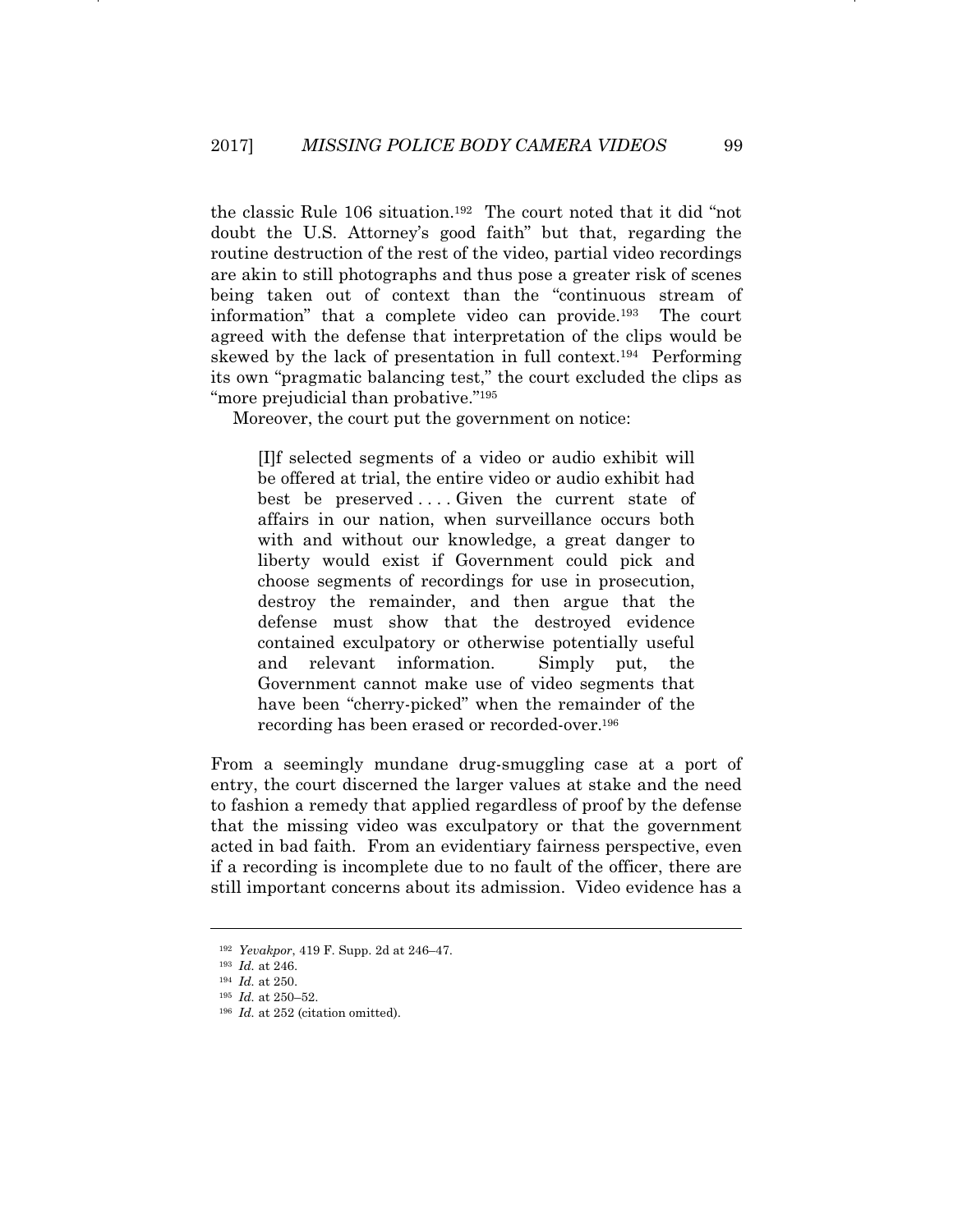the classic Rule 106 situation.[192] The court noted that it did "not doubt the U.S. Attorney's good faith" but that, regarding the routine destruction of the rest of the video, partial video recordings are akin to still photographs and thus pose a greater risk of scenes being taken out of context than the "continuous stream of information" that a complete video can provide.[193] The court agreed with the defense that interpretation of the clips would be skewed by the lack of presentation in full context.[194] Performing its own "pragmatic balancing test," the court excluded the clips as "more prejudicial than probative."[195]

Moreover, the court put the government on notice:

> [I]f selected segments of a video or audio exhibit will be offered at trial, the entire video or audio exhibit had best be preserved . . . . Given the current state of affairs in our nation, when surveillance occurs both with and without our knowledge, a great danger to liberty would exist if Government could pick and choose segments of recordings for use in prosecution, destroy the remainder, and then argue that the defense must show that the destroyed evidence contained exculpatory or otherwise potentially useful and relevant information. Simply put, the Government cannot make use of video segments that have been "cherry-picked" when the remainder of the recording has been erased or recorded-over.[196]

From a seemingly mundane drug-smuggling case at a port of entry, the court discerned the larger values at stake and the need to fashion a remedy that applied regardless of proof by the defense that the missing video was exculpatory or that the government acted in bad faith. From an evidentiary fairness perspective, even if a recording is incomplete due to no fault of the officer, there are still important concerns about its admission. Video evidence has a

---

[192] *Yevakpor*, 419 F. Supp. 2d at 246–47.

[193] *Id.* at 246.

[194] *Id.* at 250.

[195] *Id.* at 250–52.

[196] *Id.* at 252 (citation omitted).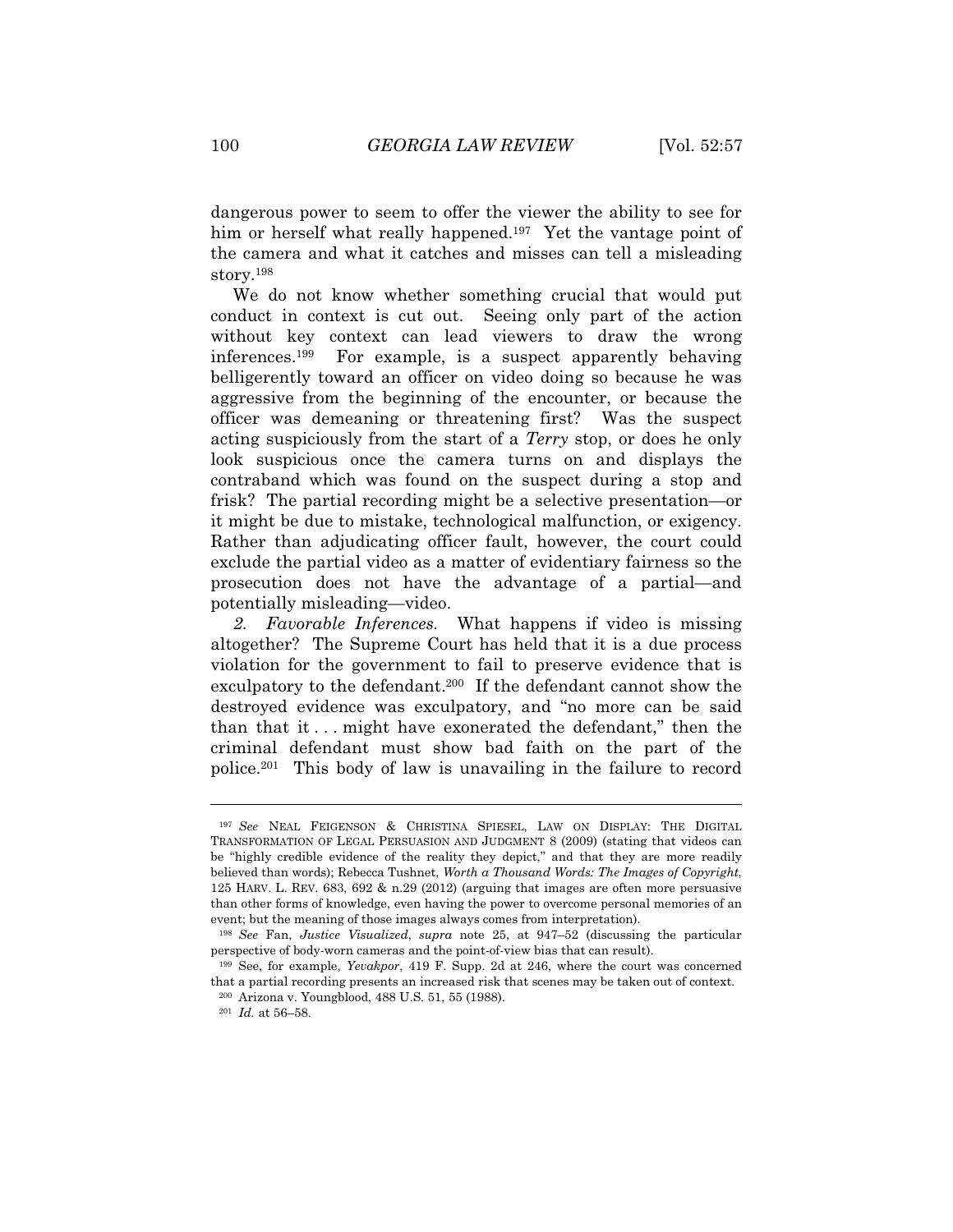dangerous power to seem to offer the viewer the ability to see for him or herself what really happened.[197] Yet the vantage point of the camera and what it catches and misses can tell a misleading story.[198]

We do not know whether something crucial that would put conduct in context is cut out. Seeing only part of the action without key context can lead viewers to draw the wrong inferences.[199] For example, is a suspect apparently behaving belligerently toward an officer on video doing so because he was aggressive from the beginning of the encounter, or because the officer was demeaning or threatening first? Was the suspect acting suspiciously from the start of a *Terry* stop, or does he only look suspicious once the camera turns on and displays the contraband which was found on the suspect during a stop and frisk? The partial recording might be a selective presentation—or it might be due to mistake, technological malfunction, or exigency. Rather than adjudicating officer fault, however, the court could exclude the partial video as a matter of evidentiary fairness so the prosecution does not have the advantage of a partial—and potentially misleading—video.

*2. Favorable Inferences.* What happens if video is missing altogether? The Supreme Court has held that it is a due process violation for the government to fail to preserve evidence that is exculpatory to the defendant.[200] If the defendant cannot show the destroyed evidence was exculpatory, and "no more can be said than that it . . . might have exonerated the defendant," then the criminal defendant must show bad faith on the part of the police.[201] This body of law is unavailing in the failure to record

---

[197] *See* NEAL FEIGENSON & CHRISTINA SPIESEL, LAW ON DISPLAY: THE DIGITAL TRANSFORMATION OF LEGAL PERSUASION AND JUDGMENT 8 (2009) (stating that videos can be "highly credible evidence of the reality they depict," and that they are more readily believed than words); Rebecca Tushnet, *Worth a Thousand Words: The Images of Copyright*, 125 HARV. L. REV. 683, 692 & n.29 (2012) (arguing that images are often more persuasive than other forms of knowledge, even having the power to overcome personal memories of an event; but the meaning of those images always comes from interpretation).

[198] *See* Fan, *Justice Visualized*, *supra* note 25, at 947–52 (discussing the particular perspective of body-worn cameras and the point-of-view bias that can result).

[199] See, for example, *Yevakpor*, 419 F. Supp. 2d at 246, where the court was concerned that a partial recording presents an increased risk that scenes may be taken out of context.

[200] Arizona v. Youngblood, 488 U.S. 51, 55 (1988).

[201] *Id.* at 56–58.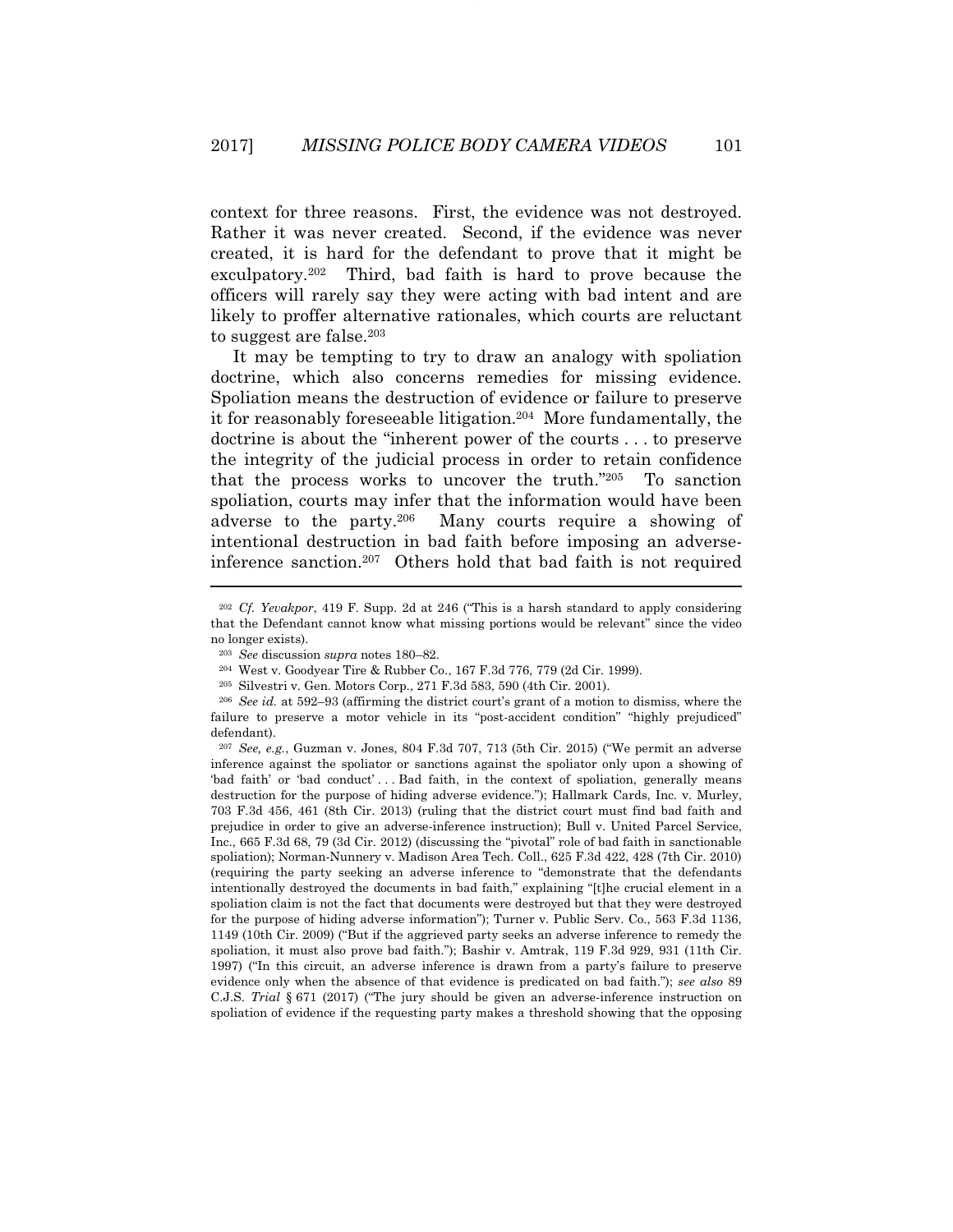context for three reasons. First, the evidence was not destroyed. Rather it was never created. Second, if the evidence was never created, it is hard for the defendant to prove that it might be exculpatory.[202] Third, bad faith is hard to prove because the officers will rarely say they were acting with bad intent and are likely to proffer alternative rationales, which courts are reluctant to suggest are false.[203]

It may be tempting to try to draw an analogy with spoliation doctrine, which also concerns remedies for missing evidence. Spoliation means the destruction of evidence or failure to preserve it for reasonably foreseeable litigation.[204] More fundamentally, the doctrine is about the "inherent power of the courts . . . to preserve the integrity of the judicial process in order to retain confidence that the process works to uncover the truth."[205] To sanction spoliation, courts may infer that the information would have been adverse to the party.[206] Many courts require a showing of intentional destruction in bad faith before imposing an adverse-inference sanction.[207] Others hold that bad faith is not required

---

[202] *Cf. Yevakpor*, 419 F. Supp. 2d at 246 ("This is a harsh standard to apply considering that the Defendant cannot know what missing portions would be relevant" since the video no longer exists).

[203] *See* discussion *supra* notes 180–82.

[204] West v. Goodyear Tire & Rubber Co., 167 F.3d 776, 779 (2d Cir. 1999).

[205] Silvestri v. Gen. Motors Corp., 271 F.3d 583, 590 (4th Cir. 2001).

[206] *See id.* at 592–93 (affirming the district court's grant of a motion to dismiss, where the failure to preserve a motor vehicle in its "post-accident condition" "highly prejudiced" defendant).

[207] *See, e.g.*, Guzman v. Jones, 804 F.3d 707, 713 (5th Cir. 2015) ("We permit an adverse inference against the spoliator or sanctions against the spoliator only upon a showing of 'bad faith' or 'bad conduct' . . . Bad faith, in the context of spoliation, generally means destruction for the purpose of hiding adverse evidence."); Hallmark Cards, Inc. v. Murley, 703 F.3d 456, 461 (8th Cir. 2013) (ruling that the district court must find bad faith and prejudice in order to give an adverse-inference instruction); Bull v. United Parcel Service, Inc., 665 F.3d 68, 79 (3d Cir. 2012) (discussing the "pivotal" role of bad faith in sanctionable spoliation); Norman-Nunnery v. Madison Area Tech. Coll., 625 F.3d 422, 428 (7th Cir. 2010) (requiring the party seeking an adverse inference to "demonstrate that the defendants intentionally destroyed the documents in bad faith," explaining "[t]he crucial element in a spoliation claim is not the fact that documents were destroyed but that they were destroyed for the purpose of hiding adverse information"); Turner v. Public Serv. Co., 563 F.3d 1136, 1149 (10th Cir. 2009) ("But if the aggrieved party seeks an adverse inference to remedy the spoliation, it must also prove bad faith."); Bashir v. Amtrak, 119 F.3d 929, 931 (11th Cir. 1997) ("In this circuit, an adverse inference is drawn from a party's failure to preserve evidence only when the absence of that evidence is predicated on bad faith."); *see also* 89 C.J.S. *Trial* § 671 (2017) ("The jury should be given an adverse-inference instruction on spoliation of evidence if the requesting party makes a threshold showing that the opposing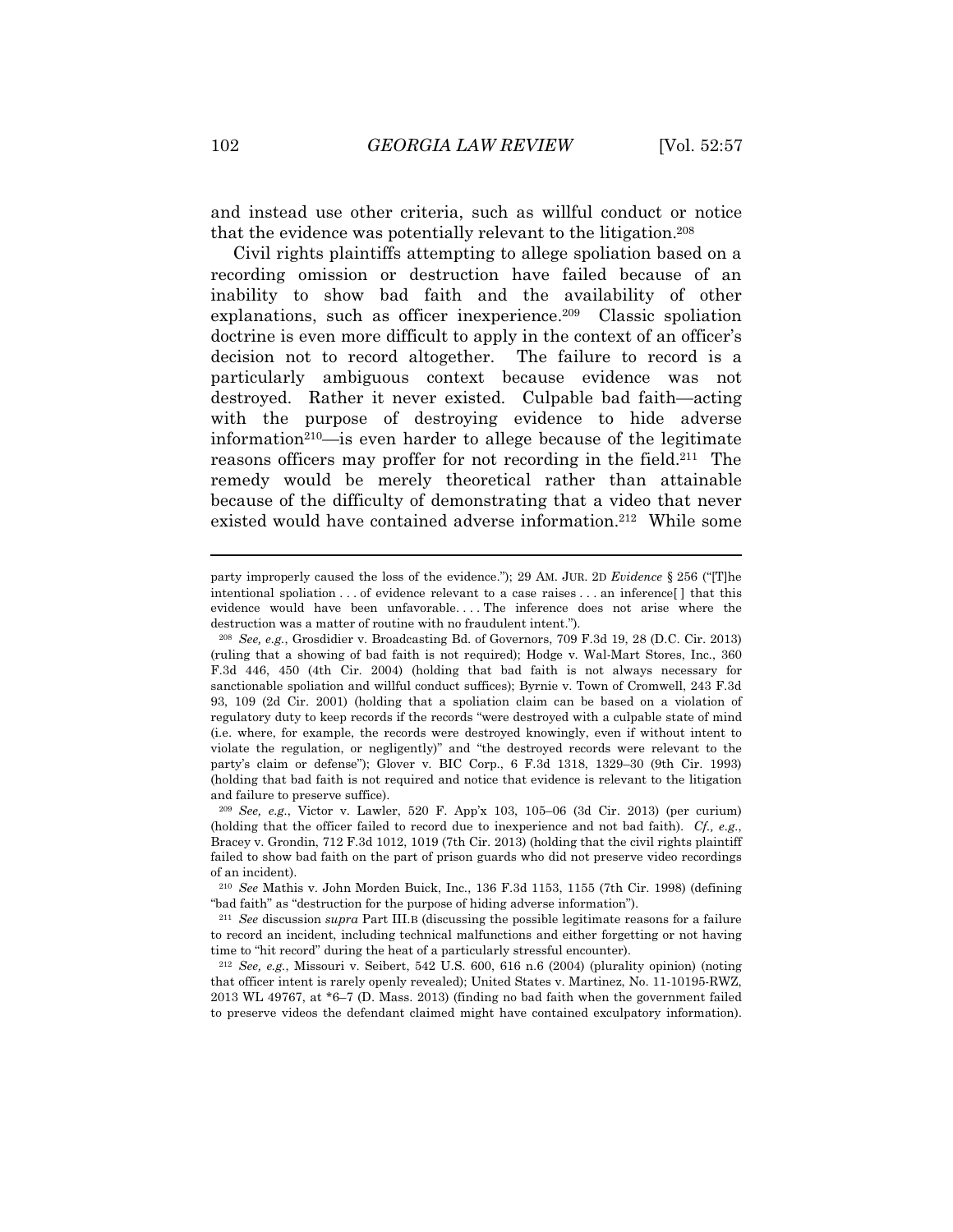and instead use other criteria, such as willful conduct or notice that the evidence was potentially relevant to the litigation.[208]

Civil rights plaintiffs attempting to allege spoliation based on a recording omission or destruction have failed because of an inability to show bad faith and the availability of other explanations, such as officer inexperience.[209] Classic spoliation doctrine is even more difficult to apply in the context of an officer's decision not to record altogether. The failure to record is a particularly ambiguous context because evidence was not destroyed. Rather it never existed. Culpable bad faith—acting with the purpose of destroying evidence to hide adverse information[210]—is even harder to allege because of the legitimate reasons officers may proffer for not recording in the field.[211] The remedy would be merely theoretical rather than attainable because of the difficulty of demonstrating that a video that never existed would have contained adverse information.[212] While some

---

party improperly caused the loss of the evidence."); 29 AM. JUR. 2D *Evidence* § 256 ("[T]he intentional spoliation . . . of evidence relevant to a case raises . . . an inference[ ] that this evidence would have been unfavorable. . . . The inference does not arise where the destruction was a matter of routine with no fraudulent intent.").

[208] *See, e.g.*, Grosdidier v. Broadcasting Bd. of Governors, 709 F.3d 19, 28 (D.C. Cir. 2013) (ruling that a showing of bad faith is not required); Hodge v. Wal-Mart Stores, Inc., 360 F.3d 446, 450 (4th Cir. 2004) (holding that bad faith is not always necessary for sanctionable spoliation and willful conduct suffices); Byrnie v. Town of Cromwell, 243 F.3d 93, 109 (2d Cir. 2001) (holding that a spoliation claim can be based on a violation of regulatory duty to keep records if the records "were destroyed with a culpable state of mind (i.e. where, for example, the records were destroyed knowingly, even if without intent to violate the regulation, or negligently)" and "the destroyed records were relevant to the party's claim or defense"); Glover v. BIC Corp., 6 F.3d 1318, 1329–30 (9th Cir. 1993) (holding that bad faith is not required and notice that evidence is relevant to the litigation and failure to preserve suffice).

[209] *See, e.g.*, Victor v. Lawler, 520 F. App'x 103, 105–06 (3d Cir. 2013) (per curiam) (holding that the officer failed to record due to inexperience and not bad faith). *Cf., e.g.*, Bracey v. Grondin, 712 F.3d 1012, 1019 (7th Cir. 2013) (holding that the civil rights plaintiff failed to show bad faith on the part of prison guards who did not preserve video recordings of an incident).

[210] *See* Mathis v. John Morden Buick, Inc., 136 F.3d 1153, 1155 (7th Cir. 1998) (defining "bad faith" as "destruction for the purpose of hiding adverse information").

[211] *See* discussion *supra* Part III.B (discussing the possible legitimate reasons for a failure to record an incident, including technical malfunctions and either forgetting or not having time to "hit record" during the heat of a particularly stressful encounter).

[212] *See, e.g.*, Missouri v. Seibert, 542 U.S. 600, 616 n.6 (2004) (plurality opinion) (noting that officer intent is rarely openly revealed); United States v. Martinez, No. 11-10195-RWZ, 2013 WL 49767, at \*6–7 (D. Mass. 2013) (finding no bad faith when the government failed to preserve videos the defendant claimed might have contained exculpatory information).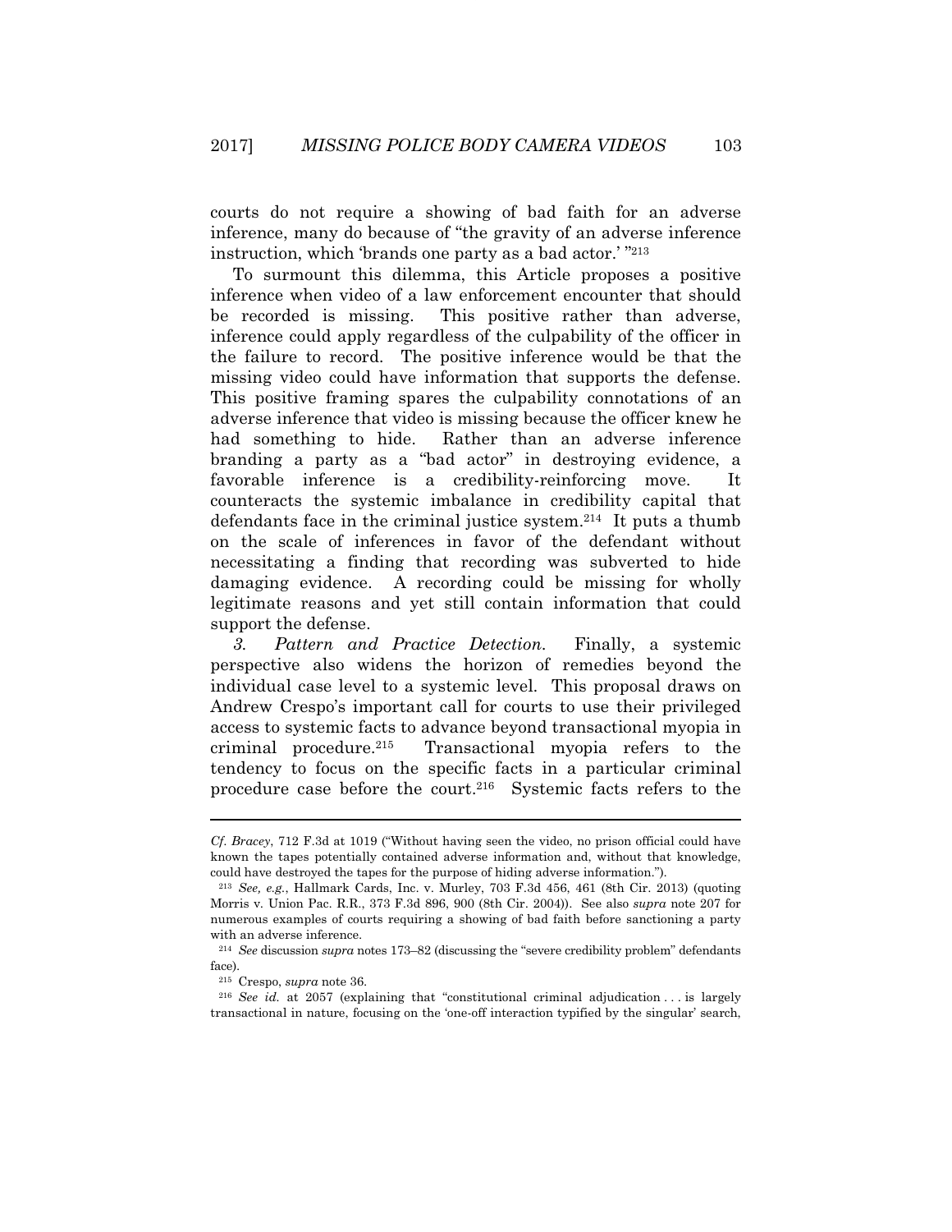courts do not require a showing of bad faith for an adverse inference, many do because of "the gravity of an adverse inference instruction, which 'brands one party as a bad actor.' "[213]

To surmount this dilemma, this Article proposes a positive inference when video of a law enforcement encounter that should be recorded is missing. This positive rather than adverse, inference could apply regardless of the culpability of the officer in the failure to record. The positive inference would be that the missing video could have information that supports the defense. This positive framing spares the culpability connotations of an adverse inference that video is missing because the officer knew he had something to hide. Rather than an adverse inference branding a party as a "bad actor" in destroying evidence, a favorable inference is a credibility-reinforcing move. It counteracts the systemic imbalance in credibility capital that defendants face in the criminal justice system.[214] It puts a thumb on the scale of inferences in favor of the defendant without necessitating a finding that recording was subverted to hide damaging evidence. A recording could be missing for wholly legitimate reasons and yet still contain information that could support the defense.

*3. Pattern and Practice Detection.* Finally, a systemic perspective also widens the horizon of remedies beyond the individual case level to a systemic level. This proposal draws on Andrew Crespo's important call for courts to use their privileged access to systemic facts to advance beyond transactional myopia in criminal procedure.[215] Transactional myopia refers to the tendency to focus on the specific facts in a particular criminal procedure case before the court.[216] Systemic facts refers to the

---

*Cf. Bracey*, 712 F.3d at 1019 ("Without having seen the video, no prison official could have known the tapes potentially contained adverse information and, without that knowledge, could have destroyed the tapes for the purpose of hiding adverse information.").

[213] *See, e.g.*, Hallmark Cards, Inc. v. Murley, 703 F.3d 456, 461 (8th Cir. 2013) (quoting Morris v. Union Pac. R.R., 373 F.3d 896, 900 (8th Cir. 2004)). See also *supra* note 207 for numerous examples of courts requiring a showing of bad faith before sanctioning a party with an adverse inference.

[214] *See* discussion *supra* notes 173–82 (discussing the "severe credibility problem" defendants face).

[215] Crespo, *supra* note 36.

[216] *See id.* at 2057 (explaining that "constitutional criminal adjudication . . . is largely transactional in nature, focusing on the 'one-off interaction typified by the singular' search,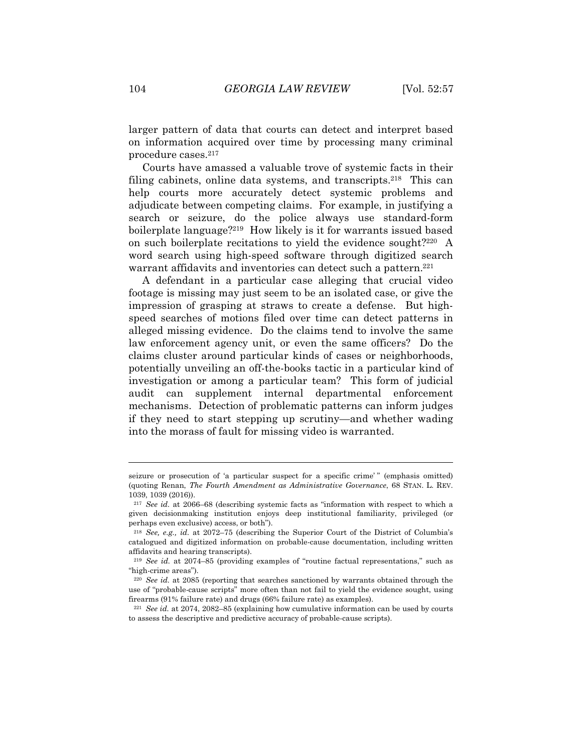larger pattern of data that courts can detect and interpret based on information acquired over time by processing many criminal procedure cases.[217]

Courts have amassed a valuable trove of systemic facts in their filing cabinets, online data systems, and transcripts.[218] This can help courts more accurately detect systemic problems and adjudicate between competing claims. For example, in justifying a search or seizure, do the police always use standard-form boilerplate language?[219] How likely is it for warrants issued based on such boilerplate recitations to yield the evidence sought?[220] A word search using high-speed software through digitized search warrant affidavits and inventories can detect such a pattern.[221]

A defendant in a particular case alleging that crucial video footage is missing may just seem to be an isolated case, or give the impression of grasping at straws to create a defense. But high-speed searches of motions filed over time can detect patterns in alleged missing evidence. Do the claims tend to involve the same law enforcement agency unit, or even the same officers? Do the claims cluster around particular kinds of cases or neighborhoods, potentially unveiling an off-the-books tactic in a particular kind of investigation or among a particular team? This form of judicial audit can supplement internal departmental enforcement mechanisms. Detection of problematic patterns can inform judges if they need to start stepping up scrutiny—and whether wading into the morass of fault for missing video is warranted.

---

seizure or prosecution of 'a particular suspect for a specific crime' " (emphasis omitted) (quoting Renan, *The Fourth Amendment as Administrative Governance*, 68 STAN. L. REV. 1039, 1039 (2016)).

[217] *See id.* at 2066–68 (describing systemic facts as "information with respect to which a given decisionmaking institution enjoys deep institutional familiarity, privileged (or perhaps even exclusive) access, or both").

[218] *See, e.g., id.* at 2072–75 (describing the Superior Court of the District of Columbia's catalogued and digitized information on probable-cause documentation, including written affidavits and hearing transcripts).

[219] *See id.* at 2074–85 (providing examples of "routine factual representations," such as "high-crime areas").

[220] *See id.* at 2085 (reporting that searches sanctioned by warrants obtained through the use of "probable-cause scripts" more often than not fail to yield the evidence sought, using firearms (91% failure rate) and drugs (66% failure rate) as examples).

[221] *See id.* at 2074, 2082–85 (explaining how cumulative information can be used by courts to assess the descriptive and predictive accuracy of probable-cause scripts).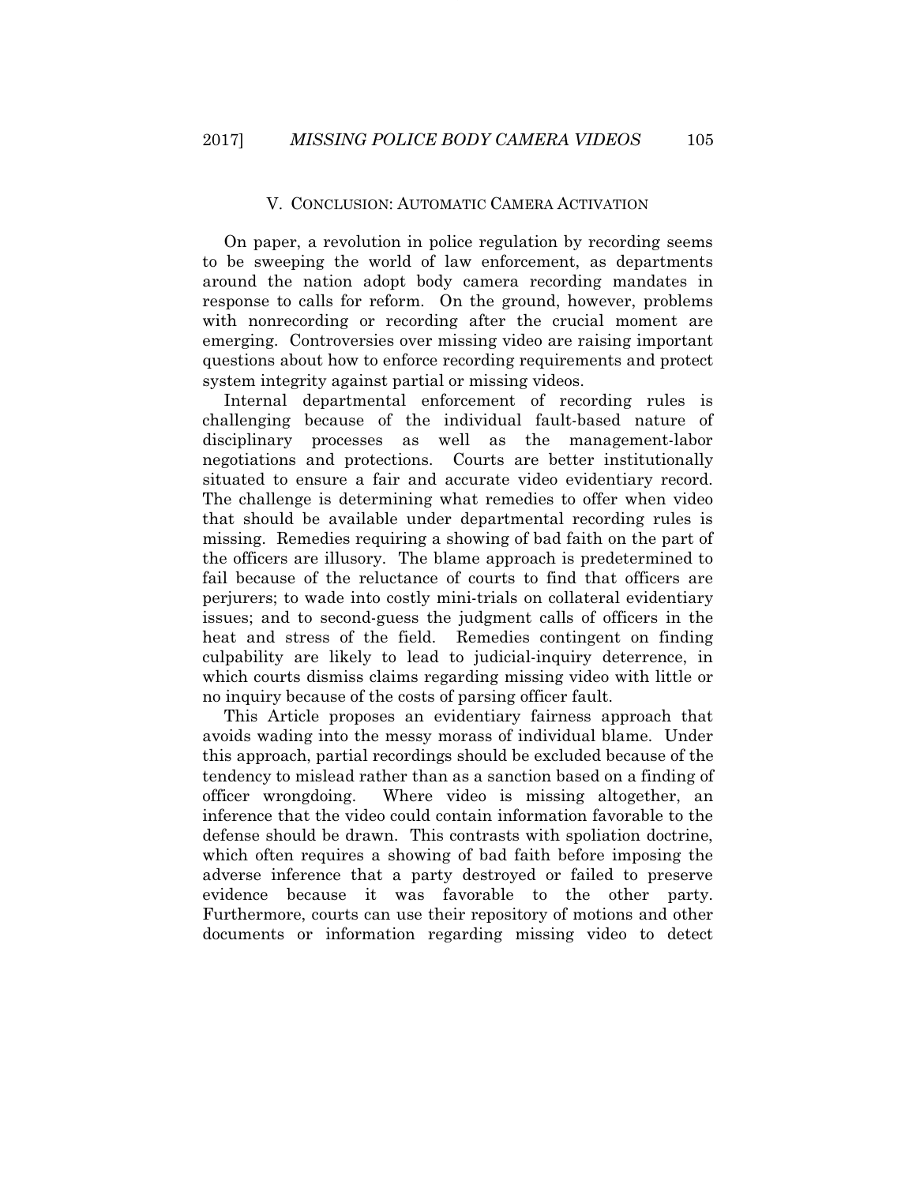## V. CONCLUSION: AUTOMATIC CAMERA ACTIVATION

On paper, a revolution in police regulation by recording seems to be sweeping the world of law enforcement, as departments around the nation adopt body camera recording mandates in response to calls for reform. On the ground, however, problems with nonrecording or recording after the crucial moment are emerging. Controversies over missing video are raising important questions about how to enforce recording requirements and protect system integrity against partial or missing videos.

Internal departmental enforcement of recording rules is challenging because of the individual fault-based nature of disciplinary processes as well as the management-labor negotiations and protections. Courts are better institutionally situated to ensure a fair and accurate video evidentiary record. The challenge is determining what remedies to offer when video that should be available under departmental recording rules is missing. Remedies requiring a showing of bad faith on the part of the officers are illusory. The blame approach is predetermined to fail because of the reluctance of courts to find that officers are perjurers; to wade into costly mini-trials on collateral evidentiary issues; and to second-guess the judgment calls of officers in the heat and stress of the field. Remedies contingent on finding culpability are likely to lead to judicial-inquiry deterrence, in which courts dismiss claims regarding missing video with little or no inquiry because of the costs of parsing officer fault.

This Article proposes an evidentiary fairness approach that avoids wading into the messy morass of individual blame. Under this approach, partial recordings should be excluded because of the tendency to mislead rather than as a sanction based on a finding of officer wrongdoing. Where video is missing altogether, an inference that the video could contain information favorable to the defense should be drawn. This contrasts with spoliation doctrine, which often requires a showing of bad faith before imposing the adverse inference that a party destroyed or failed to preserve evidence because it was favorable to the other party. Furthermore, courts can use their repository of motions and other documents or information regarding missing video to detect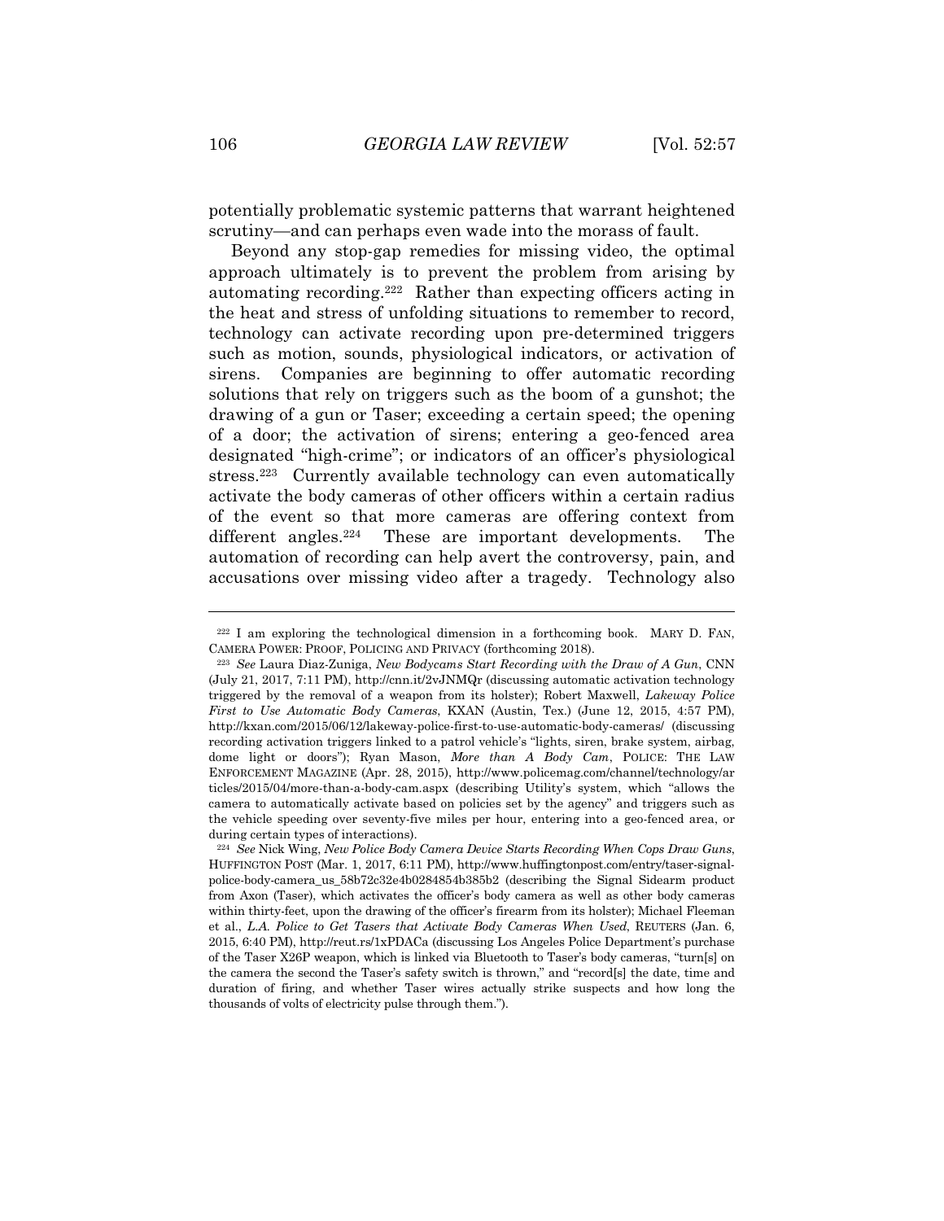potentially problematic systemic patterns that warrant heightened scrutiny—and can perhaps even wade into the morass of fault.

Beyond any stop-gap remedies for missing video, the optimal approach ultimately is to prevent the problem from arising by automating recording.[222] Rather than expecting officers acting in the heat and stress of unfolding situations to remember to record, technology can activate recording upon pre-determined triggers such as motion, sounds, physiological indicators, or activation of sirens. Companies are beginning to offer automatic recording solutions that rely on triggers such as the boom of a gunshot; the drawing of a gun or Taser; exceeding a certain speed; the opening of a door; the activation of sirens; entering a geo-fenced area designated "high-crime"; or indicators of an officer's physiological stress.[223] Currently available technology can even automatically activate the body cameras of other officers within a certain radius of the event so that more cameras are offering context from different angles.[224] These are important developments. The automation of recording can help avert the controversy, pain, and accusations over missing video after a tragedy. Technology also

---

[222] I am exploring the technological dimension in a forthcoming book. MARY D. FAN, CAMERA POWER: PROOF, POLICING AND PRIVACY (forthcoming 2018).

[223] *See* Laura Diaz-Zuniga, *New Bodycams Start Recording with the Draw of A Gun*, CNN (July 21, 2017, 7:11 PM), http://cnn.it/2vJNMQr (discussing automatic activation technology triggered by the removal of a weapon from its holster); Robert Maxwell, *Lakeway Police First to Use Automatic Body Cameras*, KXAN (Austin, Tex.) (June 12, 2015, 4:57 PM), http://kxan.com/2015/06/12/lakeway-police-first-to-use-automatic-body-cameras/ (discussing recording activation triggers linked to a patrol vehicle's "lights, siren, brake system, airbag, dome light or doors"); Ryan Mason, *More than A Body Cam*, POLICE: THE LAW ENFORCEMENT MAGAZINE (Apr. 28, 2015), http://www.policemag.com/channel/technology/articles/2015/04/more-than-a-body-cam.aspx (describing Utility's system, which "allows the camera to automatically activate based on policies set by the agency" and triggers such as the vehicle speeding over seventy-five miles per hour, entering into a geo-fenced area, or during certain types of interactions).

[224] *See* Nick Wing, *New Police Body Camera Device Starts Recording When Cops Draw Guns*, HUFFINGTON POST (Mar. 1, 2017, 6:11 PM), http://www.huffingtonpost.com/entry/taser-signal-police-body-camera_us_58b72c32e4b0284854b385b2 (describing the Signal Sidearm product from Axon (Taser), which activates the officer's body camera as well as other body cameras within thirty-feet, upon the drawing of the officer's firearm from its holster); Michael Fleeman et al., *L.A. Police to Get Tasers that Activate Body Cameras When Used*, REUTERS (Jan. 6, 2015, 6:40 PM), http://reut.rs/1xPDACa (discussing Los Angeles Police Department's purchase of the Taser X26P weapon, which is linked via Bluetooth to Taser's body cameras, "turn[s] on the camera the second the Taser's safety switch is thrown," and "record[s] the date, time and duration of firing, and whether Taser wires actually strike suspects and how long the thousands of volts of electricity pulse through them.").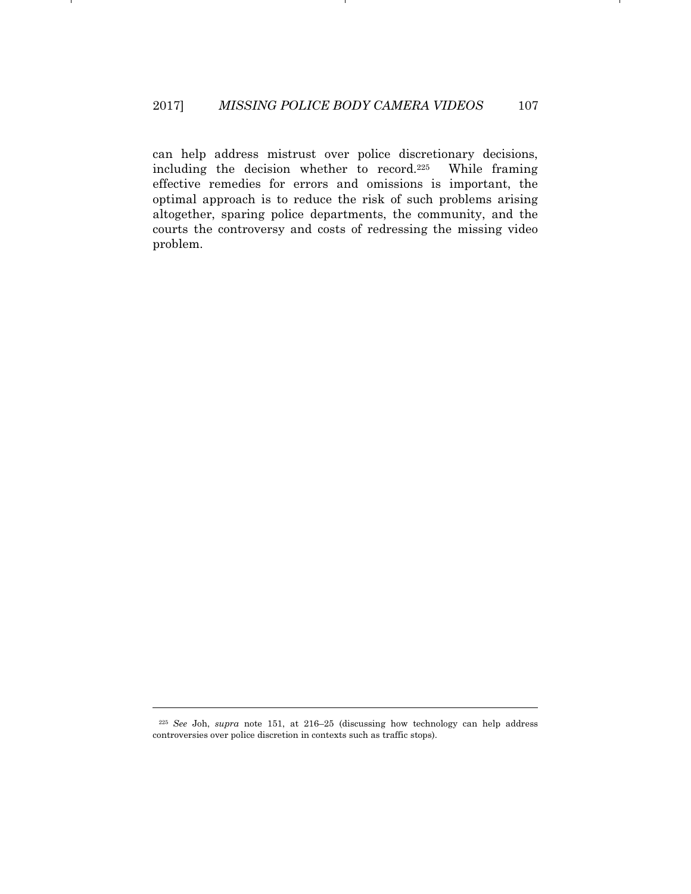can help address mistrust over police discretionary decisions, including the decision whether to record.[225] While framing effective remedies for errors and omissions is important, the optimal approach is to reduce the risk of such problems arising altogether, sparing police departments, the community, and the courts the controversy and costs of redressing the missing video problem.

---

[225] *See* Joh, *supra* note 151, at 216–25 (discussing how technology can help address controversies over police discretion in contexts such as traffic stops).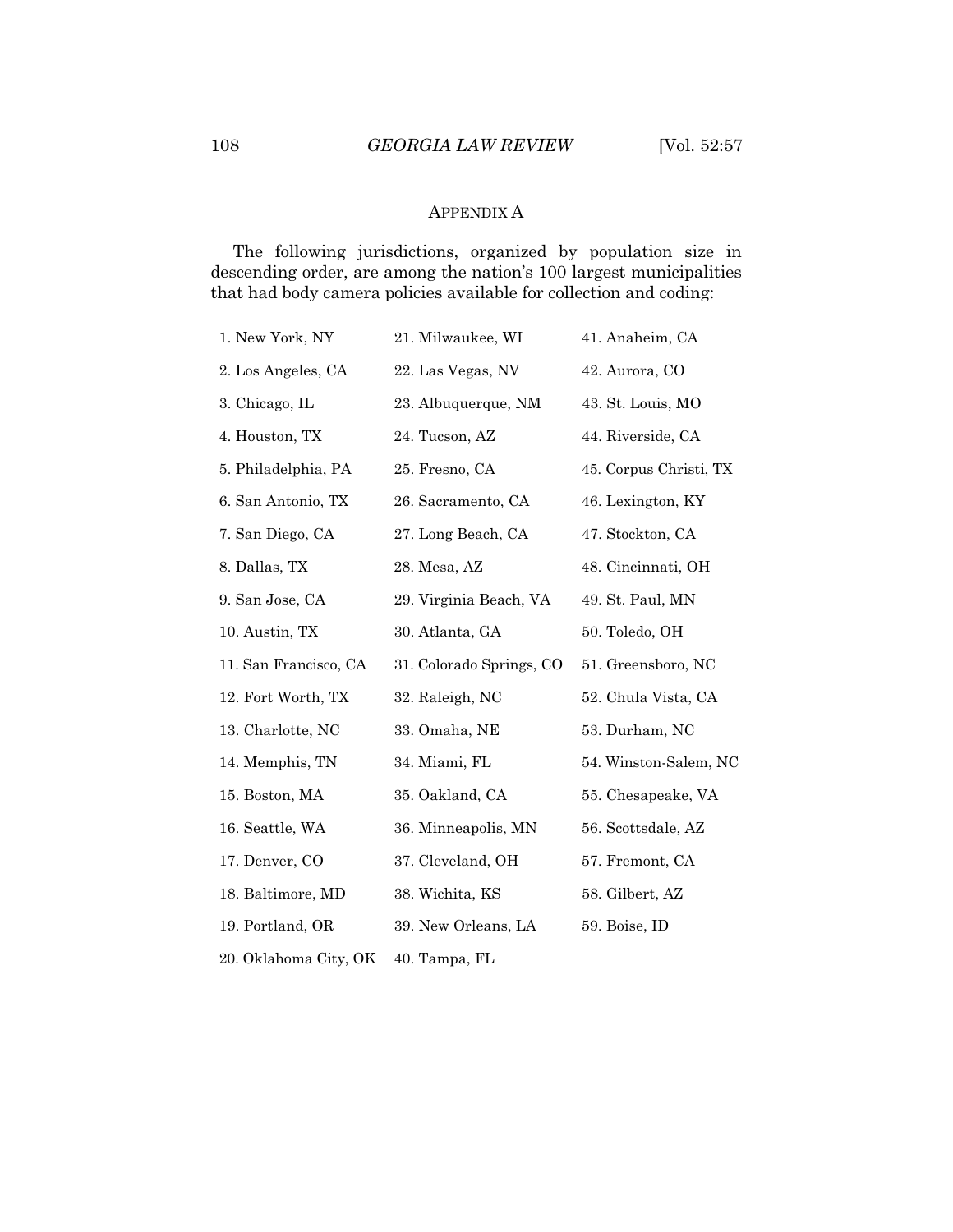## APPENDIX A

The following jurisdictions, organized by population size in descending order, are among the nation's 100 largest municipalities that had body camera policies available for collection and coding:

1. New York, NY
2. Los Angeles, CA
3. Chicago, IL
4. Houston, TX
5. Philadelphia, PA
6. San Antonio, TX
7. San Diego, CA
8. Dallas, TX
9. San Jose, CA
10. Austin, TX
11. San Francisco, CA
12. Fort Worth, TX
13. Charlotte, NC
14. Memphis, TN
15. Boston, MA
16. Seattle, WA
17. Denver, CO
18. Baltimore, MD
19. Portland, OR
20. Oklahoma City, OK
21. Milwaukee, WI
22. Las Vegas, NV
23. Albuquerque, NM
24. Tucson, AZ
25. Fresno, CA
26. Sacramento, CA
27. Long Beach, CA
28. Mesa, AZ
29. Virginia Beach, VA
30. Atlanta, GA
31. Colorado Springs, CO
32. Raleigh, NC
33. Omaha, NE
34. Miami, FL
35. Oakland, CA
36. Minneapolis, MN
37. Cleveland, OH
38. Wichita, KS
39. New Orleans, LA
40. Tampa, FL
41. Anaheim, CA
42. Aurora, CO
43. St. Louis, MO
44. Riverside, CA
45. Corpus Christi, TX
46. Lexington, KY
47. Stockton, CA
48. Cincinnati, OH
49. St. Paul, MN
50. Toledo, OH
51. Greensboro, NC
52. Chula Vista, CA
53. Durham, NC
54. Winston-Salem, NC
55. Chesapeake, VA
56. Scottsdale, AZ
57. Fremont, CA
58. Gilbert, AZ
59. Boise, ID